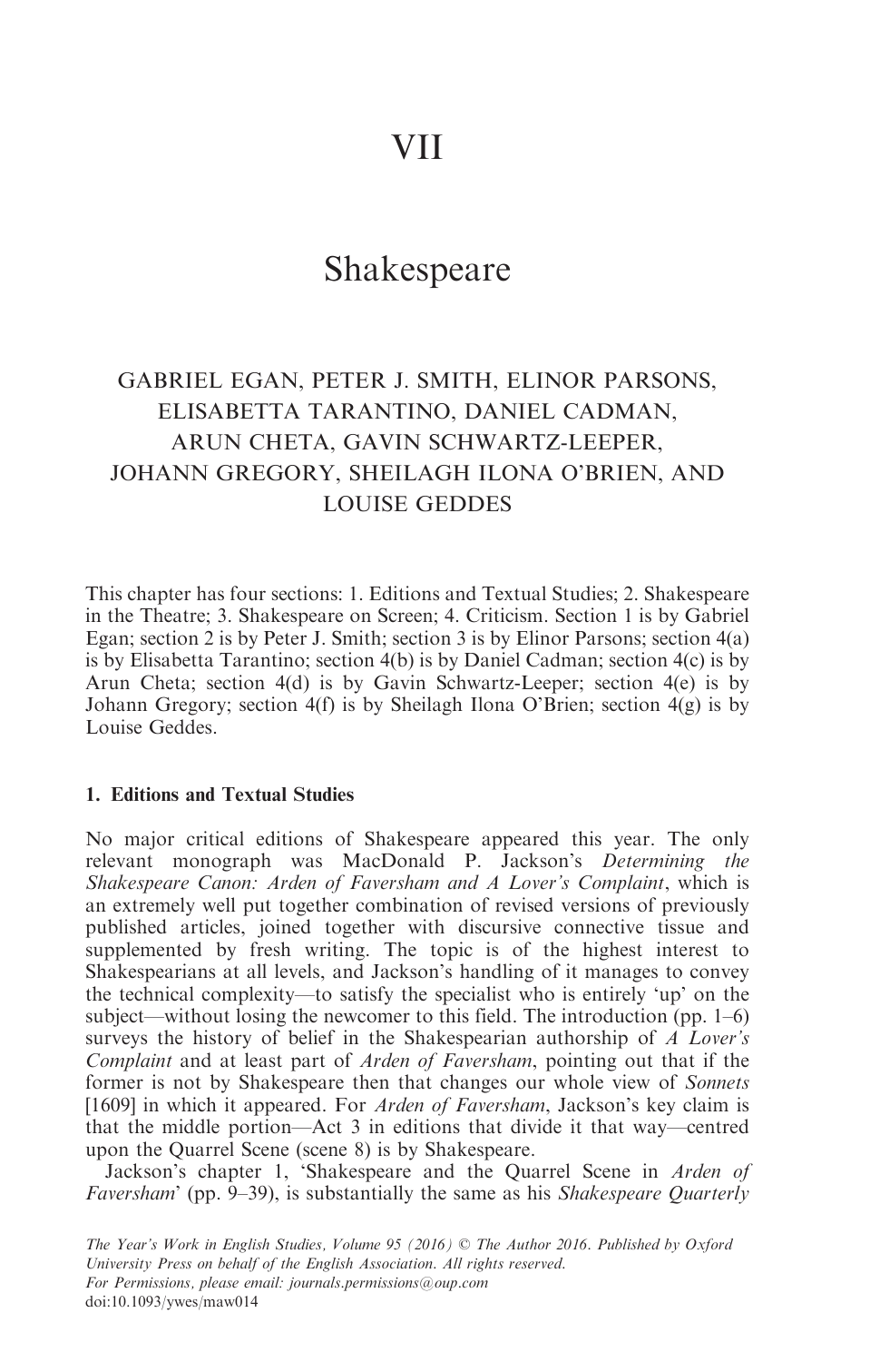# VII

# Shakespeare

GABRIEL EGAN, PETER J. SMITH, ELINOR PARSONS, ELISABETTA TARANTINO, DANIEL CADMAN, ARUN CHETA, GAVIN SCHWARTZ-LEEPER, JOHANN GREGORY, SHEILAGH ILONA O'BRIEN, AND LOUISE GEDDES

This chapter has four sections: 1. Editions and Textual Studies; 2. Shakespeare in the Theatre; 3. Shakespeare on Screen; 4. Criticism. Section 1 is by Gabriel Egan; section 2 is by Peter J. Smith; section 3 is by Elinor Parsons; section 4(a) is by Elisabetta Tarantino; section 4(b) is by Daniel Cadman; section 4(c) is by Arun Cheta; section 4(d) is by Gavin Schwartz-Leeper; section 4(e) is by Johann Gregory; section 4(f) is by Sheilagh Ilona O'Brien; section 4(g) is by Louise Geddes.

## 1. Editions and Textual Studies

No major critical editions of Shakespeare appeared this year. The only relevant monograph was MacDonald P. Jackson's *Determining the Shakespeare Canon: Arden of Faversham and A Lover's Complaint*, which is an extremely well put together combination of revised versions of previously published articles, joined together with discursive connective tissue and supplemented by fresh writing. The topic is of the highest interest to Shakespearians at all levels, and Jackson's handling of it manages to convey the technical complexity—to satisfy the specialist who is entirely 'up' on the subject—without losing the newcomer to this field. The introduction (pp. 1–6) surveys the history of belief in the Shakespearian authorship of *A Lover's Complaint* and at least part of *Arden of Faversham*, pointing out that if the former is not by Shakespeare then that changes our whole view of *Sonnets* [1609] in which it appeared. For *Arden of Faversham*, Jackson's key claim is that the middle portion—Act 3 in editions that divide it that way—centred upon the Quarrel Scene (scene 8) is by Shakespeare.

Jackson's chapter 1, 'Shakespeare and the Quarrel Scene in *Arden of Faversham*' (pp. 9–39), is substantially the same as his *Shakespeare Quarterly*

*The Year's Work in English Studies, Volume 95 (2016)* © The Author 2016. Published by Oxford University Press on behalf of the English Association. All rights reserved.
For Permissions, please email: journals.permissions@oup.com
doi:10.1093/ywes/maw014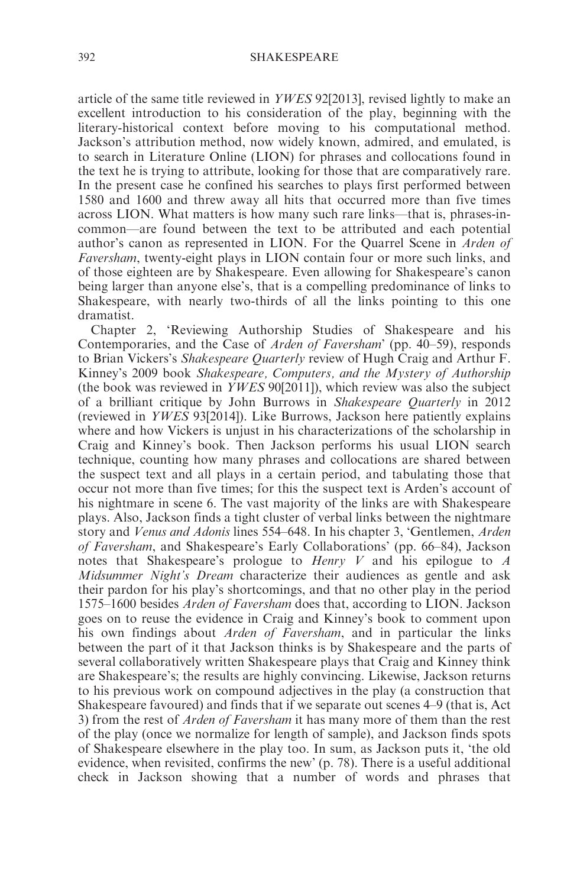article of the same title reviewed in *YWES* 92[2013], revised lightly to make an excellent introduction to his consideration of the play, beginning with the literary-historical context before moving to his computational method. Jackson's attribution method, now widely known, admired, and emulated, is to search in Literature Online (LION) for phrases and collocations found in the text he is trying to attribute, looking for those that are comparatively rare. In the present case he confined his searches to plays first performed between 1580 and 1600 and threw away all hits that occurred more than five times across LION. What matters is how many such rare links—that is, phrases-in-common—are found between the text to be attributed and each potential author's canon as represented in LION. For the Quarrel Scene in *Arden of Faversham*, twenty-eight plays in LION contain four or more such links, and of those eighteen are by Shakespeare. Even allowing for Shakespeare's canon being larger than anyone else's, that is a compelling predominance of links to Shakespeare, with nearly two-thirds of all the links pointing to this one dramatist.

Chapter 2, 'Reviewing Authorship Studies of Shakespeare and his Contemporaries, and the Case of *Arden of Faversham*' (pp. 40–59), responds to Brian Vickers's *Shakespeare Quarterly* review of Hugh Craig and Arthur F. Kinney's 2009 book *Shakespeare, Computers, and the Mystery of Authorship* (the book was reviewed in *YWES* 90[2011]), which review was also the subject of a brilliant critique by John Burrows in *Shakespeare Quarterly* in 2012 (reviewed in *YWES* 93[2014]). Like Burrows, Jackson here patiently explains where and how Vickers is unjust in his characterizations of the scholarship in Craig and Kinney's book. Then Jackson performs his usual LION search technique, counting how many phrases and collocations are shared between the suspect text and all plays in a certain period, and tabulating those that occur not more than five times; for this the suspect text is Arden's account of his nightmare in scene 6. The vast majority of the links are with Shakespeare plays. Also, Jackson finds a tight cluster of verbal links between the nightmare story and *Venus and Adonis* lines 554–648. In his chapter 3, 'Gentlemen, *Arden of Faversham*, and Shakespeare's Early Collaborations' (pp. 66–84), Jackson notes that Shakespeare's prologue to *Henry V* and his epilogue to *A Midsummer Night's Dream* characterize their audiences as gentle and ask their pardon for his play's shortcomings, and that no other play in the period 1575–1600 besides *Arden of Faversham* does that, according to LION. Jackson goes on to reuse the evidence in Craig and Kinney's book to comment upon his own findings about *Arden of Faversham*, and in particular the links between the part of it that Jackson thinks is by Shakespeare and the parts of several collaboratively written Shakespeare plays that Craig and Kinney think are Shakespeare's; the results are highly convincing. Likewise, Jackson returns to his previous work on compound adjectives in the play (a construction that Shakespeare favoured) and finds that if we separate out scenes 4–9 (that is, Act 3) from the rest of *Arden of Faversham* it has many more of them than the rest of the play (once we normalize for length of sample), and Jackson finds spots of Shakespeare elsewhere in the play too. In sum, as Jackson puts it, 'the old evidence, when revisited, confirms the new' (p. 78). There is a useful additional check in Jackson showing that a number of words and phrases that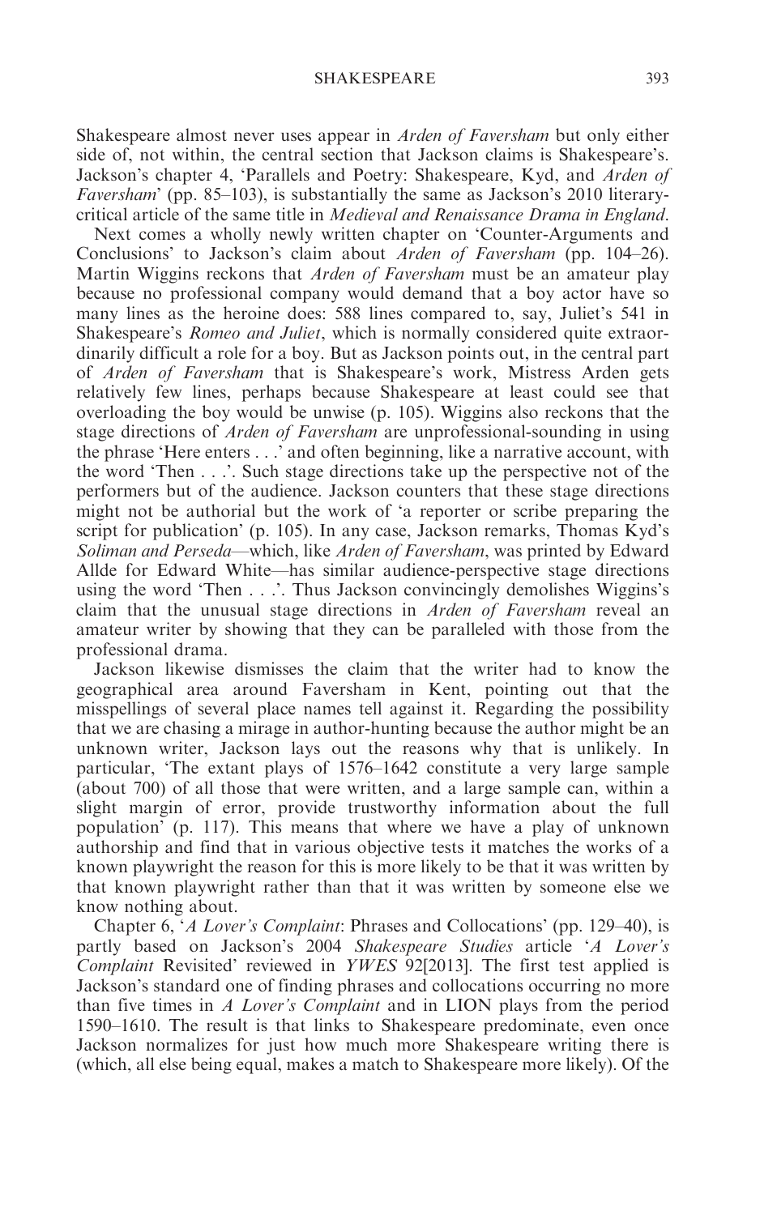Shakespeare almost never uses appear in *Arden of Faversham* but only either side of, not within, the central section that Jackson claims is Shakespeare's. Jackson's chapter 4, 'Parallels and Poetry: Shakespeare, Kyd, and *Arden of Faversham*' (pp. 85–103), is substantially the same as Jackson's 2010 literary-critical article of the same title in *Medieval and Renaissance Drama in England*.

Next comes a wholly newly written chapter on 'Counter-Arguments and Conclusions' to Jackson's claim about *Arden of Faversham* (pp. 104–26). Martin Wiggins reckons that *Arden of Faversham* must be an amateur play because no professional company would demand that a boy actor have so many lines as the heroine does: 588 lines compared to, say, Juliet's 541 in Shakespeare's *Romeo and Juliet*, which is normally considered quite extraordinarily difficult a role for a boy. But as Jackson points out, in the central part of *Arden of Faversham* that is Shakespeare's work, Mistress Arden gets relatively few lines, perhaps because Shakespeare at least could see that overloading the boy would be unwise (p. 105). Wiggins also reckons that the stage directions of *Arden of Faversham* are unprofessional-sounding in using the phrase 'Here enters . . .' and often beginning, like a narrative account, with the word 'Then . . .'. Such stage directions take up the perspective not of the performers but of the audience. Jackson counters that these stage directions might not be authorial but the work of 'a reporter or scribe preparing the script for publication' (p. 105). In any case, Jackson remarks, Thomas Kyd's *Soliman and Perseda*—which, like *Arden of Faversham*, was printed by Edward Allde for Edward White—has similar audience-perspective stage directions using the word 'Then . . .'. Thus Jackson convincingly demolishes Wiggins's claim that the unusual stage directions in *Arden of Faversham* reveal an amateur writer by showing that they can be paralleled with those from the professional drama.

Jackson likewise dismisses the claim that the writer had to know the geographical area around Faversham in Kent, pointing out that the misspellings of several place names tell against it. Regarding the possibility that we are chasing a mirage in author-hunting because the author might be an unknown writer, Jackson lays out the reasons why that is unlikely. In particular, 'The extant plays of 1576–1642 constitute a very large sample (about 700) of all those that were written, and a large sample can, within a slight margin of error, provide trustworthy information about the full population' (p. 117). This means that where we have a play of unknown authorship and find that in various objective tests it matches the works of a known playwright the reason for this is more likely to be that it was written by that known playwright rather than that it was written by someone else we know nothing about.

Chapter 6, '*A Lover's Complaint*: Phrases and Collocations' (pp. 129–40), is partly based on Jackson's 2004 *Shakespeare Studies* article '*A Lover's Complaint* Revisited' reviewed in *YWES* 92[2013]. The first test applied is Jackson's standard one of finding phrases and collocations occurring no more than five times in *A Lover's Complaint* and in LION plays from the period 1590–1610. The result is that links to Shakespeare predominate, even once Jackson normalizes for just how much more Shakespeare writing there is (which, all else being equal, makes a match to Shakespeare more likely). Of the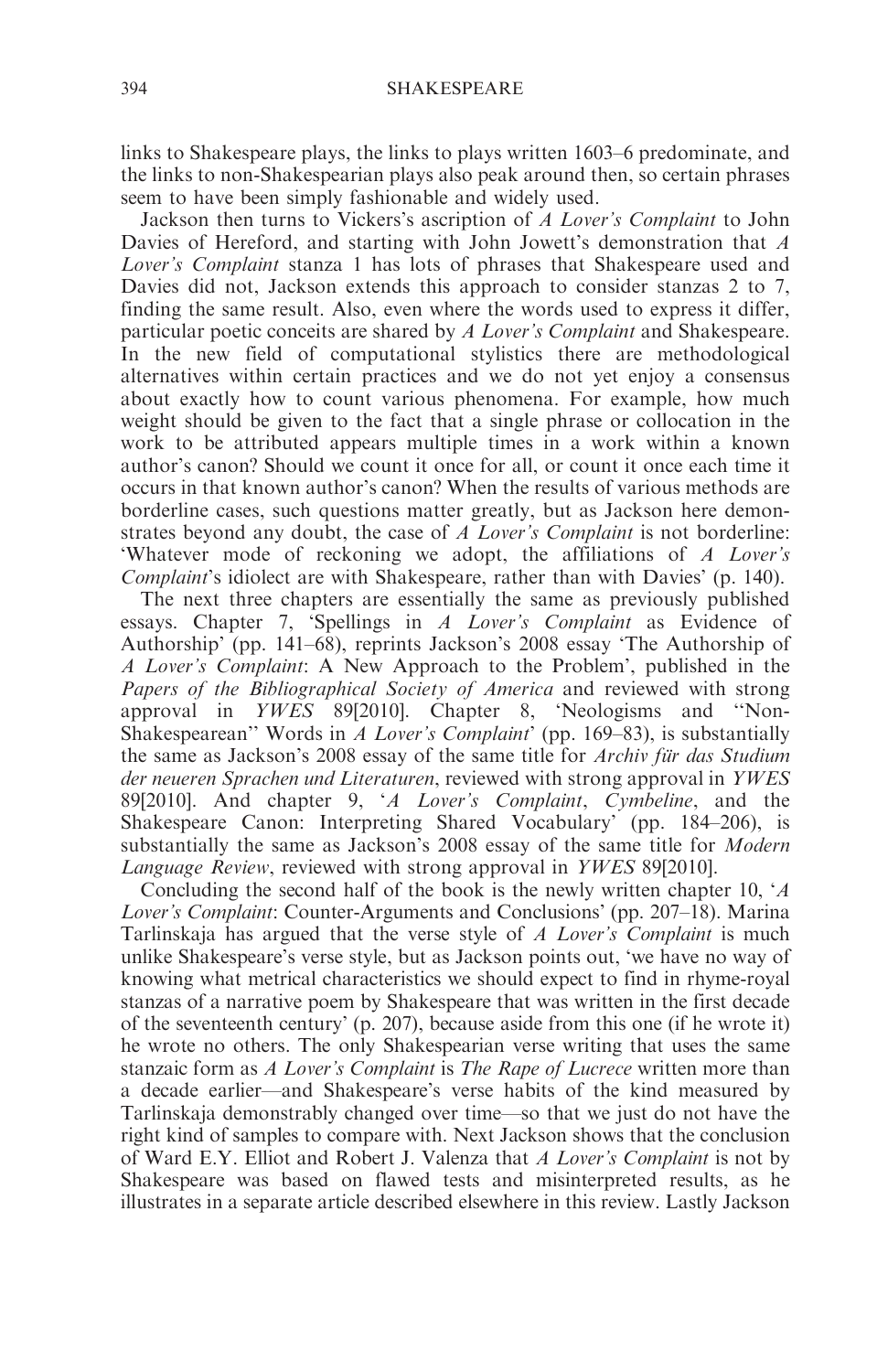links to Shakespeare plays, the links to plays written 1603–6 predominate, and the links to non-Shakespearian plays also peak around then, so certain phrases seem to have been simply fashionable and widely used.

Jackson then turns to Vickers's ascription of *A Lover's Complaint* to John Davies of Hereford, and starting with John Jowett's demonstration that *A Lover's Complaint* stanza 1 has lots of phrases that Shakespeare used and Davies did not, Jackson extends this approach to consider stanzas 2 to 7, finding the same result. Also, even where the words used to express it differ, particular poetic conceits are shared by *A Lover's Complaint* and Shakespeare. In the new field of computational stylistics there are methodological alternatives within certain practices and we do not yet enjoy a consensus about exactly how to count various phenomena. For example, how much weight should be given to the fact that a single phrase or collocation in the work to be attributed appears multiple times in a work within a known author's canon? Should we count it once for all, or count it once each time it occurs in that known author's canon? When the results of various methods are borderline cases, such questions matter greatly, but as Jackson here demonstrates beyond any doubt, the case of *A Lover's Complaint* is not borderline: 'Whatever mode of reckoning we adopt, the affiliations of *A Lover's Complaint*'s idiolect are with Shakespeare, rather than with Davies' (p. 140).

The next three chapters are essentially the same as previously published essays. Chapter 7, 'Spellings in *A Lover's Complaint* as Evidence of Authorship' (pp. 141–68), reprints Jackson's 2008 essay 'The Authorship of *A Lover's Complaint*: A New Approach to the Problem', published in the *Papers of the Bibliographical Society of America* and reviewed with strong approval in *YWES* 89[2010]. Chapter 8, 'Neologisms and "Non-Shakespearean" Words in *A Lover's Complaint*' (pp. 169–83), is substantially the same as Jackson's 2008 essay of the same title for *Archiv für das Studium der neueren Sprachen und Literaturen*, reviewed with strong approval in *YWES* 89[2010]. And chapter 9, '*A Lover's Complaint*, *Cymbeline*, and the Shakespeare Canon: Interpreting Shared Vocabulary' (pp. 184–206), is substantially the same as Jackson's 2008 essay of the same title for *Modern Language Review*, reviewed with strong approval in *YWES* 89[2010].

Concluding the second half of the book is the newly written chapter 10, '*A Lover's Complaint*: Counter-Arguments and Conclusions' (pp. 207–18). Marina Tarlinskaja has argued that the verse style of *A Lover's Complaint* is much unlike Shakespeare's verse style, but as Jackson points out, 'we have no way of knowing what metrical characteristics we should expect to find in rhyme-royal stanzas of a narrative poem by Shakespeare that was written in the first decade of the seventeenth century' (p. 207), because aside from this one (if he wrote it) he wrote no others. The only Shakespearian verse writing that uses the same stanzaic form as *A Lover's Complaint* is *The Rape of Lucrece* written more than a decade earlier—and Shakespeare's verse habits of the kind measured by Tarlinskaja demonstrably changed over time—so that we just do not have the right kind of samples to compare with. Next Jackson shows that the conclusion of Ward E.Y. Elliot and Robert J. Valenza that *A Lover's Complaint* is not by Shakespeare was based on flawed tests and misinterpreted results, as he illustrates in a separate article described elsewhere in this review. Lastly Jackson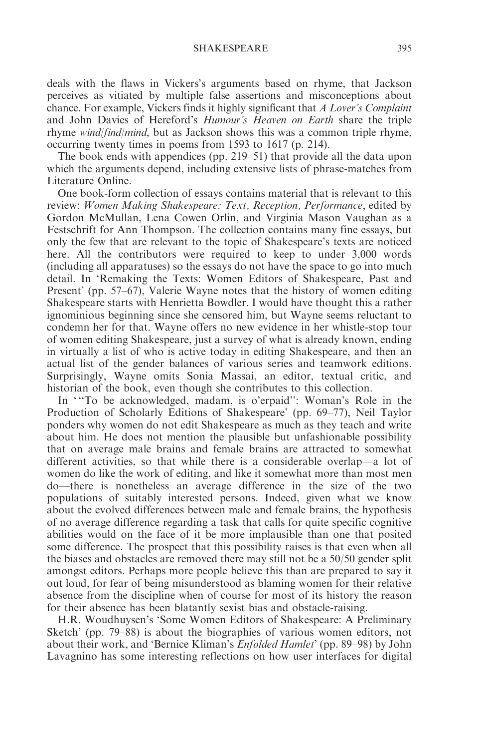deals with the flaws in Vickers's arguments based on rhyme, that Jackson perceives as vitiated by multiple false assertions and misconceptions about chance. For example, Vickers finds it highly significant that *A Lover's Complaint* and John Davies of Hereford's *Humour's Heaven on Earth* share the triple rhyme *wind/find/mind*, but as Jackson shows this was a common triple rhyme, occurring twenty times in poems from 1593 to 1617 (p. 214).

The book ends with appendices (pp. 219–51) that provide all the data upon which the arguments depend, including extensive lists of phrase-matches from Literature Online.

One book-form collection of essays contains material that is relevant to this review: *Women Making Shakespeare: Text, Reception, Performance*, edited by Gordon McMullan, Lena Cowen Orlin, and Virginia Mason Vaughan as a Festschrift for Ann Thompson. The collection contains many fine essays, but only the few that are relevant to the topic of Shakespeare's texts are noticed here. All the contributors were required to keep to under 3,000 words (including all apparatuses) so the essays do not have the space to go into much detail. In 'Remaking the Texts: Women Editors of Shakespeare, Past and Present' (pp. 57–67), Valerie Wayne notes that the history of women editing Shakespeare starts with Henrietta Bowdler. I would have thought this a rather ignominious beginning since she censored him, but Wayne seems reluctant to condemn her for that. Wayne offers no new evidence in her whistle-stop tour of women editing Shakespeare, just a survey of what is already known, ending in virtually a list of who is active today in editing Shakespeare, and then an actual list of the gender balances of various series and teamwork editions. Surprisingly, Wayne omits Sonia Massai, an editor, textual critic, and historian of the book, even though she contributes to this collection.

In '"To be acknowledged, madam, is o'erpaid": Woman's Role in the Production of Scholarly Editions of Shakespeare' (pp. 69–77), Neil Taylor ponders why women do not edit Shakespeare as much as they teach and write about him. He does not mention the plausible but unfashionable possibility that on average male brains and female brains are attracted to somewhat different activities, so that while there is a considerable overlap—a lot of women do like the work of editing, and like it somewhat more than most men do—there is nonetheless an average difference in the size of the two populations of suitably interested persons. Indeed, given what we know about the evolved differences between male and female brains, the hypothesis of no average difference regarding a task that calls for quite specific cognitive abilities would on the face of it be more implausible than one that posited some difference. The prospect that this possibility raises is that even when all the biases and obstacles are removed there may still not be a 50/50 gender split amongst editors. Perhaps more people believe this than are prepared to say it out loud, for fear of being misunderstood as blaming women for their relative absence from the discipline when of course for most of its history the reason for their absence has been blatantly sexist bias and obstacle-raising.

H.R. Woudhuysen's 'Some Women Editors of Shakespeare: A Preliminary Sketch' (pp. 79–88) is about the biographies of various women editors, not about their work, and 'Bernice Kliman's *Enfolded Hamlet*' (pp. 89–98) by John Lavagnino has some interesting reflections on how user interfaces for digital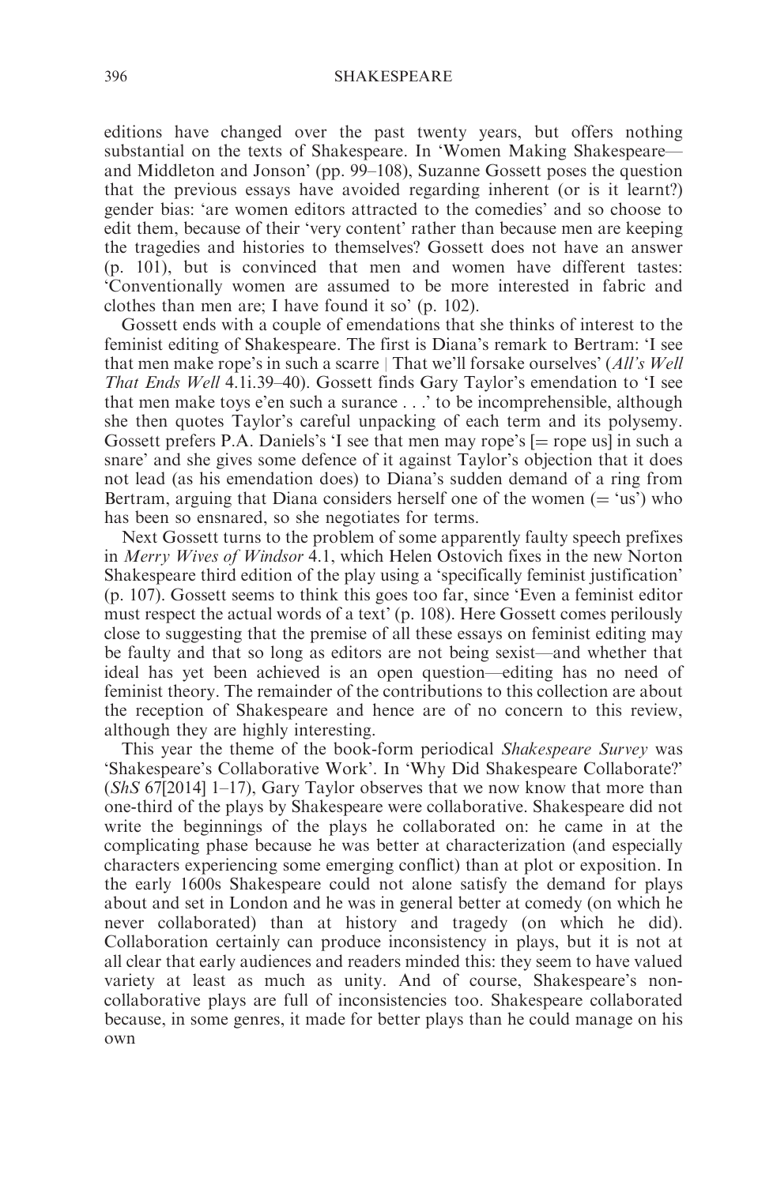editions have changed over the past twenty years, but offers nothing substantial on the texts of Shakespeare. In 'Women Making Shakespeare—and Middleton and Jonson' (pp. 99–108), Suzanne Gossett poses the question that the previous essays have avoided regarding inherent (or is it learnt?) gender bias: 'are women editors attracted to the comedies' and so choose to edit them, because of their 'very content' rather than because men are keeping the tragedies and histories to themselves? Gossett does not have an answer (p. 101), but is convinced that men and women have different tastes: 'Conventionally women are assumed to be more interested in fabric and clothes than men are; I have found it so' (p. 102).

Gossett ends with a couple of emendations that she thinks of interest to the feminist editing of Shakespeare. The first is Diana's remark to Bertram: 'I see that men make rope's in such a scarre | That we'll forsake ourselves' (*All's Well That Ends Well* 4.1i.39–40). Gossett finds Gary Taylor's emendation to 'I see that men make toys e'en such a surance . . .' to be incomprehensible, although she then quotes Taylor's careful unpacking of each term and its polysemy. Gossett prefers P.A. Daniels's 'I see that men may rope's [= rope us] in such a snare' and she gives some defence of it against Taylor's objection that it does not lead (as his emendation does) to Diana's sudden demand of a ring from Bertram, arguing that Diana considers herself one of the women (= 'us') who has been so ensnared, so she negotiates for terms.

Next Gossett turns to the problem of some apparently faulty speech prefixes in *Merry Wives of Windsor* 4.1, which Helen Ostovich fixes in the new Norton Shakespeare third edition of the play using a 'specifically feminist justification' (p. 107). Gossett seems to think this goes too far, since 'Even a feminist editor must respect the actual words of a text' (p. 108). Here Gossett comes perilously close to suggesting that the premise of all these essays on feminist editing may be faulty and that so long as editors are not being sexist—and whether that ideal has yet been achieved is an open question—editing has no need of feminist theory. The remainder of the contributions to this collection are about the reception of Shakespeare and hence are of no concern to this review, although they are highly interesting.

This year the theme of the book-form periodical *Shakespeare Survey* was 'Shakespeare's Collaborative Work'. In 'Why Did Shakespeare Collaborate?' (*ShS* 67[2014] 1–17), Gary Taylor observes that we now know that more than one-third of the plays by Shakespeare were collaborative. Shakespeare did not write the beginnings of the plays he collaborated on: he came in at the complicating phase because he was better at characterization (and especially characters experiencing some emerging conflict) than at plot or exposition. In the early 1600s Shakespeare could not alone satisfy the demand for plays about and set in London and he was in general better at comedy (on which he never collaborated) than at history and tragedy (on which he did). Collaboration certainly can produce inconsistency in plays, but it is not at all clear that early audiences and readers minded this: they seem to have valued variety at least as much as unity. And of course, Shakespeare's non-collaborative plays are full of inconsistencies too. Shakespeare collaborated because, in some genres, it made for better plays than he could manage on his own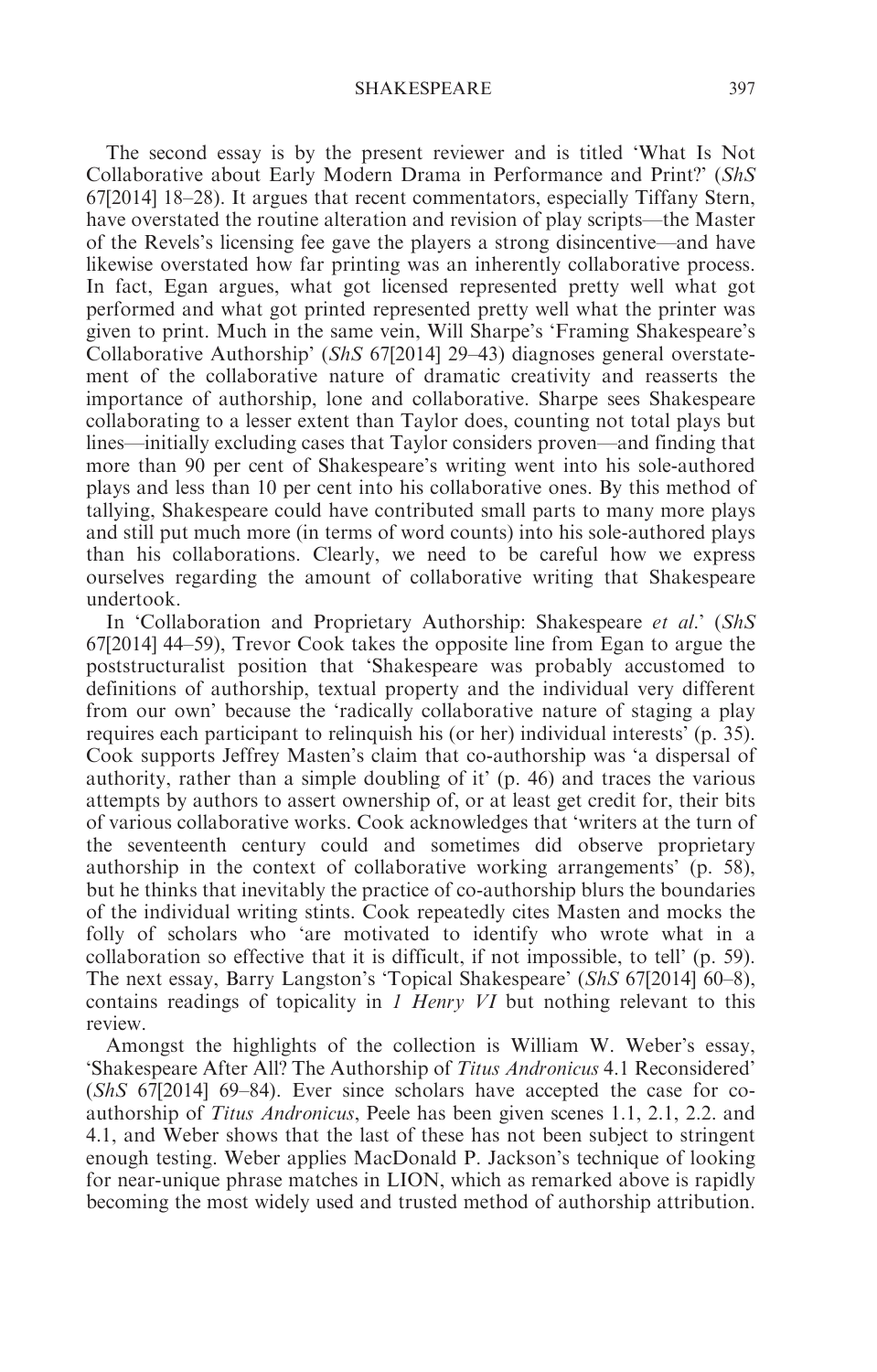The second essay is by the present reviewer and is titled 'What Is Not Collaborative about Early Modern Drama in Performance and Print?' (*ShS* 67[2014] 18–28). It argues that recent commentators, especially Tiffany Stern, have overstated the routine alteration and revision of play scripts—the Master of the Revels's licensing fee gave the players a strong disincentive—and have likewise overstated how far printing was an inherently collaborative process. In fact, Egan argues, what got licensed represented pretty well what got performed and what got printed represented pretty well what the printer was given to print. Much in the same vein, Will Sharpe's 'Framing Shakespeare's Collaborative Authorship' (*ShS* 67[2014] 29–43) diagnoses general overstatement of the collaborative nature of dramatic creativity and reasserts the importance of authorship, lone and collaborative. Sharpe sees Shakespeare collaborating to a lesser extent than Taylor does, counting not total plays but lines—initially excluding cases that Taylor considers proven—and finding that more than 90 per cent of Shakespeare's writing went into his sole-authored plays and less than 10 per cent into his collaborative ones. By this method of tallying, Shakespeare could have contributed small parts to many more plays and still put much more (in terms of word counts) into his sole-authored plays than his collaborations. Clearly, we need to be careful how we express ourselves regarding the amount of collaborative writing that Shakespeare undertook.

In 'Collaboration and Proprietary Authorship: Shakespeare *et al.*' (*ShS* 67[2014] 44–59), Trevor Cook takes the opposite line from Egan to argue the poststructuralist position that 'Shakespeare was probably accustomed to definitions of authorship, textual property and the individual very different from our own' because the 'radically collaborative nature of staging a play requires each participant to relinquish his (or her) individual interests' (p. 35). Cook supports Jeffrey Masten's claim that co-authorship was 'a dispersal of authority, rather than a simple doubling of it' (p. 46) and traces the various attempts by authors to assert ownership of, or at least get credit for, their bits of various collaborative works. Cook acknowledges that 'writers at the turn of the seventeenth century could and sometimes did observe proprietary authorship in the context of collaborative working arrangements' (p. 58), but he thinks that inevitably the practice of co-authorship blurs the boundaries of the individual writing stints. Cook repeatedly cites Masten and mocks the folly of scholars who 'are motivated to identify who wrote what in a collaboration so effective that it is difficult, if not impossible, to tell' (p. 59). The next essay, Barry Langston's 'Topical Shakespeare' (*ShS* 67[2014] 60–8), contains readings of topicality in *1 Henry VI* but nothing relevant to this review.

Amongst the highlights of the collection is William W. Weber's essay, 'Shakespeare After All? The Authorship of *Titus Andronicus* 4.1 Reconsidered' (*ShS* 67[2014] 69–84). Ever since scholars have accepted the case for co-authorship of *Titus Andronicus*, Peele has been given scenes 1.1, 2.1, 2.2. and 4.1, and Weber shows that the last of these has not been subject to stringent enough testing. Weber applies MacDonald P. Jackson's technique of looking for near-unique phrase matches in LION, which as remarked above is rapidly becoming the most widely used and trusted method of authorship attribution.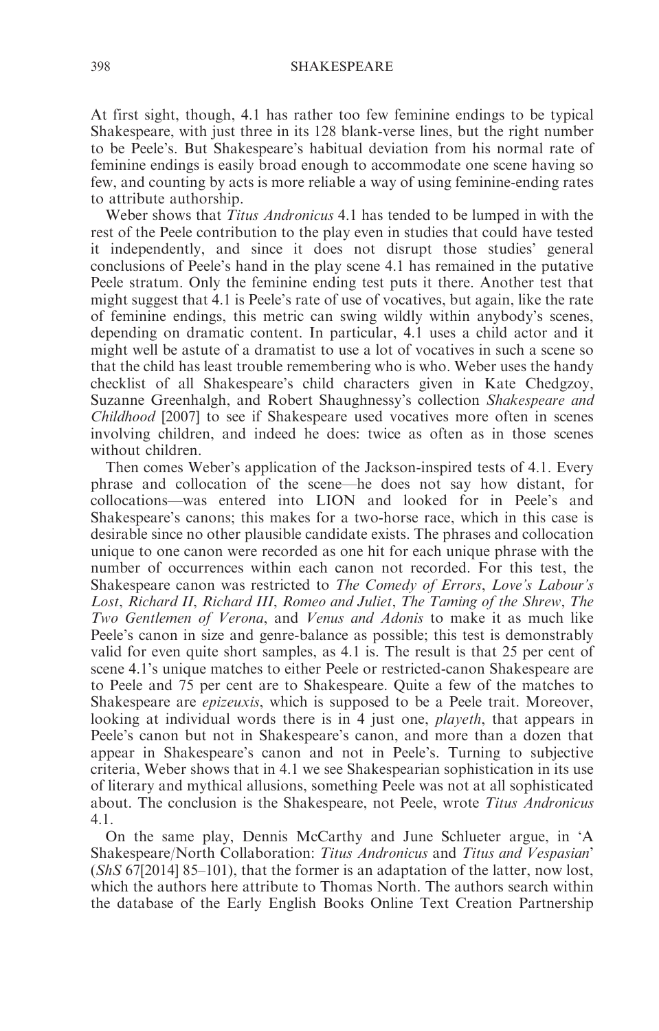At first sight, though, 4.1 has rather too few feminine endings to be typical Shakespeare, with just three in its 128 blank-verse lines, but the right number to be Peele's. But Shakespeare's habitual deviation from his normal rate of feminine endings is easily broad enough to accommodate one scene having so few, and counting by acts is more reliable a way of using feminine-ending rates to attribute authorship.

Weber shows that *Titus Andronicus* 4.1 has tended to be lumped in with the rest of the Peele contribution to the play even in studies that could have tested it independently, and since it does not disrupt those studies' general conclusions of Peele's hand in the play scene 4.1 has remained in the putative Peele stratum. Only the feminine ending test puts it there. Another test that might suggest that 4.1 is Peele's rate of use of vocatives, but again, like the rate of feminine endings, this metric can swing wildly within anybody's scenes, depending on dramatic content. In particular, 4.1 uses a child actor and it might well be astute of a dramatist to use a lot of vocatives in such a scene so that the child has least trouble remembering who is who. Weber uses the handy checklist of all Shakespeare's child characters given in Kate Chedgzoy, Suzanne Greenhalgh, and Robert Shaughnessy's collection *Shakespeare and Childhood* [2007] to see if Shakespeare used vocatives more often in scenes involving children, and indeed he does: twice as often as in those scenes without children.

Then comes Weber's application of the Jackson-inspired tests of 4.1. Every phrase and collocation of the scene—he does not say how distant, for collocations—was entered into LION and looked for in Peele's and Shakespeare's canons; this makes for a two-horse race, which in this case is desirable since no other plausible candidate exists. The phrases and collocation unique to one canon were recorded as one hit for each unique phrase with the number of occurrences within each canon not recorded. For this test, the Shakespeare canon was restricted to *The Comedy of Errors*, *Love's Labour's Lost*, *Richard II*, *Richard III*, *Romeo and Juliet*, *The Taming of the Shrew*, *The Two Gentlemen of Verona*, and *Venus and Adonis* to make it as much like Peele's canon in size and genre-balance as possible; this test is demonstrably valid for even quite short samples, as 4.1 is. The result is that 25 per cent of scene 4.1's unique matches to either Peele or restricted-canon Shakespeare are to Peele and 75 per cent are to Shakespeare. Quite a few of the matches to Shakespeare are *epizeuxis*, which is supposed to be a Peele trait. Moreover, looking at individual words there is in 4 just one, *playeth*, that appears in Peele's canon but not in Shakespeare's canon, and more than a dozen that appear in Shakespeare's canon and not in Peele's. Turning to subjective criteria, Weber shows that in 4.1 we see Shakespearian sophistication in its use of literary and mythical allusions, something Peele was not at all sophisticated about. The conclusion is the Shakespeare, not Peele, wrote *Titus Andronicus* 4.1.

On the same play, Dennis McCarthy and June Schlueter argue, in 'A Shakespeare/North Collaboration: *Titus Andronicus* and *Titus and Vespasian*' (*ShS* 67[2014] 85–101), that the former is an adaptation of the latter, now lost, which the authors here attribute to Thomas North. The authors search within the database of the Early English Books Online Text Creation Partnership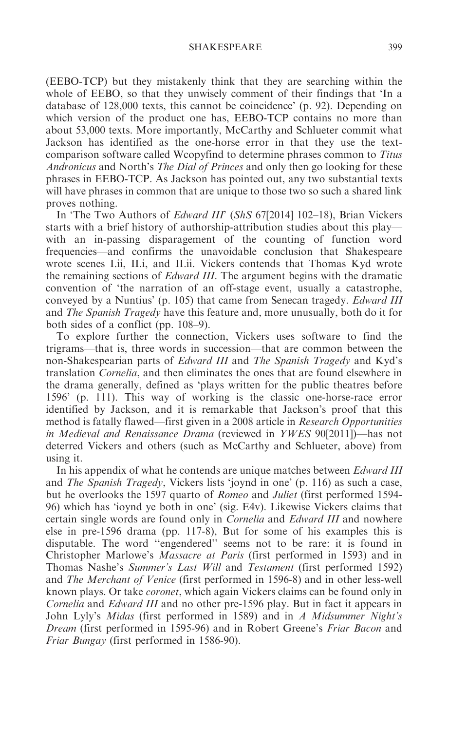(EEBO-TCP) but they mistakenly think that they are searching within the whole of EEBO, so that they unwisely comment of their findings that 'In a database of 128,000 texts, this cannot be coincidence' (p. 92). Depending on which version of the product one has, EEBO-TCP contains no more than about 53,000 texts. More importantly, McCarthy and Schlueter commit what Jackson has identified as the one-horse error in that they use the text-comparison software called Wcopyfind to determine phrases common to *Titus Andronicus* and North's *The Dial of Princes* and only then go looking for these phrases in EEBO-TCP. As Jackson has pointed out, any two substantial texts will have phrases in common that are unique to those two so such a shared link proves nothing.

In 'The Two Authors of *Edward III*' (*ShS* 67[2014] 102–18), Brian Vickers starts with a brief history of authorship-attribution studies about this play—with an in-passing disparagement of the counting of function word frequencies—and confirms the unavoidable conclusion that Shakespeare wrote scenes I.ii, II.i, and II.ii. Vickers contends that Thomas Kyd wrote the remaining sections of *Edward III*. The argument begins with the dramatic convention of 'the narration of an off-stage event, usually a catastrophe, conveyed by a Nuntius' (p. 105) that came from Senecan tragedy. *Edward III* and *The Spanish Tragedy* have this feature and, more unusually, both do it for both sides of a conflict (pp. 108–9).

To explore further the connection, Vickers uses software to find the trigrams—that is, three words in succession—that are common between the non-Shakespearian parts of *Edward III* and *The Spanish Tragedy* and Kyd's translation *Cornelia*, and then eliminates the ones that are found elsewhere in the drama generally, defined as 'plays written for the public theatres before 1596' (p. 111). This way of working is the classic one-horse-race error identified by Jackson, and it is remarkable that Jackson's proof that this method is fatally flawed—first given in a 2008 article in *Research Opportunities in Medieval and Renaissance Drama* (reviewed in *YWES* 90[2011])—has not deterred Vickers and others (such as McCarthy and Schlueter, above) from using it.

In his appendix of what he contends are unique matches between *Edward III* and *The Spanish Tragedy*, Vickers lists 'joynd in one' (p. 116) as such a case, but he overlooks the 1597 quarto of *Romeo* and *Juliet* (first performed 1594-96) which has 'ioynd ye both in one' (sig. E4v). Likewise Vickers claims that certain single words are found only in *Cornelia* and *Edward III* and nowhere else in pre-1596 drama (pp. 117-8), But for some of his examples this is disputable. The word ''engendered'' seems not to be rare: it is found in Christopher Marlowe's *Massacre at Paris* (first performed in 1593) and in Thomas Nashe's *Summer's Last Will* and *Testament* (first performed 1592) and *The Merchant of Venice* (first performed in 1596-8) and in other less-well known plays. Or take *coronet*, which again Vickers claims can be found only in *Cornelia* and *Edward III* and no other pre-1596 play. But in fact it appears in John Lyly's *Midas* (first performed in 1589) and in *A Midsummer Night's Dream* (first performed in 1595-96) and in Robert Greene's *Friar Bacon* and *Friar Bungay* (first performed in 1586-90).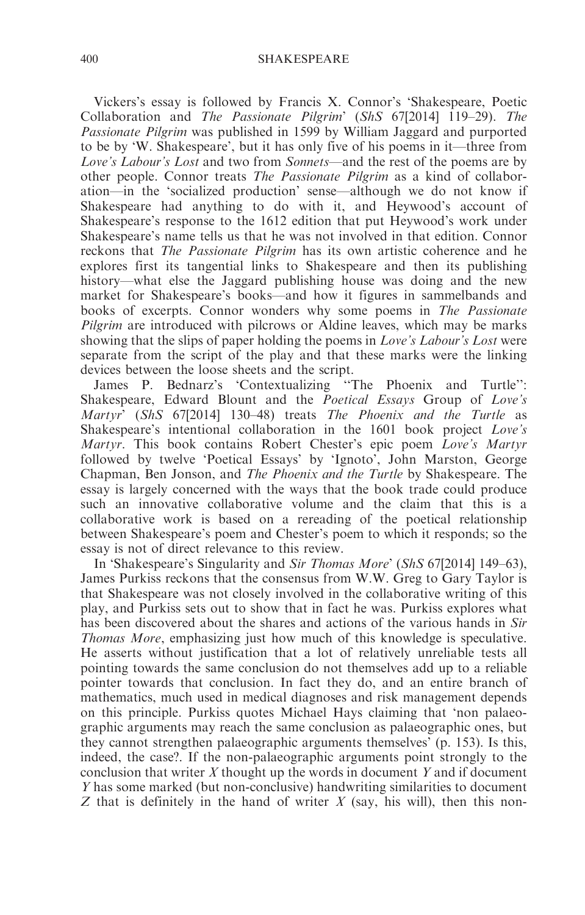Vickers's essay is followed by Francis X. Connor's 'Shakespeare, Poetic Collaboration and *The Passionate Pilgrim*' (*ShS* 67[2014] 119–29). *The Passionate Pilgrim* was published in 1599 by William Jaggard and purported to be by 'W. Shakespeare', but it has only five of his poems in it—three from *Love's Labour's Lost* and two from *Sonnets*—and the rest of the poems are by other people. Connor treats *The Passionate Pilgrim* as a kind of collaboration—in the 'socialized production' sense—although we do not know if Shakespeare had anything to do with it, and Heywood's account of Shakespeare's response to the 1612 edition that put Heywood's work under Shakespeare's name tells us that he was not involved in that edition. Connor reckons that *The Passionate Pilgrim* has its own artistic coherence and he explores first its tangential links to Shakespeare and then its publishing history—what else the Jaggard publishing house was doing and the new market for Shakespeare's books—and how it figures in sammelbands and books of excerpts. Connor wonders why some poems in *The Passionate Pilgrim* are introduced with pilcrows or Aldine leaves, which may be marks showing that the slips of paper holding the poems in *Love's Labour's Lost* were separate from the script of the play and that these marks were the linking devices between the loose sheets and the script.

James P. Bednarz's 'Contextualizing "The Phoenix and Turtle": Shakespeare, Edward Blount and the *Poetical Essays* Group of *Love's Martyr*' (*ShS* 67[2014] 130–48) treats *The Phoenix and the Turtle* as Shakespeare's intentional collaboration in the 1601 book project *Love's Martyr*. This book contains Robert Chester's epic poem *Love's Martyr* followed by twelve 'Poetical Essays' by 'Ignoto', John Marston, George Chapman, Ben Jonson, and *The Phoenix and the Turtle* by Shakespeare. The essay is largely concerned with the ways that the book trade could produce such an innovative collaborative volume and the claim that this is a collaborative work is based on a rereading of the poetical relationship between Shakespeare's poem and Chester's poem to which it responds; so the essay is not of direct relevance to this review.

In 'Shakespeare's Singularity and *Sir Thomas More*' (*ShS* 67[2014] 149–63), James Purkiss reckons that the consensus from W.W. Greg to Gary Taylor is that Shakespeare was not closely involved in the collaborative writing of this play, and Purkiss sets out to show that in fact he was. Purkiss explores what has been discovered about the shares and actions of the various hands in *Sir Thomas More*, emphasizing just how much of this knowledge is speculative. He asserts without justification that a lot of relatively unreliable tests all pointing towards the same conclusion do not themselves add up to a reliable pointer towards that conclusion. In fact they do, and an entire branch of mathematics, much used in medical diagnoses and risk management depends on this principle. Purkiss quotes Michael Hays claiming that 'non palaeographic arguments may reach the same conclusion as palaeographic ones, but they cannot strengthen palaeographic arguments themselves' (p. 153). Is this, indeed, the case?. If the non-palaeographic arguments point strongly to the conclusion that writer *X* thought up the words in document *Y* and if document *Y* has some marked (but non-conclusive) handwriting similarities to document *Z* that is definitely in the hand of writer *X* (say, his will), then this non-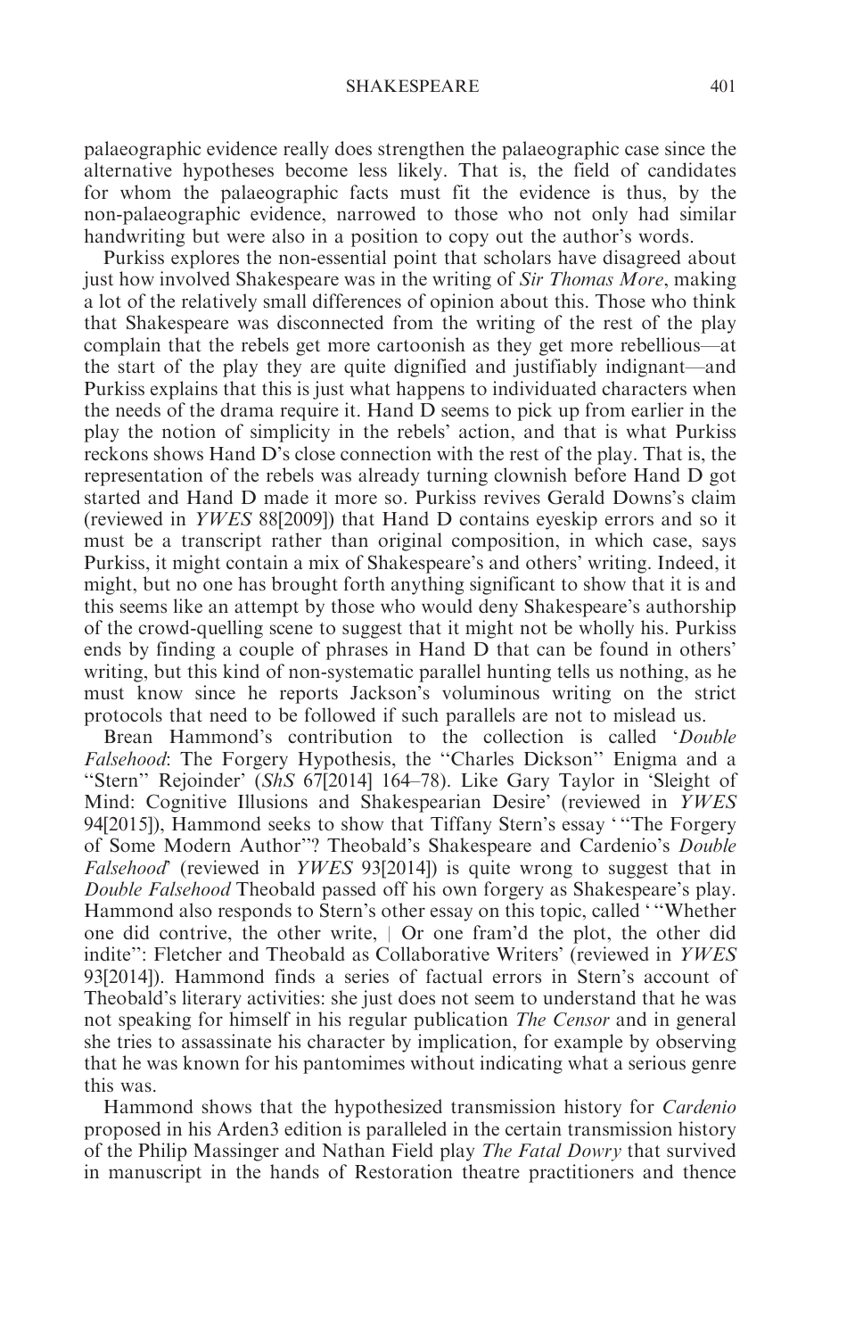palaeographic evidence really does strengthen the palaeographic case since the alternative hypotheses become less likely. That is, the field of candidates for whom the palaeographic facts must fit the evidence is thus, by the non-palaeographic evidence, narrowed to those who not only had similar handwriting but were also in a position to copy out the author's words.

Purkiss explores the non-essential point that scholars have disagreed about just how involved Shakespeare was in the writing of *Sir Thomas More*, making a lot of the relatively small differences of opinion about this. Those who think that Shakespeare was disconnected from the writing of the rest of the play complain that the rebels get more cartoonish as they get more rebellious—at the start of the play they are quite dignified and justifiably indignant—and Purkiss explains that this is just what happens to individuated characters when the needs of the drama require it. Hand D seems to pick up from earlier in the play the notion of simplicity in the rebels' action, and that is what Purkiss reckons shows Hand D's close connection with the rest of the play. That is, the representation of the rebels was already turning clownish before Hand D got started and Hand D made it more so. Purkiss revives Gerald Downs's claim (reviewed in *YWES* 88[2009]) that Hand D contains eyeskip errors and so it must be a transcript rather than original composition, in which case, says Purkiss, it might contain a mix of Shakespeare's and others' writing. Indeed, it might, but no one has brought forth anything significant to show that it is and this seems like an attempt by those who would deny Shakespeare's authorship of the crowd-quelling scene to suggest that it might not be wholly his. Purkiss ends by finding a couple of phrases in Hand D that can be found in others' writing, but this kind of non-systematic parallel hunting tells us nothing, as he must know since he reports Jackson's voluminous writing on the strict protocols that need to be followed if such parallels are not to mislead us.

Brean Hammond's contribution to the collection is called '*Double Falsehood*: The Forgery Hypothesis, the "Charles Dickson" Enigma and a "Stern" Rejoinder' (*ShS* 67[2014] 164–78). Like Gary Taylor in 'Sleight of Mind: Cognitive Illusions and Shakespearian Desire' (reviewed in *YWES* 94[2015]), Hammond seeks to show that Tiffany Stern's essay ' "The Forgery of Some Modern Author"? Theobald's Shakespeare and Cardenio's *Double Falsehood*' (reviewed in *YWES* 93[2014]) is quite wrong to suggest that in *Double Falsehood* Theobald passed off his own forgery as Shakespeare's play. Hammond also responds to Stern's other essay on this topic, called ' "Whether one did contrive, the other write, | Or one fram'd the plot, the other did indite": Fletcher and Theobald as Collaborative Writers' (reviewed in *YWES* 93[2014]). Hammond finds a series of factual errors in Stern's account of Theobald's literary activities: she just does not seem to understand that he was not speaking for himself in his regular publication *The Censor* and in general she tries to assassinate his character by implication, for example by observing that he was known for his pantomimes without indicating what a serious genre this was.

Hammond shows that the hypothesized transmission history for *Cardenio* proposed in his Arden3 edition is paralleled in the certain transmission history of the Philip Massinger and Nathan Field play *The Fatal Dowry* that survived in manuscript in the hands of Restoration theatre practitioners and thence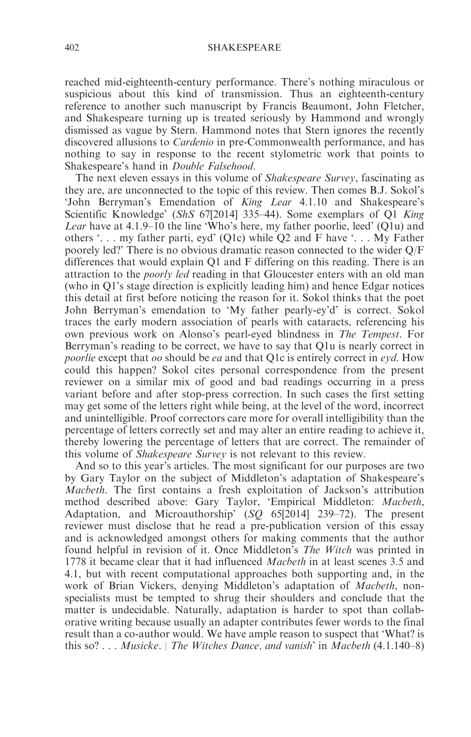reached mid-eighteenth-century performance. There's nothing miraculous or suspicious about this kind of transmission. Thus an eighteenth-century reference to another such manuscript by Francis Beaumont, John Fletcher, and Shakespeare turning up is treated seriously by Hammond and wrongly dismissed as vague by Stern. Hammond notes that Stern ignores the recently discovered allusions to *Cardenio* in pre-Commonwealth performance, and has nothing to say in response to the recent stylometric work that points to Shakespeare's hand in *Double Falsehood*.

The next eleven essays in this volume of *Shakespeare Survey*, fascinating as they are, are unconnected to the topic of this review. Then comes B.J. Sokol's 'John Berryman's Emendation of *King Lear* 4.1.10 and Shakespeare's Scientific Knowledge' (*ShS* 67[2014] 335–44). Some exemplars of Q1 *King Lear* have at 4.1.9–10 the line 'Who's here, my father poorlie, leed' (Q1u) and others '. . . my father parti, eyd' (Q1c) while Q2 and F have '. . . My Father poorely led?' There is no obvious dramatic reason connected to the wider Q/F differences that would explain Q1 and F differing on this reading. There is an attraction to the *poorly led* reading in that Gloucester enters with an old man (who in Q1's stage direction is explicitly leading him) and hence Edgar notices this detail at first before noticing the reason for it. Sokol thinks that the poet John Berryman's emendation to 'My father pearly-ey'd' is correct. Sokol traces the early modern association of pearls with cataracts, referencing his own previous work on Alonso's pearl-eyed blindness in *The Tempest*. For Berryman's reading to be correct, we have to say that Q1u is nearly correct in *poorlie* except that *oo* should be *ea* and that Q1c is entirely correct in *eyd*. How could this happen? Sokol cites personal correspondence from the present reviewer on a similar mix of good and bad readings occurring in a press variant before and after stop-press correction. In such cases the first setting may get some of the letters right while being, at the level of the word, incorrect and unintelligible. Proof correctors care more for overall intelligibility than the percentage of letters correctly set and may alter an entire reading to achieve it, thereby lowering the percentage of letters that are correct. The remainder of this volume of *Shakespeare Survey* is not relevant to this review.

And so to this year's articles. The most significant for our purposes are two by Gary Taylor on the subject of Middleton's adaptation of Shakespeare's *Macbeth*. The first contains a fresh exploitation of Jackson's attribution method described above: Gary Taylor, 'Empirical Middleton: *Macbeth*, Adaptation, and Microauthorship' (*SQ* 65[2014] 239–72). The present reviewer must disclose that he read a pre-publication version of this essay and is acknowledged amongst others for making comments that the author found helpful in revision of it. Once Middleton's *The Witch* was printed in 1778 it became clear that it had influenced *Macbeth* in at least scenes 3.5 and 4.1, but with recent computational approaches both supporting and, in the work of Brian Vickers, denying Middleton's adaptation of *Macbeth*, non-specialists must be tempted to shrug their shoulders and conclude that the matter is undecidable. Naturally, adaptation is harder to spot than collaborative writing because usually an adapter contributes fewer words to the final result than a co-author would. We have ample reason to suspect that 'What? is this so? . . . *Musicke*. | *The Witches Dance, and vanish*' in *Macbeth* (4.1.140–8)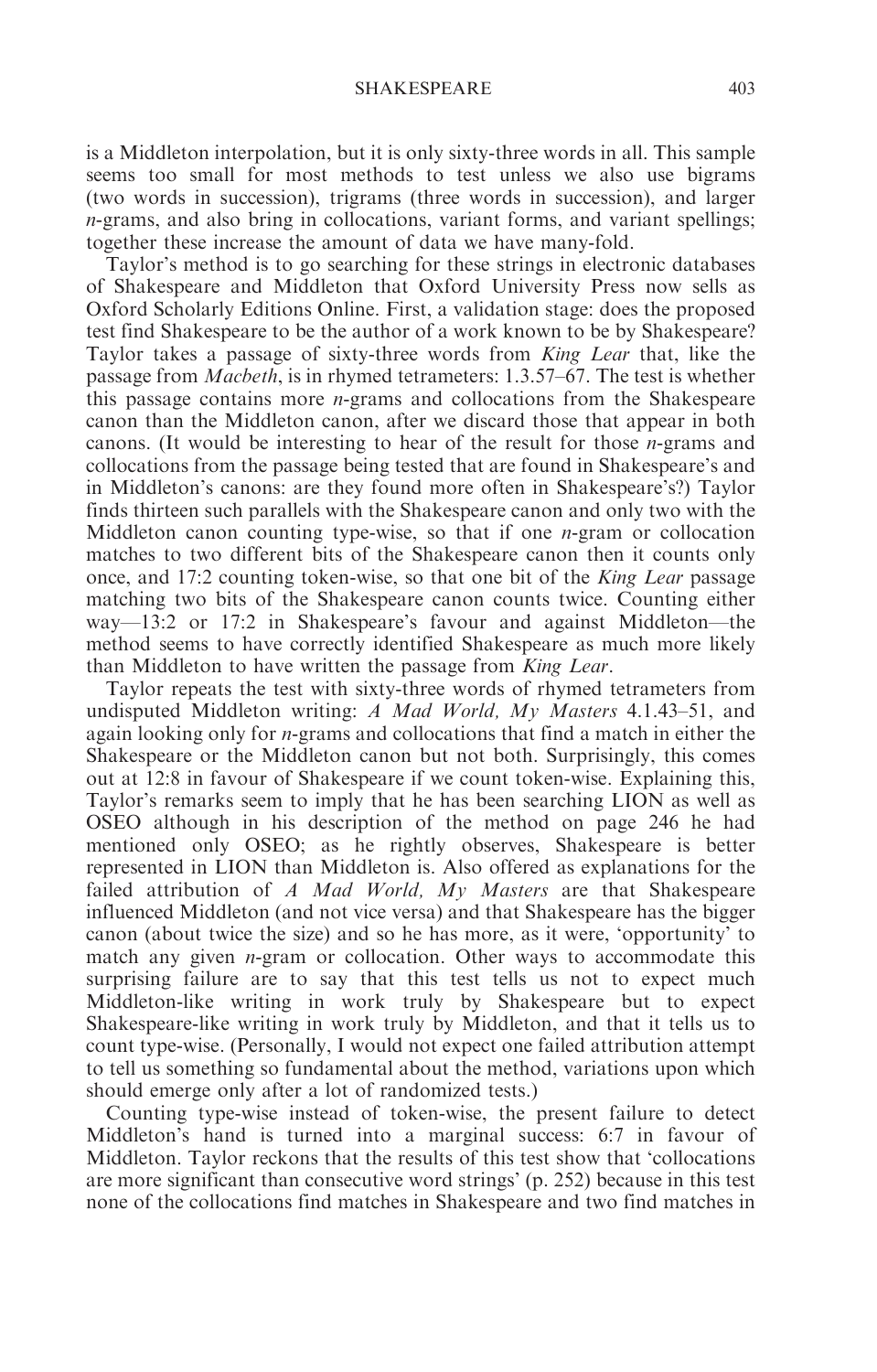is a Middleton interpolation, but it is only sixty-three words in all. This sample seems too small for most methods to test unless we also use bigrams (two words in succession), trigrams (three words in succession), and larger *n*-grams, and also bring in collocations, variant forms, and variant spellings; together these increase the amount of data we have many-fold.

Taylor's method is to go searching for these strings in electronic databases of Shakespeare and Middleton that Oxford University Press now sells as Oxford Scholarly Editions Online. First, a validation stage: does the proposed test find Shakespeare to be the author of a work known to be by Shakespeare? Taylor takes a passage of sixty-three words from *King Lear* that, like the passage from *Macbeth*, is in rhymed tetrameters: 1.3.57–67. The test is whether this passage contains more *n*-grams and collocations from the Shakespeare canon than the Middleton canon, after we discard those that appear in both canons. (It would be interesting to hear of the result for those *n*-grams and collocations from the passage being tested that are found in Shakespeare's and in Middleton's canons: are they found more often in Shakespeare's?) Taylor finds thirteen such parallels with the Shakespeare canon and only two with the Middleton canon counting type-wise, so that if one *n*-gram or collocation matches to two different bits of the Shakespeare canon then it counts only once, and 17:2 counting token-wise, so that one bit of the *King Lear* passage matching two bits of the Shakespeare canon counts twice. Counting either way—13:2 or 17:2 in Shakespeare's favour and against Middleton—the method seems to have correctly identified Shakespeare as much more likely than Middleton to have written the passage from *King Lear*.

Taylor repeats the test with sixty-three words of rhymed tetrameters from undisputed Middleton writing: *A Mad World, My Masters* 4.1.43–51, and again looking only for *n*-grams and collocations that find a match in either the Shakespeare or the Middleton canon but not both. Surprisingly, this comes out at 12:8 in favour of Shakespeare if we count token-wise. Explaining this, Taylor's remarks seem to imply that he has been searching LION as well as OSEO although in his description of the method on page 246 he had mentioned only OSEO; as he rightly observes, Shakespeare is better represented in LION than Middleton is. Also offered as explanations for the failed attribution of *A Mad World, My Masters* are that Shakespeare influenced Middleton (and not vice versa) and that Shakespeare has the bigger canon (about twice the size) and so he has more, as it were, 'opportunity' to match any given *n*-gram or collocation. Other ways to accommodate this surprising failure are to say that this test tells us not to expect much Middleton-like writing in work truly by Shakespeare but to expect Shakespeare-like writing in work truly by Middleton, and that it tells us to count type-wise. (Personally, I would not expect one failed attribution attempt to tell us something so fundamental about the method, variations upon which should emerge only after a lot of randomized tests.)

Counting type-wise instead of token-wise, the present failure to detect Middleton's hand is turned into a marginal success: 6:7 in favour of Middleton. Taylor reckons that the results of this test show that 'collocations are more significant than consecutive word strings' (p. 252) because in this test none of the collocations find matches in Shakespeare and two find matches in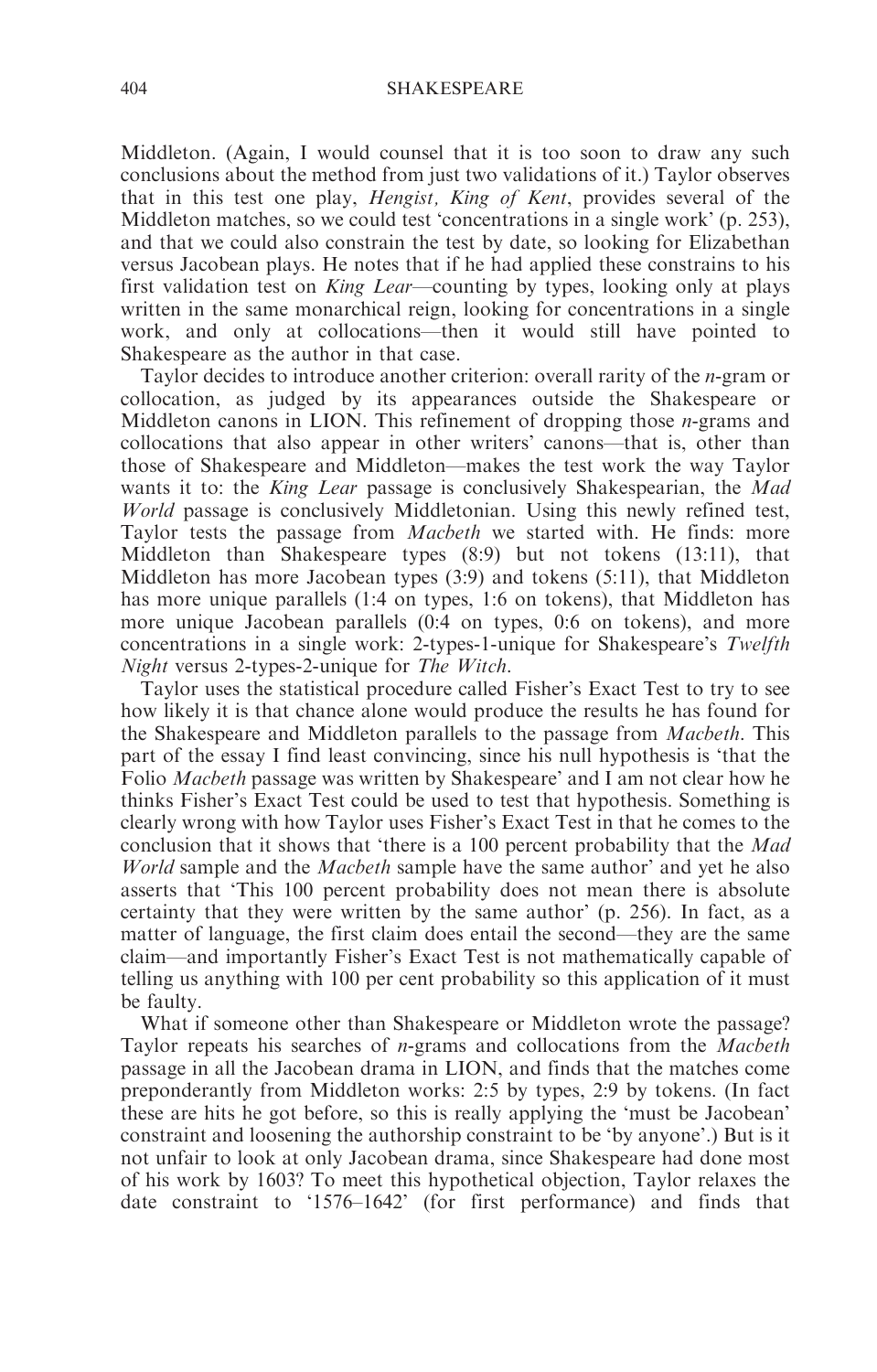Middleton. (Again, I would counsel that it is too soon to draw any such conclusions about the method from just two validations of it.) Taylor observes that in this test one play, *Hengist, King of Kent*, provides several of the Middleton matches, so we could test 'concentrations in a single work' (p. 253), and that we could also constrain the test by date, so looking for Elizabethan versus Jacobean plays. He notes that if he had applied these constrains to his first validation test on *King Lear*—counting by types, looking only at plays written in the same monarchical reign, looking for concentrations in a single work, and only at collocations—then it would still have pointed to Shakespeare as the author in that case.

Taylor decides to introduce another criterion: overall rarity of the *n*-gram or collocation, as judged by its appearances outside the Shakespeare or Middleton canons in LION. This refinement of dropping those *n*-grams and collocations that also appear in other writers' canons—that is, other than those of Shakespeare and Middleton—makes the test work the way Taylor wants it to: the *King Lear* passage is conclusively Shakespearian, the *Mad World* passage is conclusively Middletonian. Using this newly refined test, Taylor tests the passage from *Macbeth* we started with. He finds: more Middleton than Shakespeare types (8:9) but not tokens (13:11), that Middleton has more Jacobean types (3:9) and tokens (5:11), that Middleton has more unique parallels (1:4 on types, 1:6 on tokens), that Middleton has more unique Jacobean parallels (0:4 on types, 0:6 on tokens), and more concentrations in a single work: 2-types-1-unique for Shakespeare's *Twelfth Night* versus 2-types-2-unique for *The Witch*.

Taylor uses the statistical procedure called Fisher's Exact Test to try to see how likely it is that chance alone would produce the results he has found for the Shakespeare and Middleton parallels to the passage from *Macbeth*. This part of the essay I find least convincing, since his null hypothesis is 'that the Folio *Macbeth* passage was written by Shakespeare' and I am not clear how he thinks Fisher's Exact Test could be used to test that hypothesis. Something is clearly wrong with how Taylor uses Fisher's Exact Test in that he comes to the conclusion that it shows that 'there is a 100 percent probability that the *Mad World* sample and the *Macbeth* sample have the same author' and yet he also asserts that 'This 100 percent probability does not mean there is absolute certainty that they were written by the same author' (p. 256). In fact, as a matter of language, the first claim does entail the second—they are the same claim—and importantly Fisher's Exact Test is not mathematically capable of telling us anything with 100 per cent probability so this application of it must be faulty.

What if someone other than Shakespeare or Middleton wrote the passage? Taylor repeats his searches of *n*-grams and collocations from the *Macbeth* passage in all the Jacobean drama in LION, and finds that the matches come preponderantly from Middleton works: 2:5 by types, 2:9 by tokens. (In fact these are hits he got before, so this is really applying the 'must be Jacobean' constraint and loosening the authorship constraint to be 'by anyone'.) But is it not unfair to look at only Jacobean drama, since Shakespeare had done most of his work by 1603? To meet this hypothetical objection, Taylor relaxes the date constraint to '1576–1642' (for first performance) and finds that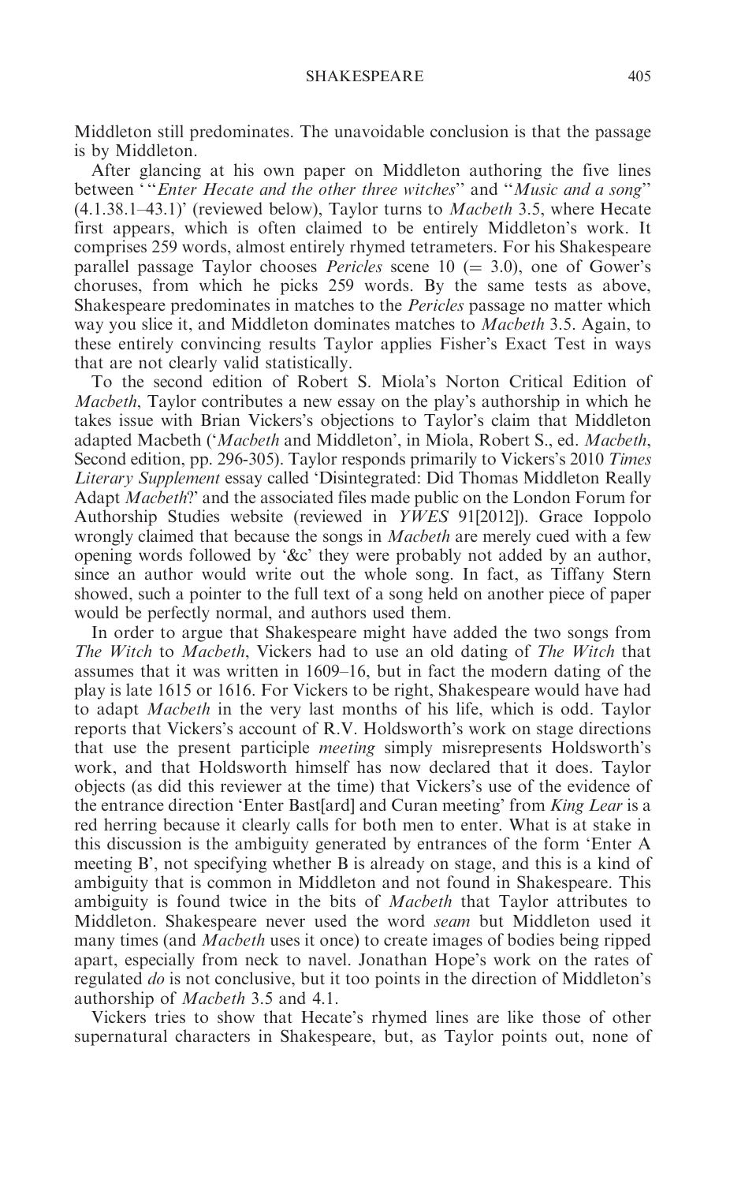Middleton still predominates. The unavoidable conclusion is that the passage is by Middleton.

After glancing at his own paper on Middleton authoring the five lines between '"*Enter Hecate and the other three witches*" and "*Music and a song*" (4.1.38.1–43.1)' (reviewed below), Taylor turns to *Macbeth* 3.5, where Hecate first appears, which is often claimed to be entirely Middleton's work. It comprises 259 words, almost entirely rhymed tetrameters. For his Shakespeare parallel passage Taylor chooses *Pericles* scene 10 (= 3.0), one of Gower's choruses, from which he picks 259 words. By the same tests as above, Shakespeare predominates in matches to the *Pericles* passage no matter which way you slice it, and Middleton dominates matches to *Macbeth* 3.5. Again, to these entirely convincing results Taylor applies Fisher's Exact Test in ways that are not clearly valid statistically.

To the second edition of Robert S. Miola's Norton Critical Edition of *Macbeth*, Taylor contributes a new essay on the play's authorship in which he takes issue with Brian Vickers's objections to Taylor's claim that Middleton adapted Macbeth ('*Macbeth* and Middleton', in Miola, Robert S., ed. *Macbeth*, Second edition, pp. 296-305). Taylor responds primarily to Vickers's 2010 *Times Literary Supplement* essay called 'Disintegrated: Did Thomas Middleton Really Adapt *Macbeth*?' and the associated files made public on the London Forum for Authorship Studies website (reviewed in *YWES* 91[2012]). Grace Ioppolo wrongly claimed that because the songs in *Macbeth* are merely cued with a few opening words followed by '&c' they were probably not added by an author, since an author would write out the whole song. In fact, as Tiffany Stern showed, such a pointer to the full text of a song held on another piece of paper would be perfectly normal, and authors used them.

In order to argue that Shakespeare might have added the two songs from *The Witch* to *Macbeth*, Vickers had to use an old dating of *The Witch* that assumes that it was written in 1609–16, but in fact the modern dating of the play is late 1615 or 1616. For Vickers to be right, Shakespeare would have had to adapt *Macbeth* in the very last months of his life, which is odd. Taylor reports that Vickers's account of R.V. Holdsworth's work on stage directions that use the present participle *meeting* simply misrepresents Holdsworth's work, and that Holdsworth himself has now declared that it does. Taylor objects (as did this reviewer at the time) that Vickers's use of the evidence of the entrance direction 'Enter Bast[ard] and Curan meeting' from *King Lear* is a red herring because it clearly calls for both men to enter. What is at stake in this discussion is the ambiguity generated by entrances of the form 'Enter A meeting B', not specifying whether B is already on stage, and this is a kind of ambiguity that is common in Middleton and not found in Shakespeare. This ambiguity is found twice in the bits of *Macbeth* that Taylor attributes to Middleton. Shakespeare never used the word *seam* but Middleton used it many times (and *Macbeth* uses it once) to create images of bodies being ripped apart, especially from neck to navel. Jonathan Hope's work on the rates of regulated *do* is not conclusive, but it too points in the direction of Middleton's authorship of *Macbeth* 3.5 and 4.1.

Vickers tries to show that Hecate's rhymed lines are like those of other supernatural characters in Shakespeare, but, as Taylor points out, none of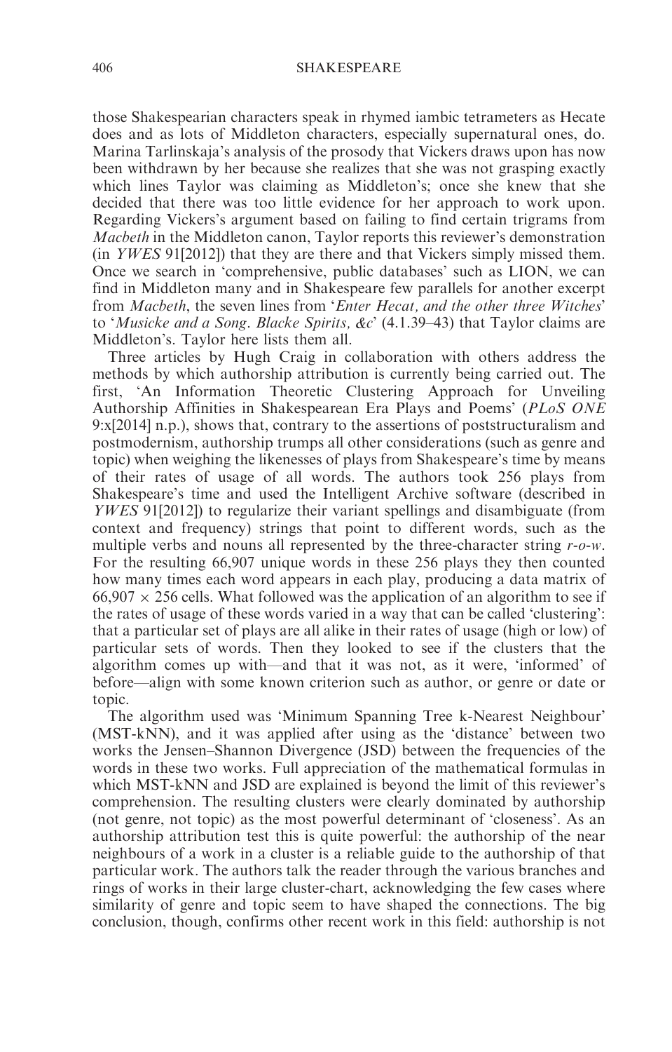those Shakespearian characters speak in rhymed iambic tetrameters as Hecate does and as lots of Middleton characters, especially supernatural ones, do. Marina Tarlinskaja's analysis of the prosody that Vickers draws upon has now been withdrawn by her because she realizes that she was not grasping exactly which lines Taylor was claiming as Middleton's; once she knew that she decided that there was too little evidence for her approach to work upon. Regarding Vickers's argument based on failing to find certain trigrams from *Macbeth* in the Middleton canon, Taylor reports this reviewer's demonstration (in *YWES* 91[2012]) that they are there and that Vickers simply missed them. Once we search in 'comprehensive, public databases' such as LION, we can find in Middleton many and in Shakespeare few parallels for another excerpt from *Macbeth*, the seven lines from '*Enter Hecat, and the other three Witches*' to '*Musicke and a Song*. *Blacke Spirits, &c*' (4.1.39–43) that Taylor claims are Middleton's. Taylor here lists them all.

Three articles by Hugh Craig in collaboration with others address the methods by which authorship attribution is currently being carried out. The first, 'An Information Theoretic Clustering Approach for Unveiling Authorship Affinities in Shakespearean Era Plays and Poems' (*PLoS ONE* 9:x[2014] n.p.), shows that, contrary to the assertions of poststructuralism and postmodernism, authorship trumps all other considerations (such as genre and topic) when weighing the likenesses of plays from Shakespeare's time by means of their rates of usage of all words. The authors took 256 plays from Shakespeare's time and used the Intelligent Archive software (described in *YWES* 91[2012]) to regularize their variant spellings and disambiguate (from context and frequency) strings that point to different words, such as the multiple verbs and nouns all represented by the three-character string *r-o-w*. For the resulting 66,907 unique words in these 256 plays they then counted how many times each word appears in each play, producing a data matrix of $66{,}907 \times 256$ cells. What followed was the application of an algorithm to see if the rates of usage of these words varied in a way that can be called 'clustering': that a particular set of plays are all alike in their rates of usage (high or low) of particular sets of words. Then they looked to see if the clusters that the algorithm comes up with—and that it was not, as it were, 'informed' of before—align with some known criterion such as author, or genre or date or topic.

The algorithm used was 'Minimum Spanning Tree k-Nearest Neighbour' (MST-kNN), and it was applied after using as the 'distance' between two works the Jensen–Shannon Divergence (JSD) between the frequencies of the words in these two works. Full appreciation of the mathematical formulas in which MST-kNN and JSD are explained is beyond the limit of this reviewer's comprehension. The resulting clusters were clearly dominated by authorship (not genre, not topic) as the most powerful determinant of 'closeness'. As an authorship attribution test this is quite powerful: the authorship of the near neighbours of a work in a cluster is a reliable guide to the authorship of that particular work. The authors talk the reader through the various branches and rings of works in their large cluster-chart, acknowledging the few cases where similarity of genre and topic seem to have shaped the connections. The big conclusion, though, confirms other recent work in this field: authorship is not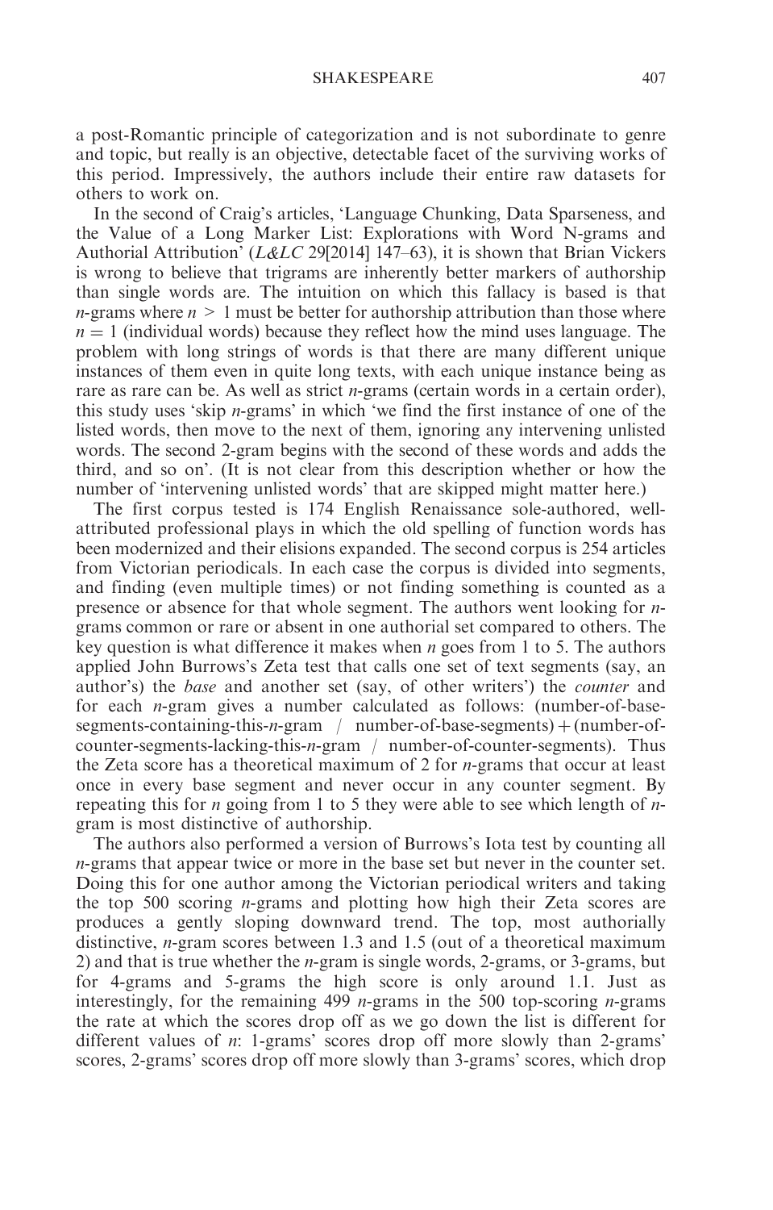a post-Romantic principle of categorization and is not subordinate to genre and topic, but really is an objective, detectable facet of the surviving works of this period. Impressively, the authors include their entire raw datasets for others to work on.

In the second of Craig's articles, 'Language Chunking, Data Sparseness, and the Value of a Long Marker List: Explorations with Word N-grams and Authorial Attribution' (*L&LC* 29[2014] 147–63), it is shown that Brian Vickers is wrong to believe that trigrams are inherently better markers of authorship than single words are. The intuition on which this fallacy is based is that *n*-grams where $n > 1$ must be better for authorship attribution than those where $n = 1$ (individual words) because they reflect how the mind uses language. The problem with long strings of words is that there are many different unique instances of them even in quite long texts, with each unique instance being as rare as rare can be. As well as strict *n*-grams (certain words in a certain order), this study uses 'skip *n*-grams' in which 'we find the first instance of one of the listed words, then move to the next of them, ignoring any intervening unlisted words. The second 2-gram begins with the second of these words and adds the third, and so on'. (It is not clear from this description whether or how the number of 'intervening unlisted words' that are skipped might matter here.)

The first corpus tested is 174 English Renaissance sole-authored, well-attributed professional plays in which the old spelling of function words has been modernized and their elisions expanded. The second corpus is 254 articles from Victorian periodicals. In each case the corpus is divided into segments, and finding (even multiple times) or not finding something is counted as a presence or absence for that whole segment. The authors went looking for *n*-grams common or rare or absent in one authorial set compared to others. The key question is what difference it makes when *n* goes from 1 to 5. The authors applied John Burrows's Zeta test that calls one set of text segments (say, an author's) the *base* and another set (say, of other writers') the *counter* and for each *n*-gram gives a number calculated as follows: (number-of-base-segments-containing-this-*n*-gram / number-of-base-segments) + (number-of-counter-segments-lacking-this-*n*-gram / number-of-counter-segments). Thus the Zeta score has a theoretical maximum of 2 for *n*-grams that occur at least once in every base segment and never occur in any counter segment. By repeating this for *n* going from 1 to 5 they were able to see which length of *n*-gram is most distinctive of authorship.

The authors also performed a version of Burrows's Iota test by counting all *n*-grams that appear twice or more in the base set but never in the counter set. Doing this for one author among the Victorian periodical writers and taking the top 500 scoring *n*-grams and plotting how high their Zeta scores are produces a gently sloping downward trend. The top, most authorially distinctive, *n*-gram scores between 1.3 and 1.5 (out of a theoretical maximum 2) and that is true whether the *n*-gram is single words, 2-grams, or 3-grams, but for 4-grams and 5-grams the high score is only around 1.1. Just as interestingly, for the remaining 499 *n*-grams in the 500 top-scoring *n*-grams the rate at which the scores drop off as we go down the list is different for different values of *n*: 1-grams' scores drop off more slowly than 2-grams' scores, 2-grams' scores drop off more slowly than 3-grams' scores, which drop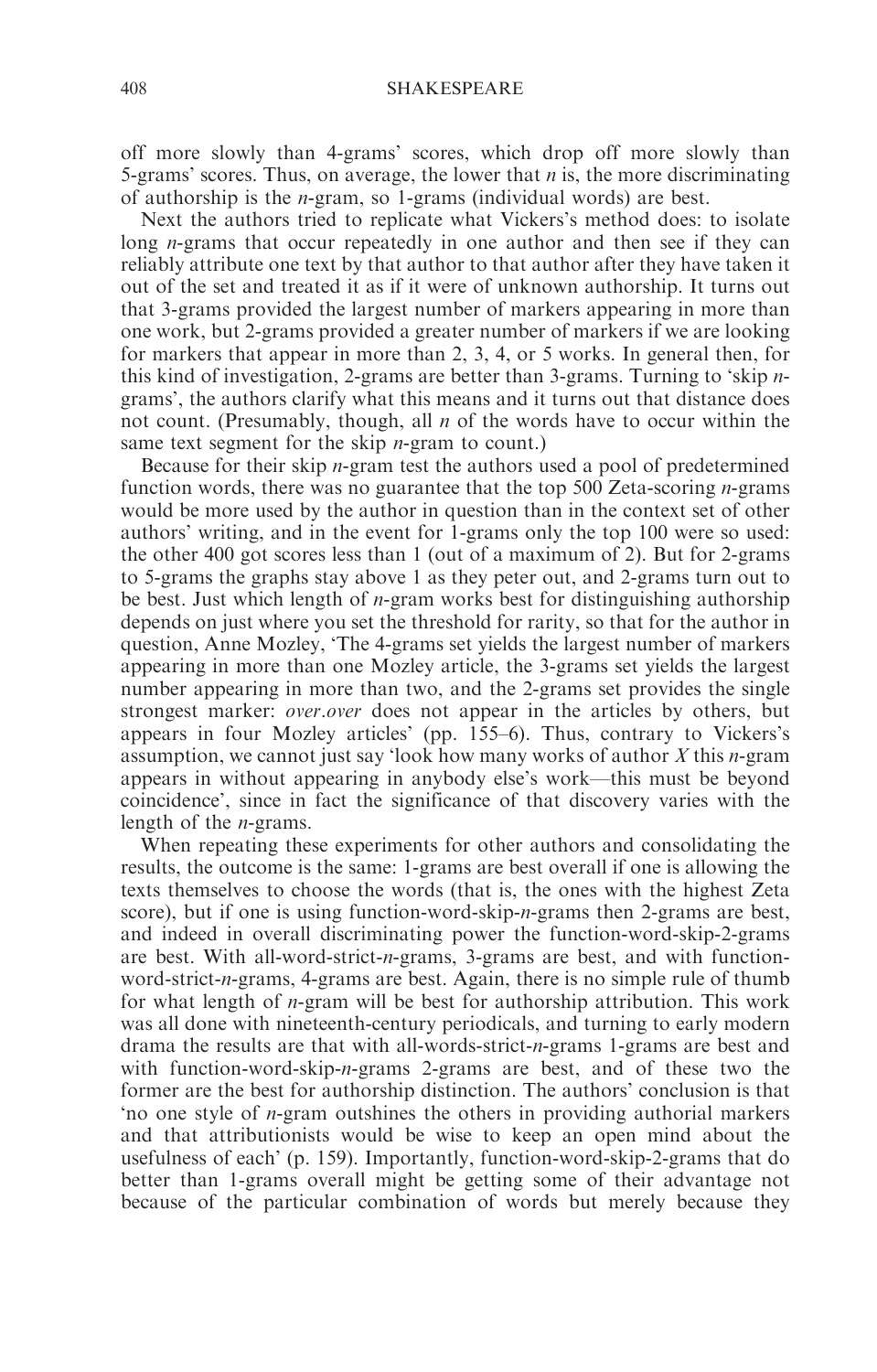off more slowly than 4-grams' scores, which drop off more slowly than 5-grams' scores. Thus, on average, the lower that *n* is, the more discriminating of authorship is the *n*-gram, so 1-grams (individual words) are best.

Next the authors tried to replicate what Vickers's method does: to isolate long *n*-grams that occur repeatedly in one author and then see if they can reliably attribute one text by that author to that author after they have taken it out of the set and treated it as if it were of unknown authorship. It turns out that 3-grams provided the largest number of markers appearing in more than one work, but 2-grams provided a greater number of markers if we are looking for markers that appear in more than 2, 3, 4, or 5 works. In general then, for this kind of investigation, 2-grams are better than 3-grams. Turning to 'skip *n*-grams', the authors clarify what this means and it turns out that distance does not count. (Presumably, though, all *n* of the words have to occur within the same text segment for the skip *n*-gram to count.)

Because for their skip *n*-gram test the authors used a pool of predetermined function words, there was no guarantee that the top 500 Zeta-scoring *n*-grams would be more used by the author in question than in the context set of other authors' writing, and in the event for 1-grams only the top 100 were so used: the other 400 got scores less than 1 (out of a maximum of 2). But for 2-grams to 5-grams the graphs stay above 1 as they peter out, and 2-grams turn out to be best. Just which length of *n*-gram works best for distinguishing authorship depends on just where you set the threshold for rarity, so that for the author in question, Anne Mozley, 'The 4-grams set yields the largest number of markers appearing in more than one Mozley article, the 3-grams set yields the largest number appearing in more than two, and the 2-grams set provides the single strongest marker: *over.over* does not appear in the articles by others, but appears in four Mozley articles' (pp. 155–6). Thus, contrary to Vickers's assumption, we cannot just say 'look how many works of author *X* this *n*-gram appears in without appearing in anybody else's work—this must be beyond coincidence', since in fact the significance of that discovery varies with the length of the *n*-grams.

When repeating these experiments for other authors and consolidating the results, the outcome is the same: 1-grams are best overall if one is allowing the texts themselves to choose the words (that is, the ones with the highest Zeta score), but if one is using function-word-skip-*n*-grams then 2-grams are best, and indeed in overall discriminating power the function-word-skip-2-grams are best. With all-word-strict-*n*-grams, 3-grams are best, and with function-word-strict-*n*-grams, 4-grams are best. Again, there is no simple rule of thumb for what length of *n*-gram will be best for authorship attribution. This work was all done with nineteenth-century periodicals, and turning to early modern drama the results are that with all-words-strict-*n*-grams 1-grams are best and with function-word-skip-*n*-grams 2-grams are best, and of these two the former are the best for authorship distinction. The authors' conclusion is that 'no one style of *n*-gram outshines the others in providing authorial markers and that attributionists would be wise to keep an open mind about the usefulness of each' (p. 159). Importantly, function-word-skip-2-grams that do better than 1-grams overall might be getting some of their advantage not because of the particular combination of words but merely because they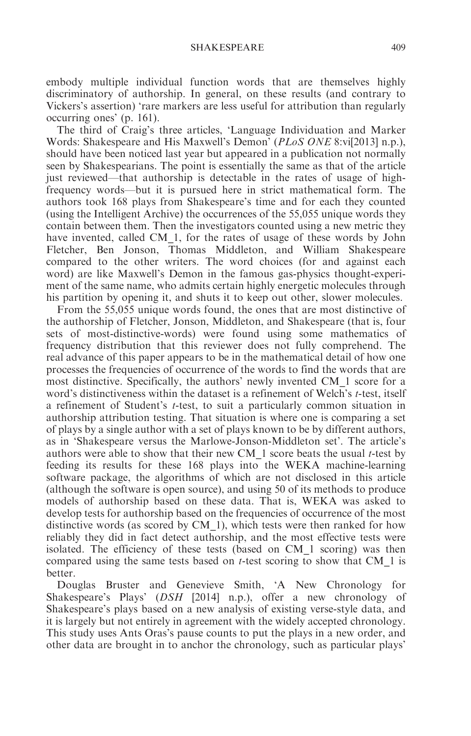embody multiple individual function words that are themselves highly discriminatory of authorship. In general, on these results (and contrary to Vickers's assertion) 'rare markers are less useful for attribution than regularly occurring ones' (p. 161).

The third of Craig's three articles, 'Language Individuation and Marker Words: Shakespeare and His Maxwell's Demon' (*PLoS ONE* 8:vi[2013] n.p.), should have been noticed last year but appeared in a publication not normally seen by Shakespearians. The point is essentially the same as that of the article just reviewed—that authorship is detectable in the rates of usage of high-frequency words—but it is pursued here in strict mathematical form. The authors took 168 plays from Shakespeare's time and for each they counted (using the Intelligent Archive) the occurrences of the 55,055 unique words they contain between them. Then the investigators counted using a new metric they have invented, called CM_1, for the rates of usage of these words by John Fletcher, Ben Jonson, Thomas Middleton, and William Shakespeare compared to the other writers. The word choices (for and against each word) are like Maxwell's Demon in the famous gas-physics thought-experiment of the same name, who admits certain highly energetic molecules through his partition by opening it, and shuts it to keep out other, slower molecules.

From the 55,055 unique words found, the ones that are most distinctive of the authorship of Fletcher, Jonson, Middleton, and Shakespeare (that is, four sets of most-distinctive-words) were found using some mathematics of frequency distribution that this reviewer does not fully comprehend. The real advance of this paper appears to be in the mathematical detail of how one processes the frequencies of occurrence of the words to find the words that are most distinctive. Specifically, the authors' newly invented CM_1 score for a word's distinctiveness within the dataset is a refinement of Welch's *t*-test, itself a refinement of Student's *t*-test, to suit a particularly common situation in authorship attribution testing. That situation is where one is comparing a set of plays by a single author with a set of plays known to be by different authors, as in 'Shakespeare versus the Marlowe-Jonson-Middleton set'. The article's authors were able to show that their new CM_1 score beats the usual *t*-test by feeding its results for these 168 plays into the WEKA machine-learning software package, the algorithms of which are not disclosed in this article (although the software is open source), and using 50 of its methods to produce models of authorship based on these data. That is, WEKA was asked to develop tests for authorship based on the frequencies of occurrence of the most distinctive words (as scored by CM_1), which tests were then ranked for how reliably they did in fact detect authorship, and the most effective tests were isolated. The efficiency of these tests (based on CM_1 scoring) was then compared using the same tests based on *t*-test scoring to show that CM_1 is better.

Douglas Bruster and Genevieve Smith, 'A New Chronology for Shakespeare's Plays' (*DSH* [2014] n.p.), offer a new chronology of Shakespeare's plays based on a new analysis of existing verse-style data, and it is largely but not entirely in agreement with the widely accepted chronology. This study uses Ants Oras's pause counts to put the plays in a new order, and other data are brought in to anchor the chronology, such as particular plays'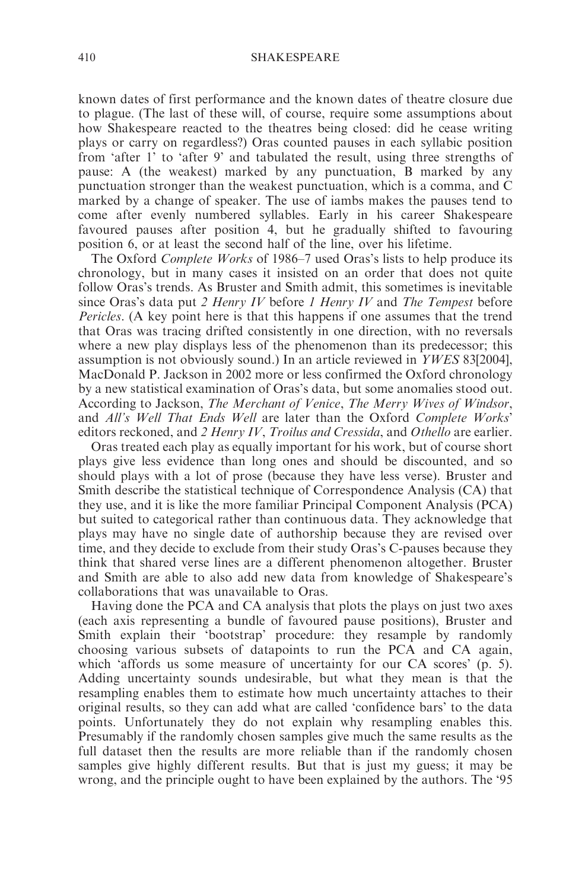known dates of first performance and the known dates of theatre closure due to plague. (The last of these will, of course, require some assumptions about how Shakespeare reacted to the theatres being closed: did he cease writing plays or carry on regardless?) Oras counted pauses in each syllabic position from 'after 1' to 'after 9' and tabulated the result, using three strengths of pause: A (the weakest) marked by any punctuation, B marked by any punctuation stronger than the weakest punctuation, which is a comma, and C marked by a change of speaker. The use of iambs makes the pauses tend to come after evenly numbered syllables. Early in his career Shakespeare favoured pauses after position 4, but he gradually shifted to favouring position 6, or at least the second half of the line, over his lifetime.

The Oxford *Complete Works* of 1986–7 used Oras's lists to help produce its chronology, but in many cases it insisted on an order that does not quite follow Oras's trends. As Bruster and Smith admit, this sometimes is inevitable since Oras's data put *2 Henry IV* before *1 Henry IV* and *The Tempest* before *Pericles*. (A key point here is that this happens if one assumes that the trend that Oras was tracing drifted consistently in one direction, with no reversals where a new play displays less of the phenomenon than its predecessor; this assumption is not obviously sound.) In an article reviewed in *YWES* 83[2004], MacDonald P. Jackson in 2002 more or less confirmed the Oxford chronology by a new statistical examination of Oras's data, but some anomalies stood out. According to Jackson, *The Merchant of Venice*, *The Merry Wives of Windsor*, and *All's Well That Ends Well* are later than the Oxford *Complete Works*' editors reckoned, and *2 Henry IV*, *Troilus and Cressida*, and *Othello* are earlier.

Oras treated each play as equally important for his work, but of course short plays give less evidence than long ones and should be discounted, and so should plays with a lot of prose (because they have less verse). Bruster and Smith describe the statistical technique of Correspondence Analysis (CA) that they use, and it is like the more familiar Principal Component Analysis (PCA) but suited to categorical rather than continuous data. They acknowledge that plays may have no single date of authorship because they are revised over time, and they decide to exclude from their study Oras's C-pauses because they think that shared verse lines are a different phenomenon altogether. Bruster and Smith are able to also add new data from knowledge of Shakespeare's collaborations that was unavailable to Oras.

Having done the PCA and CA analysis that plots the plays on just two axes (each axis representing a bundle of favoured pause positions), Bruster and Smith explain their 'bootstrap' procedure: they resample by randomly choosing various subsets of datapoints to run the PCA and CA again, which 'affords us some measure of uncertainty for our CA scores' (p. 5). Adding uncertainty sounds undesirable, but what they mean is that the resampling enables them to estimate how much uncertainty attaches to their original results, so they can add what are called 'confidence bars' to the data points. Unfortunately they do not explain why resampling enables this. Presumably if the randomly chosen samples give much the same results as the full dataset then the results are more reliable than if the randomly chosen samples give highly different results. But that is just my guess; it may be wrong, and the principle ought to have been explained by the authors. The '95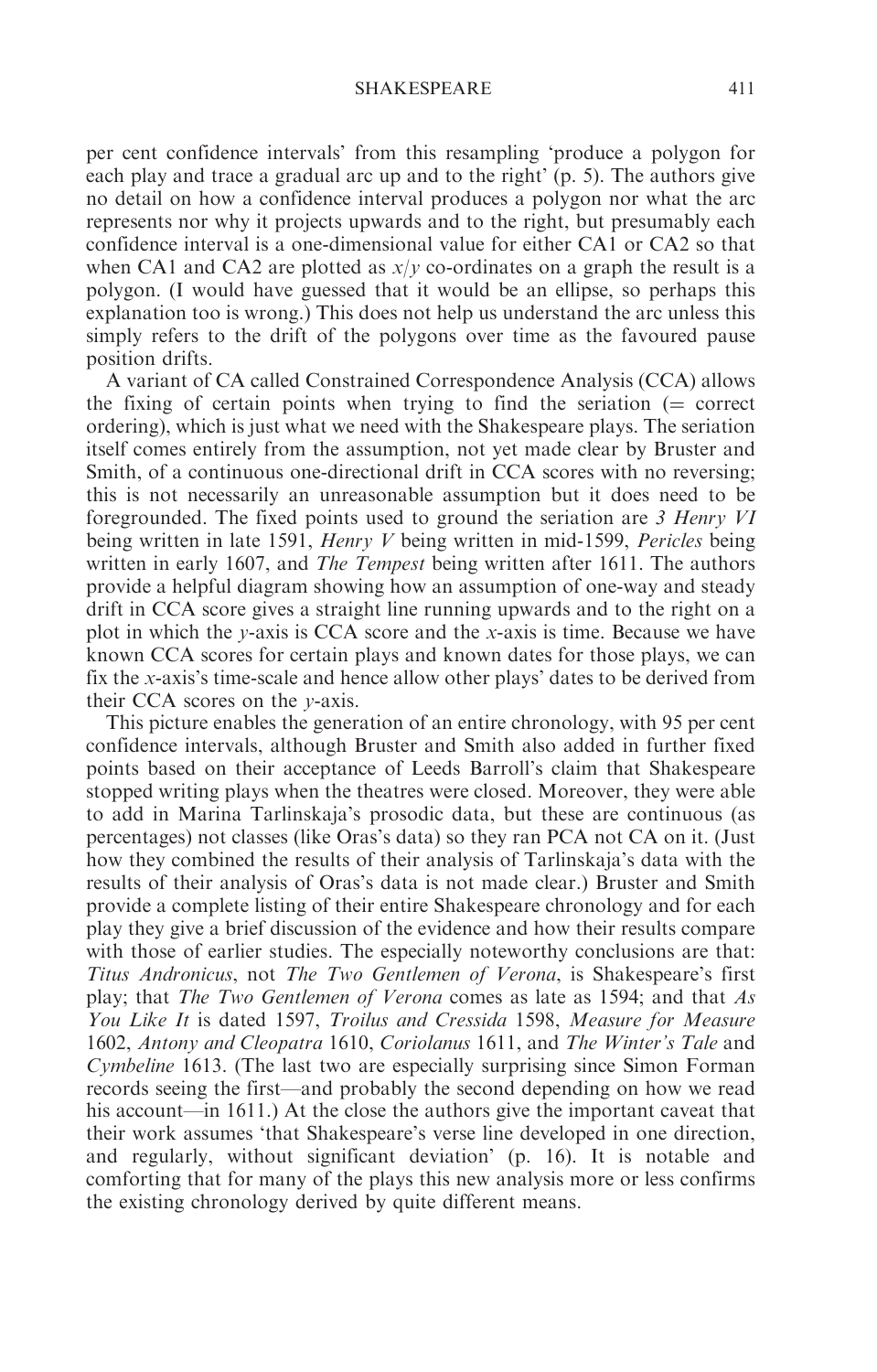per cent confidence intervals' from this resampling 'produce a polygon for each play and trace a gradual arc up and to the right' (p. 5). The authors give no detail on how a confidence interval produces a polygon nor what the arc represents nor why it projects upwards and to the right, but presumably each confidence interval is a one-dimensional value for either CA1 or CA2 so that when CA1 and CA2 are plotted as $x/y$ co-ordinates on a graph the result is a polygon. (I would have guessed that it would be an ellipse, so perhaps this explanation too is wrong.) This does not help us understand the arc unless this simply refers to the drift of the polygons over time as the favoured pause position drifts.

A variant of CA called Constrained Correspondence Analysis (CCA) allows the fixing of certain points when trying to find the seriation (= correct ordering), which is just what we need with the Shakespeare plays. The seriation itself comes entirely from the assumption, not yet made clear by Bruster and Smith, of a continuous one-directional drift in CCA scores with no reversing; this is not necessarily an unreasonable assumption but it does need to be foregrounded. The fixed points used to ground the seriation are *3 Henry VI* being written in late 1591, *Henry V* being written in mid-1599, *Pericles* being written in early 1607, and *The Tempest* being written after 1611. The authors provide a helpful diagram showing how an assumption of one-way and steady drift in CCA score gives a straight line running upwards and to the right on a plot in which the $y$-axis is CCA score and the $x$-axis is time. Because we have known CCA scores for certain plays and known dates for those plays, we can fix the $x$-axis's time-scale and hence allow other plays' dates to be derived from their CCA scores on the $y$-axis.

This picture enables the generation of an entire chronology, with 95 per cent confidence intervals, although Bruster and Smith also added in further fixed points based on their acceptance of Leeds Barroll's claim that Shakespeare stopped writing plays when the theatres were closed. Moreover, they were able to add in Marina Tarlinskaja's prosodic data, but these are continuous (as percentages) not classes (like Oras's data) so they ran PCA not CA on it. (Just how they combined the results of their analysis of Tarlinskaja's data with the results of their analysis of Oras's data is not made clear.) Bruster and Smith provide a complete listing of their entire Shakespeare chronology and for each play they give a brief discussion of the evidence and how their results compare with those of earlier studies. The especially noteworthy conclusions are that: *Titus Andronicus*, not *The Two Gentlemen of Verona*, is Shakespeare's first play; that *The Two Gentlemen of Verona* comes as late as 1594; and that *As You Like It* is dated 1597, *Troilus and Cressida* 1598, *Measure for Measure* 1602, *Antony and Cleopatra* 1610, *Coriolanus* 1611, and *The Winter's Tale* and *Cymbeline* 1613. (The last two are especially surprising since Simon Forman records seeing the first—and probably the second depending on how we read his account—in 1611.) At the close the authors give the important caveat that their work assumes 'that Shakespeare's verse line developed in one direction, and regularly, without significant deviation' (p. 16). It is notable and comforting that for many of the plays this new analysis more or less confirms the existing chronology derived by quite different means.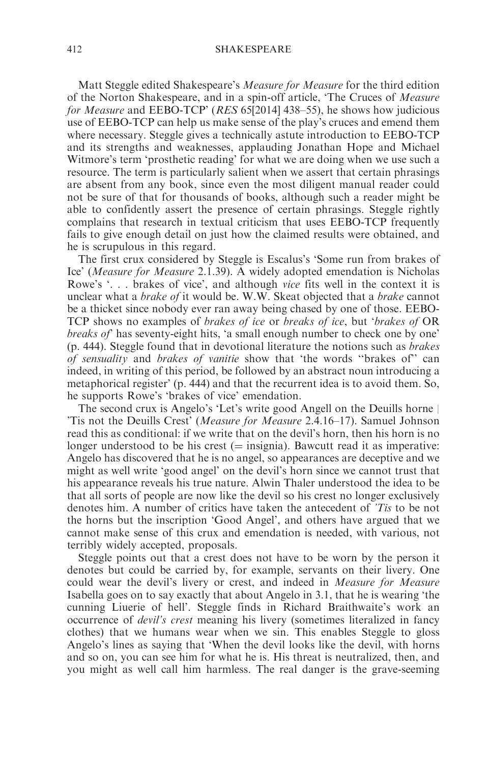Matt Steggle edited Shakespeare's *Measure for Measure* for the third edition of the Norton Shakespeare, and in a spin-off article, 'The Cruces of *Measure for Measure* and EEBO-TCP' (*RES* 65[2014] 438–55), he shows how judicious use of EEBO-TCP can help us make sense of the play's cruces and emend them where necessary. Steggle gives a technically astute introduction to EEBO-TCP and its strengths and weaknesses, applauding Jonathan Hope and Michael Witmore's term 'prosthetic reading' for what we are doing when we use such a resource. The term is particularly salient when we assert that certain phrasings are absent from any book, since even the most diligent manual reader could not be sure of that for thousands of books, although such a reader might be able to confidently assert the presence of certain phrasings. Steggle rightly complains that research in textual criticism that uses EEBO-TCP frequently fails to give enough detail on just how the claimed results were obtained, and he is scrupulous in this regard.

The first crux considered by Steggle is Escalus's 'Some run from brakes of Ice' (*Measure for Measure* 2.1.39). A widely adopted emendation is Nicholas Rowe's '. . . brakes of vice', and although *vice* fits well in the context it is unclear what a *brake of* it would be. W.W. Skeat objected that a *brake* cannot be a thicket since nobody ever ran away being chased by one of those. EEBO-TCP shows no examples of *brakes of ice* or *breaks of ice*, but '*brakes of* OR *breaks of*' has seventy-eight hits, 'a small enough number to check one by one' (p. 444). Steggle found that in devotional literature the notions such as *brakes of sensuality* and *brakes of vanitie* show that 'the words ''brakes of'' can indeed, in writing of this period, be followed by an abstract noun introducing a metaphorical register' (p. 444) and that the recurrent idea is to avoid them. So, he supports Rowe's 'brakes of vice' emendation.

The second crux is Angelo's 'Let's write good Angell on the Deuills horne | 'Tis not the Deuills Crest' (*Measure for Measure* 2.4.16–17). Samuel Johnson read this as conditional: if we write that on the devil's horn, then his horn is no longer understood to be his crest (= insignia). Bawcutt read it as imperative: Angelo has discovered that he is no angel, so appearances are deceptive and we might as well write 'good angel' on the devil's horn since we cannot trust that his appearance reveals his true nature. Alwin Thaler understood the idea to be that all sorts of people are now like the devil so his crest no longer exclusively denotes him. A number of critics have taken the antecedent of *'Tis* to be not the horns but the inscription 'Good Angel', and others have argued that we cannot make sense of this crux and emendation is needed, with various, not terribly widely accepted, proposals.

Steggle points out that a crest does not have to be worn by the person it denotes but could be carried by, for example, servants on their livery. One could wear the devil's livery or crest, and indeed in *Measure for Measure* Isabella goes on to say exactly that about Angelo in 3.1, that he is wearing 'the cunning Liuerie of hell'. Steggle finds in Richard Braithwaite's work an occurrence of *devil's crest* meaning his livery (sometimes literalized in fancy clothes) that we humans wear when we sin. This enables Steggle to gloss Angelo's lines as saying that 'When the devil looks like the devil, with horns and so on, you can see him for what he is. His threat is neutralized, then, and you might as well call him harmless. The real danger is the grave-seeming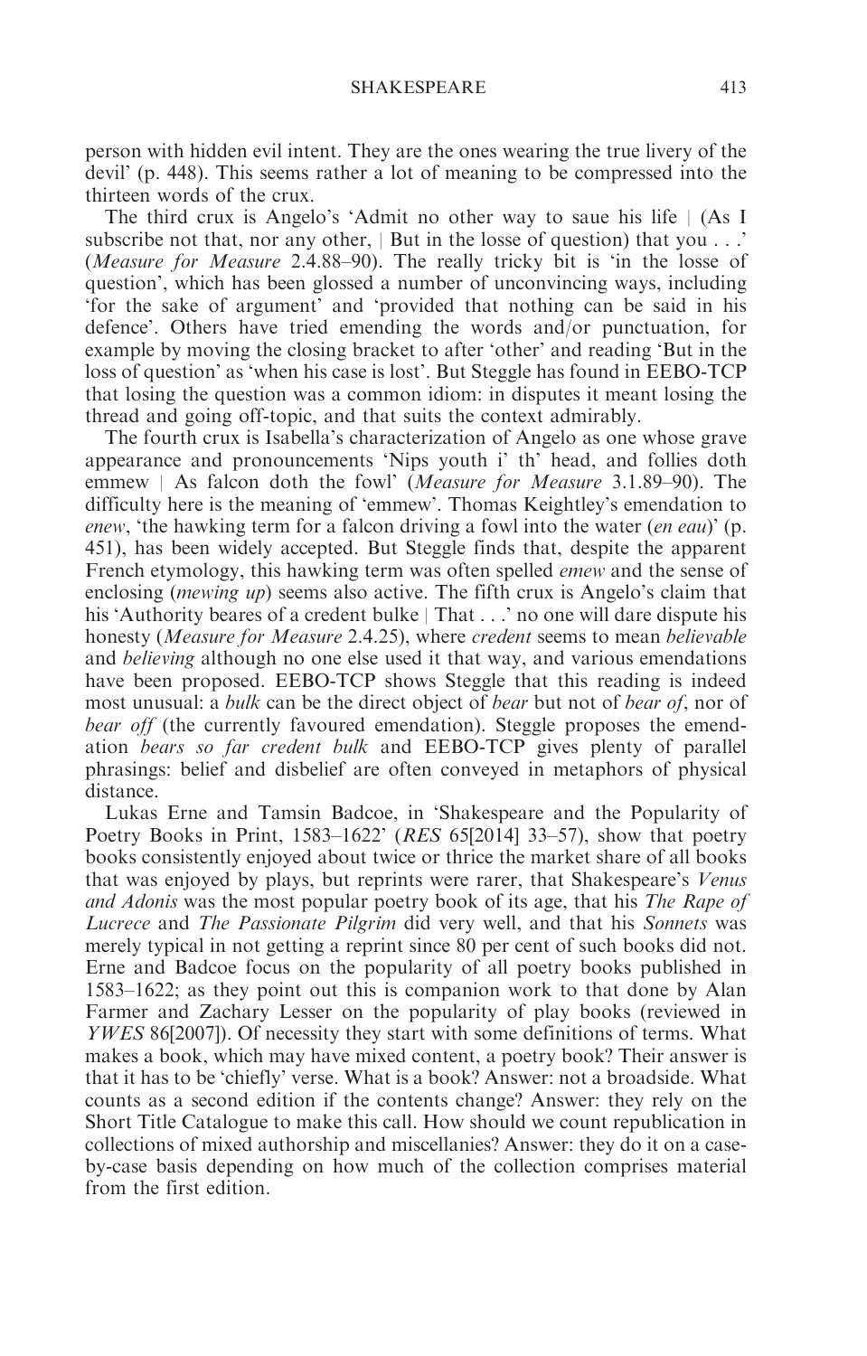person with hidden evil intent. They are the ones wearing the true livery of the devil' (p. 448). This seems rather a lot of meaning to be compressed into the thirteen words of the crux.

The third crux is Angelo's 'Admit no other way to saue his life | (As I subscribe not that, nor any other, | But in the losse of question) that you . . .' (*Measure for Measure* 2.4.88–90). The really tricky bit is 'in the losse of question', which has been glossed a number of unconvincing ways, including 'for the sake of argument' and 'provided that nothing can be said in his defence'. Others have tried emending the words and/or punctuation, for example by moving the closing bracket to after 'other' and reading 'But in the loss of question' as 'when his case is lost'. But Steggle has found in EEBO-TCP that losing the question was a common idiom: in disputes it meant losing the thread and going off-topic, and that suits the context admirably.

The fourth crux is Isabella's characterization of Angelo as one whose grave appearance and pronouncements 'Nips youth i' th' head, and follies doth emmew | As falcon doth the fowl' (*Measure for Measure* 3.1.89–90). The difficulty here is the meaning of 'emmew'. Thomas Keightley's emendation to *enew*, 'the hawking term for a falcon driving a fowl into the water (*en eau*)' (p. 451), has been widely accepted. But Steggle finds that, despite the apparent French etymology, this hawking term was often spelled *emew* and the sense of enclosing (*mewing up*) seems also active. The fifth crux is Angelo's claim that his 'Authority beares of a credent bulke | That . . .' no one will dare dispute his honesty (*Measure for Measure* 2.4.25), where *credent* seems to mean *believable* and *believing* although no one else used it that way, and various emendations have been proposed. EEBO-TCP shows Steggle that this reading is indeed most unusual: a *bulk* can be the direct object of *bear* but not of *bear of*, nor of *bear off* (the currently favoured emendation). Steggle proposes the emendation *bears so far credent bulk* and EEBO-TCP gives plenty of parallel phrasings: belief and disbelief are often conveyed in metaphors of physical distance.

Lukas Erne and Tamsin Badcoe, in 'Shakespeare and the Popularity of Poetry Books in Print, 1583–1622' (*RES* 65[2014] 33–57), show that poetry books consistently enjoyed about twice or thrice the market share of all books that was enjoyed by plays, but reprints were rarer, that Shakespeare's *Venus and Adonis* was the most popular poetry book of its age, that his *The Rape of Lucrece* and *The Passionate Pilgrim* did very well, and that his *Sonnets* was merely typical in not getting a reprint since 80 per cent of such books did not. Erne and Badcoe focus on the popularity of all poetry books published in 1583–1622; as they point out this is companion work to that done by Alan Farmer and Zachary Lesser on the popularity of play books (reviewed in *YWES* 86[2007]). Of necessity they start with some definitions of terms. What makes a book, which may have mixed content, a poetry book? Their answer is that it has to be 'chiefly' verse. What is a book? Answer: not a broadside. What counts as a second edition if the contents change? Answer: they rely on the Short Title Catalogue to make this call. How should we count republication in collections of mixed authorship and miscellanies? Answer: they do it on a case-by-case basis depending on how much of the collection comprises material from the first edition.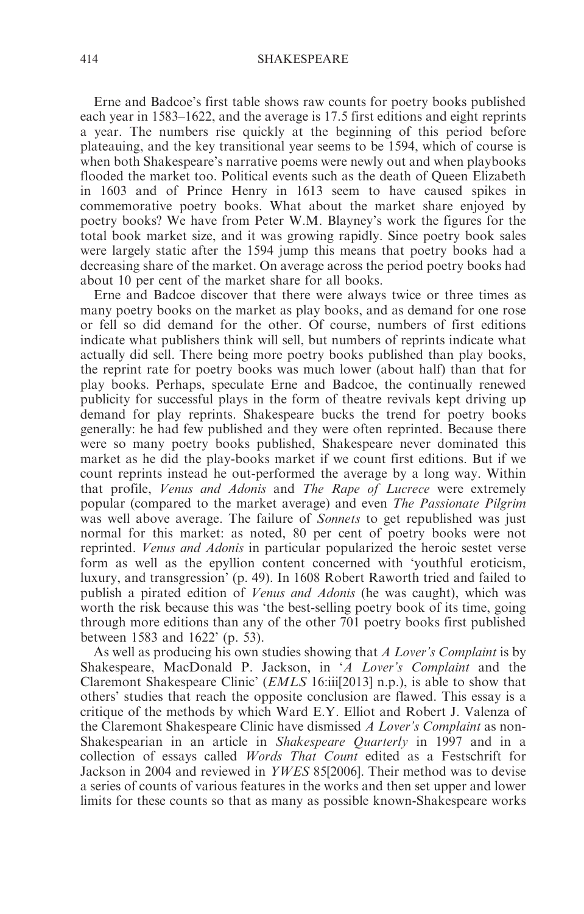Erne and Badcoe's first table shows raw counts for poetry books published each year in 1583–1622, and the average is 17.5 first editions and eight reprints a year. The numbers rise quickly at the beginning of this period before plateauing, and the key transitional year seems to be 1594, which of course is when both Shakespeare's narrative poems were newly out and when playbooks flooded the market too. Political events such as the death of Queen Elizabeth in 1603 and of Prince Henry in 1613 seem to have caused spikes in commemorative poetry books. What about the market share enjoyed by poetry books? We have from Peter W.M. Blayney's work the figures for the total book market size, and it was growing rapidly. Since poetry book sales were largely static after the 1594 jump this means that poetry books had a decreasing share of the market. On average across the period poetry books had about 10 per cent of the market share for all books.

Erne and Badcoe discover that there were always twice or three times as many poetry books on the market as play books, and as demand for one rose or fell so did demand for the other. Of course, numbers of first editions indicate what publishers think will sell, but numbers of reprints indicate what actually did sell. There being more poetry books published than play books, the reprint rate for poetry books was much lower (about half) than that for play books. Perhaps, speculate Erne and Badcoe, the continually renewed publicity for successful plays in the form of theatre revivals kept driving up demand for play reprints. Shakespeare bucks the trend for poetry books generally: he had few published and they were often reprinted. Because there were so many poetry books published, Shakespeare never dominated this market as he did the play-books market if we count first editions. But if we count reprints instead he out-performed the average by a long way. Within that profile, *Venus and Adonis* and *The Rape of Lucrece* were extremely popular (compared to the market average) and even *The Passionate Pilgrim* was well above average. The failure of *Sonnets* to get republished was just normal for this market: as noted, 80 per cent of poetry books were not reprinted. *Venus and Adonis* in particular popularized the heroic sestet verse form as well as the epyllion content concerned with 'youthful eroticism, luxury, and transgression' (p. 49). In 1608 Robert Raworth tried and failed to publish a pirated edition of *Venus and Adonis* (he was caught), which was worth the risk because this was 'the best-selling poetry book of its time, going through more editions than any of the other 701 poetry books first published between 1583 and 1622' (p. 53).

As well as producing his own studies showing that *A Lover's Complaint* is by Shakespeare, MacDonald P. Jackson, in '*A Lover's Complaint* and the Claremont Shakespeare Clinic' (*EMLS* 16:iii[2013] n.p.), is able to show that others' studies that reach the opposite conclusion are flawed. This essay is a critique of the methods by which Ward E.Y. Elliot and Robert J. Valenza of the Claremont Shakespeare Clinic have dismissed *A Lover's Complaint* as non-Shakespearian in an article in *Shakespeare Quarterly* in 1997 and in a collection of essays called *Words That Count* edited as a Festschrift for Jackson in 2004 and reviewed in *YWES* 85[2006]. Their method was to devise a series of counts of various features in the works and then set upper and lower limits for these counts so that as many as possible known-Shakespeare works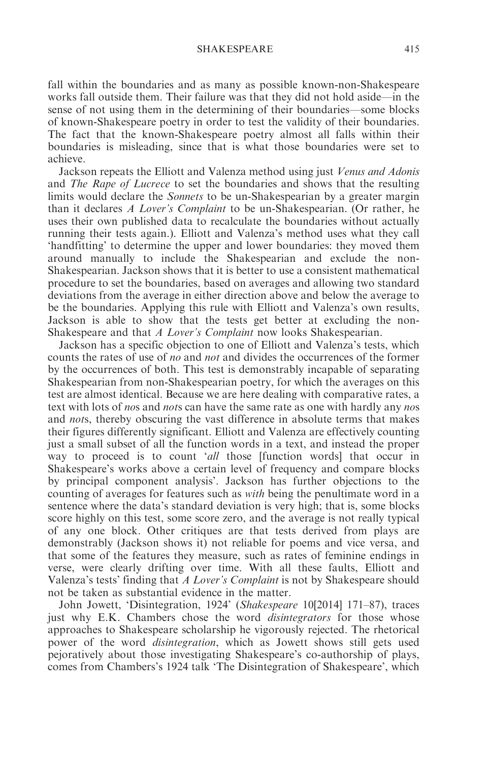fall within the boundaries and as many as possible known-non-Shakespeare works fall outside them. Their failure was that they did not hold aside—in the sense of not using them in the determining of their boundaries—some blocks of known-Shakespeare poetry in order to test the validity of their boundaries. The fact that the known-Shakespeare poetry almost all falls within their boundaries is misleading, since that is what those boundaries were set to achieve.

Jackson repeats the Elliott and Valenza method using just *Venus and Adonis* and *The Rape of Lucrece* to set the boundaries and shows that the resulting limits would declare the *Sonnets* to be un-Shakespearian by a greater margin than it declares *A Lover's Complaint* to be un-Shakespearian. (Or rather, he uses their own published data to recalculate the boundaries without actually running their tests again.). Elliott and Valenza's method uses what they call 'handfitting' to determine the upper and lower boundaries: they moved them around manually to include the Shakespearian and exclude the non-Shakespearian. Jackson shows that it is better to use a consistent mathematical procedure to set the boundaries, based on averages and allowing two standard deviations from the average in either direction above and below the average to be the boundaries. Applying this rule with Elliott and Valenza's own results, Jackson is able to show that the tests get better at excluding the non-Shakespeare and that *A Lover's Complaint* now looks Shakespearian.

Jackson has a specific objection to one of Elliott and Valenza's tests, which counts the rates of use of *no* and *not* and divides the occurrences of the former by the occurrences of both. This test is demonstrably incapable of separating Shakespearian from non-Shakespearian poetry, for which the averages on this test are almost identical. Because we are here dealing with comparative rates, a text with lots of *no*s and *not*s can have the same rate as one with hardly any *no*s and *not*s, thereby obscuring the vast difference in absolute terms that makes their figures differently significant. Elliott and Valenza are effectively counting just a small subset of all the function words in a text, and instead the proper way to proceed is to count '*all* those [function words] that occur in Shakespeare's works above a certain level of frequency and compare blocks by principal component analysis'. Jackson has further objections to the counting of averages for features such as *with* being the penultimate word in a sentence where the data's standard deviation is very high; that is, some blocks score highly on this test, some score zero, and the average is not really typical of any one block. Other critiques are that tests derived from plays are demonstrably (Jackson shows it) not reliable for poems and vice versa, and that some of the features they measure, such as rates of feminine endings in verse, were clearly drifting over time. With all these faults, Elliott and Valenza's tests' finding that *A Lover's Complaint* is not by Shakespeare should not be taken as substantial evidence in the matter.

John Jowett, 'Disintegration, 1924' (*Shakespeare* 10[2014] 171–87), traces just why E.K. Chambers chose the word *disintegrators* for those whose approaches to Shakespeare scholarship he vigorously rejected. The rhetorical power of the word *disintegration*, which as Jowett shows still gets used pejoratively about those investigating Shakespeare's co-authorship of plays, comes from Chambers's 1924 talk 'The Disintegration of Shakespeare', which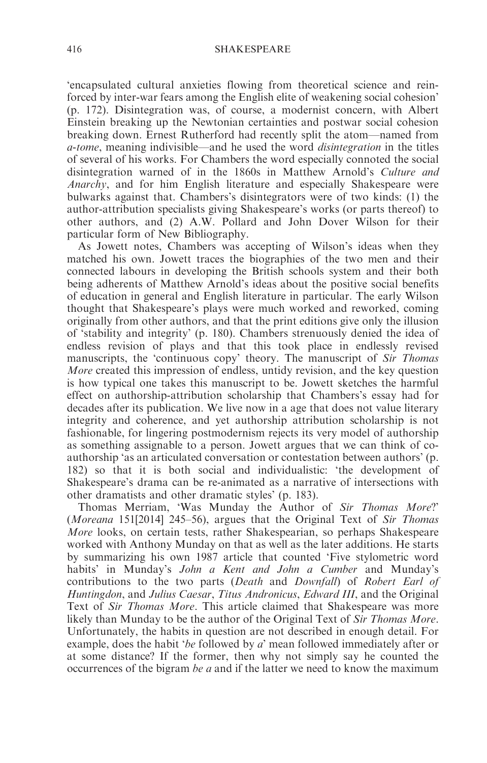'encapsulated cultural anxieties flowing from theoretical science and reinforced by inter-war fears among the English elite of weakening social cohesion' (p. 172). Disintegration was, of course, a modernist concern, with Albert Einstein breaking up the Newtonian certainties and postwar social cohesion breaking down. Ernest Rutherford had recently split the atom—named from *a-tome*, meaning indivisible—and he used the word *disintegration* in the titles of several of his works. For Chambers the word especially connoted the social disintegration warned of in the 1860s in Matthew Arnold's *Culture and Anarchy*, and for him English literature and especially Shakespeare were bulwarks against that. Chambers's disintegrators were of two kinds: (1) the author-attribution specialists giving Shakespeare's works (or parts thereof) to other authors, and (2) A.W. Pollard and John Dover Wilson for their particular form of New Bibliography.

As Jowett notes, Chambers was accepting of Wilson's ideas when they matched his own. Jowett traces the biographies of the two men and their connected labours in developing the British schools system and their both being adherents of Matthew Arnold's ideas about the positive social benefits of education in general and English literature in particular. The early Wilson thought that Shakespeare's plays were much worked and reworked, coming originally from other authors, and that the print editions give only the illusion of 'stability and integrity' (p. 180). Chambers strenuously denied the idea of endless revision of plays and that this took place in endlessly revised manuscripts, the 'continuous copy' theory. The manuscript of *Sir Thomas More* created this impression of endless, untidy revision, and the key question is how typical one takes this manuscript to be. Jowett sketches the harmful effect on authorship-attribution scholarship that Chambers's essay had for decades after its publication. We live now in an age that does not value literary integrity and coherence, and yet authorship attribution scholarship is not fashionable, for lingering postmodernism rejects its very model of authorship as something assignable to a person. Jowett argues that we can think of co-authorship 'as an articulated conversation or contestation between authors' (p. 182) so that it is both social and individualistic: 'the development of Shakespeare's drama can be re-animated as a narrative of intersections with other dramatists and other dramatic styles' (p. 183).

Thomas Merriam, 'Was Munday the Author of *Sir Thomas More*?' (*Moreana* 151[2014] 245–56), argues that the Original Text of *Sir Thomas More* looks, on certain tests, rather Shakespearian, so perhaps Shakespeare worked with Anthony Munday on that as well as the later additions. He starts by summarizing his own 1987 article that counted 'Five stylometric word habits' in Munday's *John a Kent and John a Cumber* and Munday's contributions to the two parts (*Death* and *Downfall*) of *Robert Earl of Huntingdon*, and *Julius Caesar*, *Titus Andronicus*, *Edward III*, and the Original Text of *Sir Thomas More*. This article claimed that Shakespeare was more likely than Munday to be the author of the Original Text of *Sir Thomas More*. Unfortunately, the habits in question are not described in enough detail. For example, does the habit '*be* followed by *a*' mean followed immediately after or at some distance? If the former, then why not simply say he counted the occurrences of the bigram *be a* and if the latter we need to know the maximum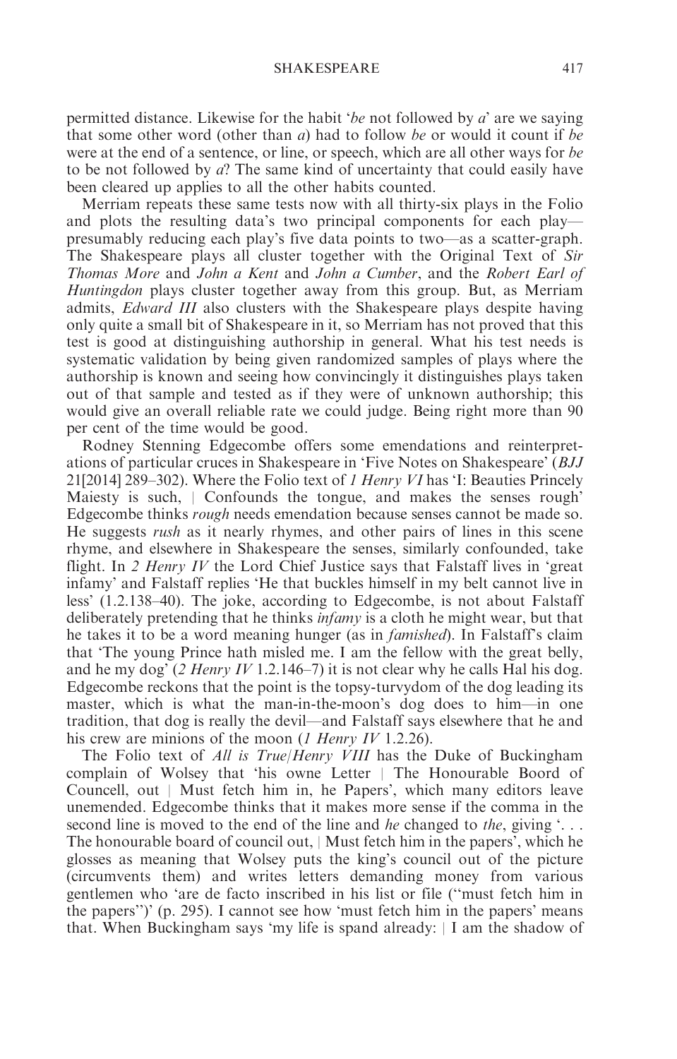permitted distance. Likewise for the habit '*be* not followed by *a*' are we saying that some other word (other than *a*) had to follow *be* or would it count if *be* were at the end of a sentence, or line, or speech, which are all other ways for *be* to be not followed by *a*? The same kind of uncertainty that could easily have been cleared up applies to all the other habits counted.

Merriam repeats these same tests now with all thirty-six plays in the Folio and plots the resulting data's two principal components for each play—presumably reducing each play's five data points to two—as a scatter-graph. The Shakespeare plays all cluster together with the Original Text of *Sir Thomas More* and *John a Kent* and *John a Cumber*, and the *Robert Earl of Huntingdon* plays cluster together away from this group. But, as Merriam admits, *Edward III* also clusters with the Shakespeare plays despite having only quite a small bit of Shakespeare in it, so Merriam has not proved that this test is good at distinguishing authorship in general. What his test needs is systematic validation by being given randomized samples of plays where the authorship is known and seeing how convincingly it distinguishes plays taken out of that sample and tested as if they were of unknown authorship; this would give an overall reliable rate we could judge. Being right more than 90 per cent of the time would be good.

Rodney Stenning Edgecombe offers some emendations and reinterpretations of particular cruces in Shakespeare in 'Five Notes on Shakespeare' (*BJJ* 21[2014] 289–302). Where the Folio text of *1 Henry VI* has 'I: Beauties Princely Maiesty is such, | Confounds the tongue, and makes the senses rough' Edgecombe thinks *rough* needs emendation because senses cannot be made so. He suggests *rush* as it nearly rhymes, and other pairs of lines in this scene rhyme, and elsewhere in Shakespeare the senses, similarly confounded, take flight. In *2 Henry IV* the Lord Chief Justice says that Falstaff lives in 'great infamy' and Falstaff replies 'He that buckles himself in my belt cannot live in less' (1.2.138–40). The joke, according to Edgecombe, is not about Falstaff deliberately pretending that he thinks *infamy* is a cloth he might wear, but that he takes it to be a word meaning hunger (as in *famished*). In Falstaff's claim that 'The young Prince hath misled me. I am the fellow with the great belly, and he my dog' (*2 Henry IV* 1.2.146–7) it is not clear why he calls Hal his dog. Edgecombe reckons that the point is the topsy-turvydom of the dog leading its master, which is what the man-in-the-moon's dog does to him—in one tradition, that dog is really the devil—and Falstaff says elsewhere that he and his crew are minions of the moon (*1 Henry IV* 1.2.26).

The Folio text of *All is True*/*Henry VIII* has the Duke of Buckingham complain of Wolsey that 'his owne Letter | The Honourable Boord of Councell, out | Must fetch him in, he Papers', which many editors leave unemended. Edgecombe thinks that it makes more sense if the comma in the second line is moved to the end of the line and *he* changed to *the*, giving '. . . The honourable board of council out, | Must fetch him in the papers', which he glosses as meaning that Wolsey puts the king's council out of the picture (circumvents them) and writes letters demanding money from various gentlemen who 'are de facto inscribed in his list or file ("must fetch him in the papers")' (p. 295). I cannot see how 'must fetch him in the papers' means that. When Buckingham says 'my life is spand already: | I am the shadow of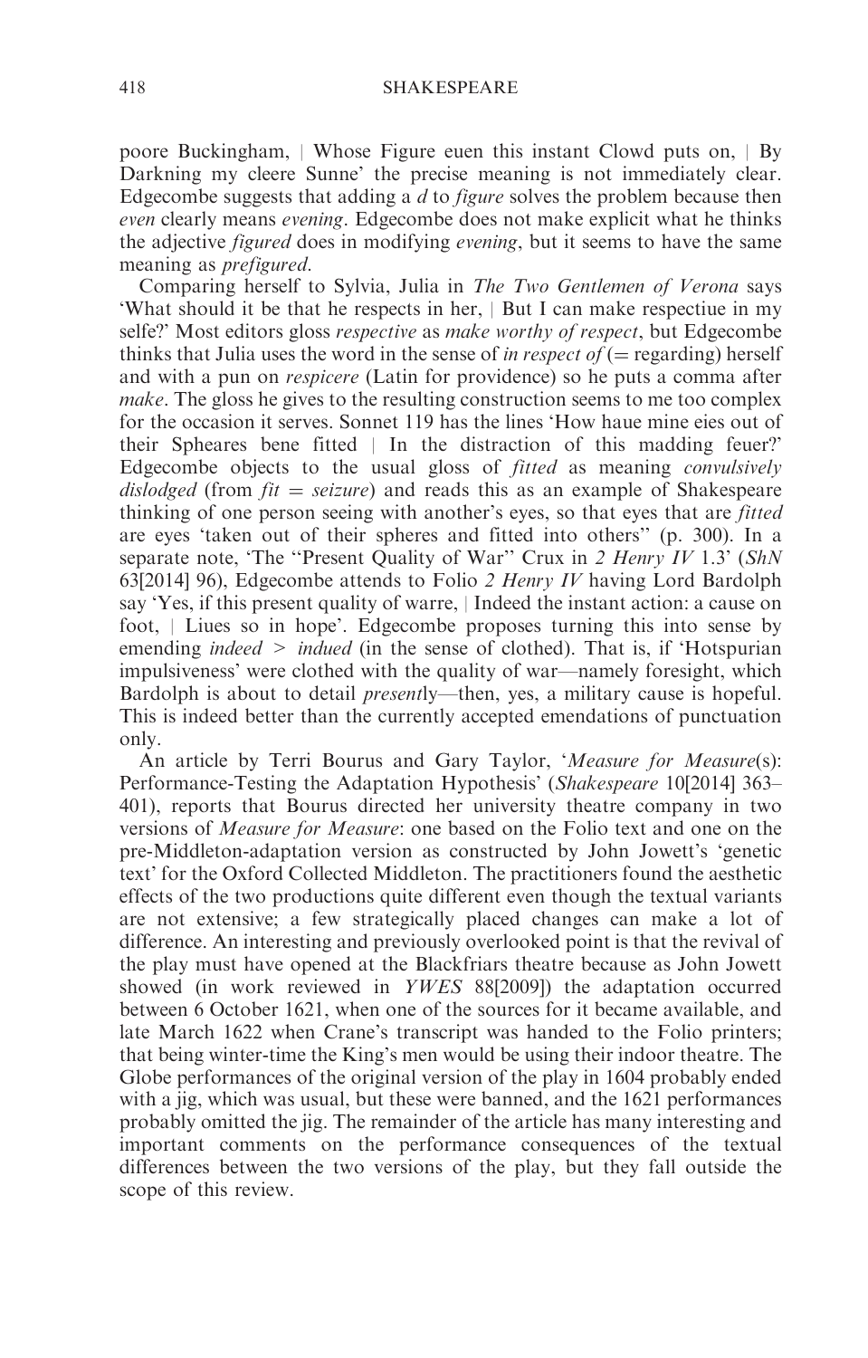poore Buckingham, | Whose Figure euen this instant Clowd puts on, | By Darkning my cleere Sunne' the precise meaning is not immediately clear. Edgecombe suggests that adding a *d* to *figure* solves the problem because then *even* clearly means *evening*. Edgecombe does not make explicit what he thinks the adjective *figured* does in modifying *evening*, but it seems to have the same meaning as *prefigured*.

Comparing herself to Sylvia, Julia in *The Two Gentlemen of Verona* says 'What should it be that he respects in her, | But I can make respectiue in my selfe?' Most editors gloss *respective* as *make worthy of respect*, but Edgecombe thinks that Julia uses the word in the sense of *in respect of* (= regarding) herself and with a pun on *respicere* (Latin for providence) so he puts a comma after *make*. The gloss he gives to the resulting construction seems to me too complex for the occasion it serves. Sonnet 119 has the lines 'How haue mine eies out of their Spheares bene fitted | In the distraction of this madding feuer?' Edgecombe objects to the usual gloss of *fitted* as meaning *convulsively dislodged* (from *fit* = *seizure*) and reads this as an example of Shakespeare thinking of one person seeing with another's eyes, so that eyes that are *fitted* are eyes 'taken out of their spheres and fitted into others'' (p. 300). In a separate note, 'The ''Present Quality of War'' Crux in *2 Henry IV* 1.3' (*ShN* 63[2014] 96), Edgecombe attends to Folio *2 Henry IV* having Lord Bardolph say 'Yes, if this present quality of warre, | Indeed the instant action: a cause on foot, | Liues so in hope'. Edgecombe proposes turning this into sense by emending *indeed* > *indued* (in the sense of clothed). That is, if 'Hotspurian impulsiveness' were clothed with the quality of war—namely foresight, which Bardolph is about to detail *present*ly—then, yes, a military cause is hopeful. This is indeed better than the currently accepted emendations of punctuation only.

An article by Terri Bourus and Gary Taylor, '*Measure for Measure*(s): Performance-Testing the Adaptation Hypothesis' (*Shakespeare* 10[2014] 363–401), reports that Bourus directed her university theatre company in two versions of *Measure for Measure*: one based on the Folio text and one on the pre-Middleton-adaptation version as constructed by John Jowett's 'genetic text' for the Oxford Collected Middleton. The practitioners found the aesthetic effects of the two productions quite different even though the textual variants are not extensive; a few strategically placed changes can make a lot of difference. An interesting and previously overlooked point is that the revival of the play must have opened at the Blackfriars theatre because as John Jowett showed (in work reviewed in *YWES* 88[2009]) the adaptation occurred between 6 October 1621, when one of the sources for it became available, and late March 1622 when Crane's transcript was handed to the Folio printers; that being winter-time the King's men would be using their indoor theatre. The Globe performances of the original version of the play in 1604 probably ended with a jig, which was usual, but these were banned, and the 1621 performances probably omitted the jig. The remainder of the article has many interesting and important comments on the performance consequences of the textual differences between the two versions of the play, but they fall outside the scope of this review.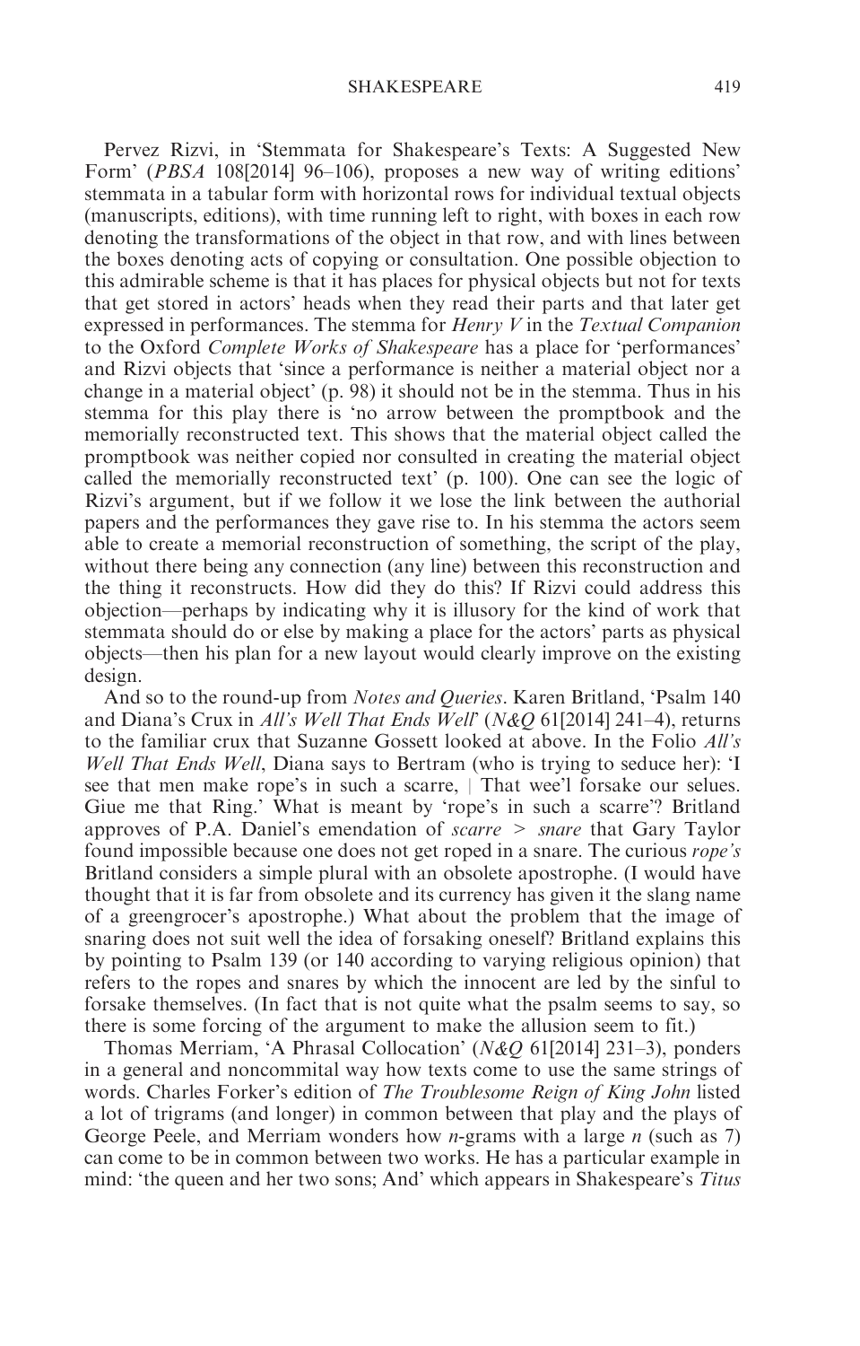Pervez Rizvi, in 'Stemmata for Shakespeare's Texts: A Suggested New Form' (*PBSA* 108[2014] 96–106), proposes a new way of writing editions' stemmata in a tabular form with horizontal rows for individual textual objects (manuscripts, editions), with time running left to right, with boxes in each row denoting the transformations of the object in that row, and with lines between the boxes denoting acts of copying or consultation. One possible objection to this admirable scheme is that it has places for physical objects but not for texts that get stored in actors' heads when they read their parts and that later get expressed in performances. The stemma for *Henry V* in the *Textual Companion* to the Oxford *Complete Works of Shakespeare* has a place for 'performances' and Rizvi objects that 'since a performance is neither a material object nor a change in a material object' (p. 98) it should not be in the stemma. Thus in his stemma for this play there is 'no arrow between the promptbook and the memorially reconstructed text. This shows that the material object called the promptbook was neither copied nor consulted in creating the material object called the memorially reconstructed text' (p. 100). One can see the logic of Rizvi's argument, but if we follow it we lose the link between the authorial papers and the performances they gave rise to. In his stemma the actors seem able to create a memorial reconstruction of something, the script of the play, without there being any connection (any line) between this reconstruction and the thing it reconstructs. How did they do this? If Rizvi could address this objection—perhaps by indicating why it is illusory for the kind of work that stemmata should do or else by making a place for the actors' parts as physical objects—then his plan for a new layout would clearly improve on the existing design.

And so to the round-up from *Notes and Queries*. Karen Britland, 'Psalm 140 and Diana's Crux in *All's Well That Ends Well*' (*N&Q* 61[2014] 241–4), returns to the familiar crux that Suzanne Gossett looked at above. In the Folio *All's Well That Ends Well*, Diana says to Bertram (who is trying to seduce her): 'I see that men make rope's in such a scarre, | That wee'l forsake our selues. Giue me that Ring.' What is meant by 'rope's in such a scarre'? Britland approves of P.A. Daniel's emendation of *scarre* > *snare* that Gary Taylor found impossible because one does not get roped in a snare. The curious *rope's* Britland considers a simple plural with an obsolete apostrophe. (I would have thought that it is far from obsolete and its currency has given it the slang name of a greengrocer's apostrophe.) What about the problem that the image of snaring does not suit well the idea of forsaking oneself? Britland explains this by pointing to Psalm 139 (or 140 according to varying religious opinion) that refers to the ropes and snares by which the innocent are led by the sinful to forsake themselves. (In fact that is not quite what the psalm seems to say, so there is some forcing of the argument to make the allusion seem to fit.)

Thomas Merriam, 'A Phrasal Collocation' (*N&Q* 61[2014] 231–3), ponders in a general and noncommital way how texts come to use the same strings of words. Charles Forker's edition of *The Troublesome Reign of King John* listed a lot of trigrams (and longer) in common between that play and the plays of George Peele, and Merriam wonders how *n*-grams with a large *n* (such as 7) can come to be in common between two works. He has a particular example in mind: 'the queen and her two sons; And' which appears in Shakespeare's *Titus*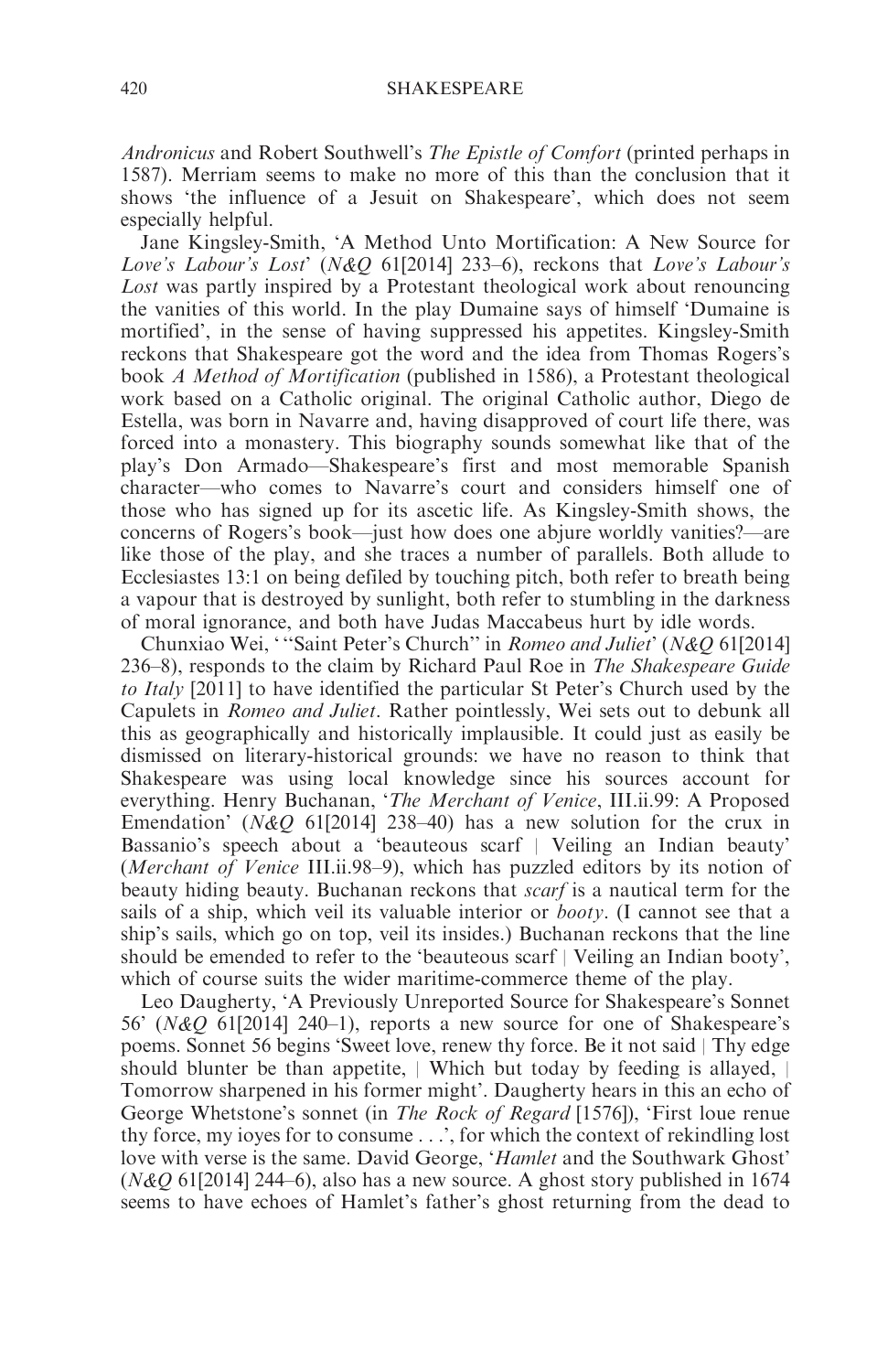*Andronicus* and Robert Southwell's *The Epistle of Comfort* (printed perhaps in 1587). Merriam seems to make no more of this than the conclusion that it shows 'the influence of a Jesuit on Shakespeare', which does not seem especially helpful.

Jane Kingsley-Smith, 'A Method Unto Mortification: A New Source for *Love's Labour's Lost*' (*N&Q* 61[2014] 233–6), reckons that *Love's Labour's Lost* was partly inspired by a Protestant theological work about renouncing the vanities of this world. In the play Dumaine says of himself 'Dumaine is mortified', in the sense of having suppressed his appetites. Kingsley-Smith reckons that Shakespeare got the word and the idea from Thomas Rogers's book *A Method of Mortification* (published in 1586), a Protestant theological work based on a Catholic original. The original Catholic author, Diego de Estella, was born in Navarre and, having disapproved of court life there, was forced into a monastery. This biography sounds somewhat like that of the play's Don Armado—Shakespeare's first and most memorable Spanish character—who comes to Navarre's court and considers himself one of those who has signed up for its ascetic life. As Kingsley-Smith shows, the concerns of Rogers's book—just how does one abjure worldly vanities?—are like those of the play, and she traces a number of parallels. Both allude to Ecclesiastes 13:1 on being defiled by touching pitch, both refer to breath being a vapour that is destroyed by sunlight, both refer to stumbling in the darkness of moral ignorance, and both have Judas Maccabeus hurt by idle words.

Chunxiao Wei, '"Saint Peter's Church" in *Romeo and Juliet*' (*N&Q* 61[2014] 236–8), responds to the claim by Richard Paul Roe in *The Shakespeare Guide to Italy* [2011] to have identified the particular St Peter's Church used by the Capulets in *Romeo and Juliet*. Rather pointlessly, Wei sets out to debunk all this as geographically and historically implausible. It could just as easily be dismissed on literary-historical grounds: we have no reason to think that Shakespeare was using local knowledge since his sources account for everything. Henry Buchanan, '*The Merchant of Venice*, III.ii.99: A Proposed Emendation' (*N&Q* 61[2014] 238–40) has a new solution for the crux in Bassanio's speech about a 'beauteous scarf | Veiling an Indian beauty' (*Merchant of Venice* III.ii.98–9), which has puzzled editors by its notion of beauty hiding beauty. Buchanan reckons that *scarf* is a nautical term for the sails of a ship, which veil its valuable interior or *booty*. (I cannot see that a ship's sails, which go on top, veil its insides.) Buchanan reckons that the line should be emended to refer to the 'beauteous scarf | Veiling an Indian booty', which of course suits the wider maritime-commerce theme of the play.

Leo Daugherty, 'A Previously Unreported Source for Shakespeare's Sonnet 56' (*N&Q* 61[2014] 240–1), reports a new source for one of Shakespeare's poems. Sonnet 56 begins 'Sweet love, renew thy force. Be it not said | Thy edge should blunter be than appetite, | Which but today by feeding is allayed, | Tomorrow sharpened in his former might'. Daugherty hears in this an echo of George Whetstone's sonnet (in *The Rock of Regard* [1576]), 'First loue renue thy force, my ioyes for to consume . . .', for which the context of rekindling lost love with verse is the same. David George, '*Hamlet* and the Southwark Ghost' (*N&Q* 61[2014] 244–6), also has a new source. A ghost story published in 1674 seems to have echoes of Hamlet's father's ghost returning from the dead to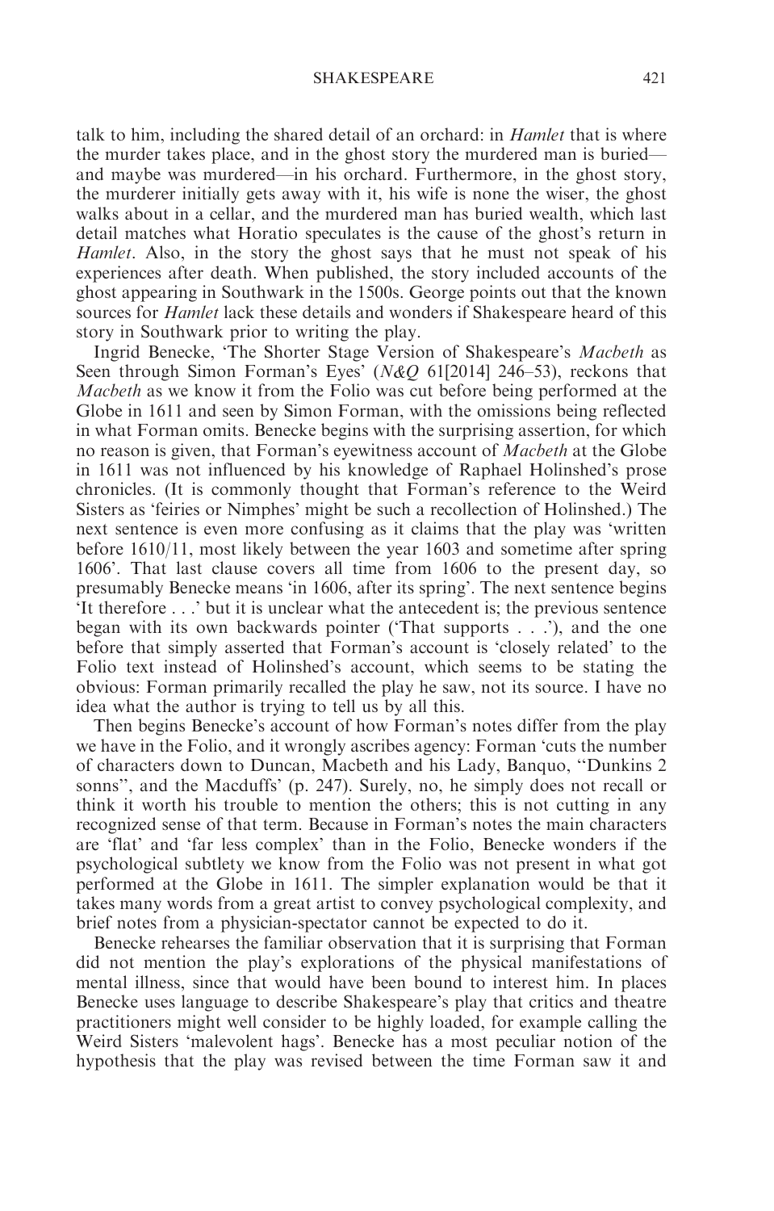talk to him, including the shared detail of an orchard: in *Hamlet* that is where the murder takes place, and in the ghost story the murdered man is buried—and maybe was murdered—in his orchard. Furthermore, in the ghost story, the murderer initially gets away with it, his wife is none the wiser, the ghost walks about in a cellar, and the murdered man has buried wealth, which last detail matches what Horatio speculates is the cause of the ghost's return in *Hamlet*. Also, in the story the ghost says that he must not speak of his experiences after death. When published, the story included accounts of the ghost appearing in Southwark in the 1500s. George points out that the known sources for *Hamlet* lack these details and wonders if Shakespeare heard of this story in Southwark prior to writing the play.

Ingrid Benecke, 'The Shorter Stage Version of Shakespeare's *Macbeth* as Seen through Simon Forman's Eyes' (*N&Q* 61[2014] 246–53), reckons that *Macbeth* as we know it from the Folio was cut before being performed at the Globe in 1611 and seen by Simon Forman, with the omissions being reflected in what Forman omits. Benecke begins with the surprising assertion, for which no reason is given, that Forman's eyewitness account of *Macbeth* at the Globe in 1611 was not influenced by his knowledge of Raphael Holinshed's prose chronicles. (It is commonly thought that Forman's reference to the Weird Sisters as 'feiries or Nimphes' might be such a recollection of Holinshed.) The next sentence is even more confusing as it claims that the play was 'written before 1610/11, most likely between the year 1603 and sometime after spring 1606'. That last clause covers all time from 1606 to the present day, so presumably Benecke means 'in 1606, after its spring'. The next sentence begins 'It therefore . . .' but it is unclear what the antecedent is; the previous sentence began with its own backwards pointer ('That supports . . .'), and the one before that simply asserted that Forman's account is 'closely related' to the Folio text instead of Holinshed's account, which seems to be stating the obvious: Forman primarily recalled the play he saw, not its source. I have no idea what the author is trying to tell us by all this.

Then begins Benecke's account of how Forman's notes differ from the play we have in the Folio, and it wrongly ascribes agency: Forman 'cuts the number of characters down to Duncan, Macbeth and his Lady, Banquo, ''Dunkins 2 sonns'', and the Macduffs' (p. 247). Surely, no, he simply does not recall or think it worth his trouble to mention the others; this is not cutting in any recognized sense of that term. Because in Forman's notes the main characters are 'flat' and 'far less complex' than in the Folio, Benecke wonders if the psychological subtlety we know from the Folio was not present in what got performed at the Globe in 1611. The simpler explanation would be that it takes many words from a great artist to convey psychological complexity, and brief notes from a physician-spectator cannot be expected to do it.

Benecke rehearses the familiar observation that it is surprising that Forman did not mention the play's explorations of the physical manifestations of mental illness, since that would have been bound to interest him. In places Benecke uses language to describe Shakespeare's play that critics and theatre practitioners might well consider to be highly loaded, for example calling the Weird Sisters 'malevolent hags'. Benecke has a most peculiar notion of the hypothesis that the play was revised between the time Forman saw it and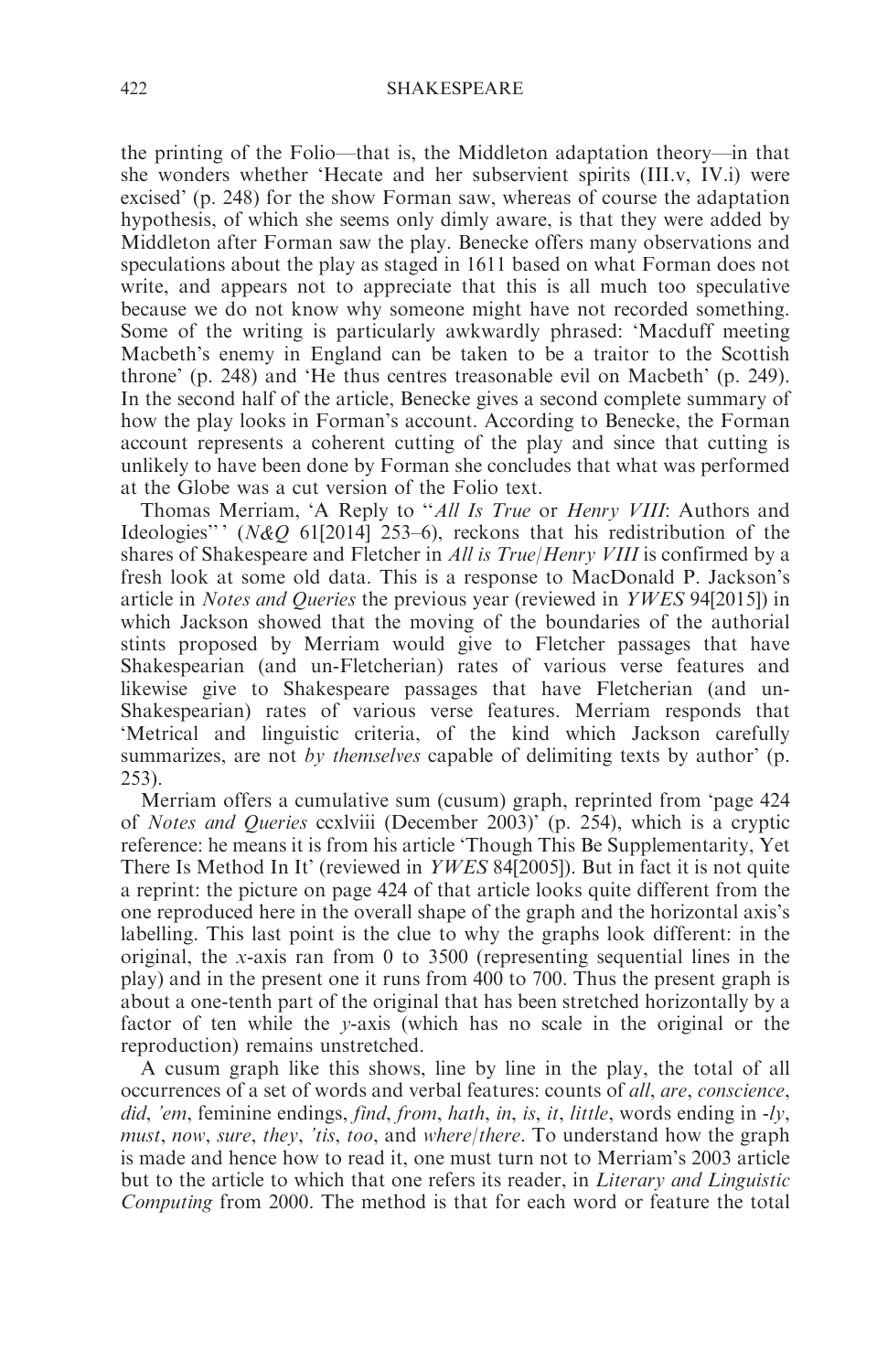the printing of the Folio—that is, the Middleton adaptation theory—in that she wonders whether 'Hecate and her subservient spirits (III.v, IV.i) were excised' (p. 248) for the show Forman saw, whereas of course the adaptation hypothesis, of which she seems only dimly aware, is that they were added by Middleton after Forman saw the play. Benecke offers many observations and speculations about the play as staged in 1611 based on what Forman does not write, and appears not to appreciate that this is all much too speculative because we do not know why someone might have not recorded something. Some of the writing is particularly awkwardly phrased: 'Macduff meeting Macbeth's enemy in England can be taken to be a traitor to the Scottish throne' (p. 248) and 'He thus centres treasonable evil on Macbeth' (p. 249). In the second half of the article, Benecke gives a second complete summary of how the play looks in Forman's account. According to Benecke, the Forman account represents a coherent cutting of the play and since that cutting is unlikely to have been done by Forman she concludes that what was performed at the Globe was a cut version of the Folio text.

Thomas Merriam, 'A Reply to "*All Is True* or *Henry VIII*: Authors and Ideologies"' (*N&Q* 61[2014] 253–6), reckons that his redistribution of the shares of Shakespeare and Fletcher in *All is True*/*Henry VIII* is confirmed by a fresh look at some old data. This is a response to MacDonald P. Jackson's article in *Notes and Queries* the previous year (reviewed in *YWES* 94[2015]) in which Jackson showed that the moving of the boundaries of the authorial stints proposed by Merriam would give to Fletcher passages that have Shakespearian (and un-Fletcherian) rates of various verse features and likewise give to Shakespeare passages that have Fletcherian (and un-Shakespearian) rates of various verse features. Merriam responds that 'Metrical and linguistic criteria, of the kind which Jackson carefully summarizes, are not *by themselves* capable of delimiting texts by author' (p. 253).

Merriam offers a cumulative sum (cusum) graph, reprinted from 'page 424 of *Notes and Queries* ccxlviii (December 2003)' (p. 254), which is a cryptic reference: he means it is from his article 'Though This Be Supplementarity, Yet There Is Method In It' (reviewed in *YWES* 84[2005]). But in fact it is not quite a reprint: the picture on page 424 of that article looks quite different from the one reproduced here in the overall shape of the graph and the horizontal axis's labelling. This last point is the clue to why the graphs look different: in the original, the *x*-axis ran from 0 to 3500 (representing sequential lines in the play) and in the present one it runs from 400 to 700. Thus the present graph is about a one-tenth part of the original that has been stretched horizontally by a factor of ten while the *y*-axis (which has no scale in the original or the reproduction) remains unstretched.

A cusum graph like this shows, line by line in the play, the total of all occurrences of a set of words and verbal features: counts of *all*, *are*, *conscience*, *did*, *'em*, feminine endings, *find*, *from*, *hath*, *in*, *is*, *it*, *little*, words ending in *-ly*, *must*, *now*, *sure*, *they*, *'tis*, *too*, and *where*/*there*. To understand how the graph is made and hence how to read it, one must turn not to Merriam's 2003 article but to the article to which that one refers its reader, in *Literary and Linguistic Computing* from 2000. The method is that for each word or feature the total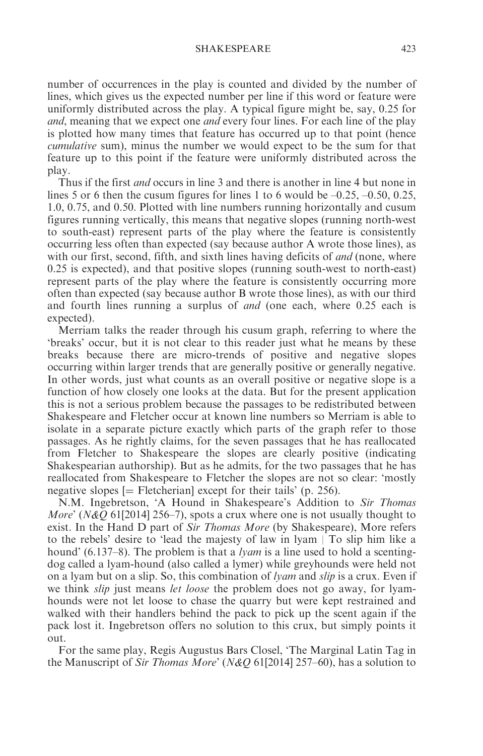number of occurrences in the play is counted and divided by the number of lines, which gives us the expected number per line if this word or feature were uniformly distributed across the play. A typical figure might be, say, 0.25 for *and*, meaning that we expect one *and* every four lines. For each line of the play is plotted how many times that feature has occurred up to that point (hence *cumulative* sum), minus the number we would expect to be the sum for that feature up to this point if the feature were uniformly distributed across the play.

Thus if the first *and* occurs in line 3 and there is another in line 4 but none in lines 5 or 6 then the cusum figures for lines 1 to 6 would be –0.25, –0.50, 0.25, 1.0, 0.75, and 0.50. Plotted with line numbers running horizontally and cusum figures running vertically, this means that negative slopes (running north-west to south-east) represent parts of the play where the feature is consistently occurring less often than expected (say because author A wrote those lines), as with our first, second, fifth, and sixth lines having deficits of *and* (none, where 0.25 is expected), and that positive slopes (running south-west to north-east) represent parts of the play where the feature is consistently occurring more often than expected (say because author B wrote those lines), as with our third and fourth lines running a surplus of *and* (one each, where 0.25 each is expected).

Merriam talks the reader through his cusum graph, referring to where the 'breaks' occur, but it is not clear to this reader just what he means by these breaks because there are micro-trends of positive and negative slopes occurring within larger trends that are generally positive or generally negative. In other words, just what counts as an overall positive or negative slope is a function of how closely one looks at the data. But for the present application this is not a serious problem because the passages to be redistributed between Shakespeare and Fletcher occur at known line numbers so Merriam is able to isolate in a separate picture exactly which parts of the graph refer to those passages. As he rightly claims, for the seven passages that he has reallocated from Fletcher to Shakespeare the slopes are clearly positive (indicating Shakespearian authorship). But as he admits, for the two passages that he has reallocated from Shakespeare to Fletcher the slopes are not so clear: 'mostly negative slopes [= Fletcherian] except for their tails' (p. 256).

N.M. Ingebretson, 'A Hound in Shakespeare's Addition to *Sir Thomas More*' (*N&Q* 61[2014] 256–7), spots a crux where one is not usually thought to exist. In the Hand D part of *Sir Thomas More* (by Shakespeare), More refers to the rebels' desire to 'lead the majesty of law in lyam | To slip him like a hound' (6.137–8). The problem is that a *lyam* is a line used to hold a scenting-dog called a lyam-hound (also called a lymer) while greyhounds were held not on a lyam but on a slip. So, this combination of *lyam* and *slip* is a crux. Even if we think *slip* just means *let loose* the problem does not go away, for lyam-hounds were not let loose to chase the quarry but were kept restrained and walked with their handlers behind the pack to pick up the scent again if the pack lost it. Ingebretson offers no solution to this crux, but simply points it out.

For the same play, Regis Augustus Bars Closel, 'The Marginal Latin Tag in the Manuscript of *Sir Thomas More*' (*N&Q* 61[2014] 257–60), has a solution to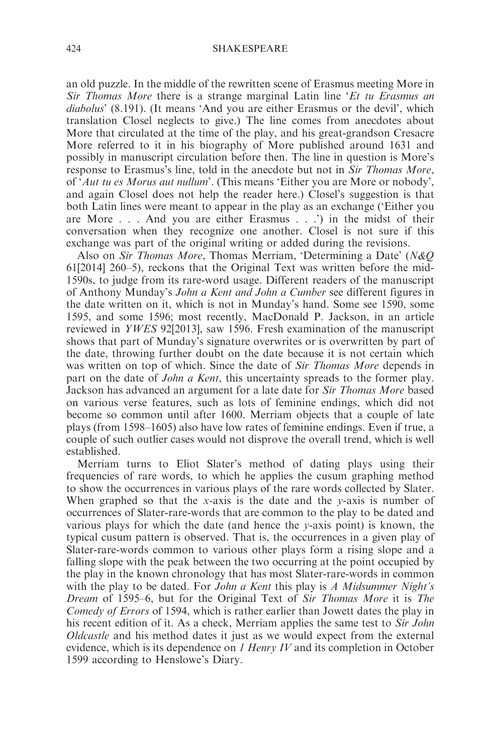an old puzzle. In the middle of the rewritten scene of Erasmus meeting More in *Sir Thomas More* there is a strange marginal Latin line '*Et tu Erasmus an diabolus*' (8.191). (It means 'And you are either Erasmus or the devil', which translation Closel neglects to give.) The line comes from anecdotes about More that circulated at the time of the play, and his great-grandson Cresacre More referred to it in his biography of More published around 1631 and possibly in manuscript circulation before then. The line in question is More's response to Erasmus's line, told in the anecdote but not in *Sir Thomas More*, of '*Aut tu es Morus aut nullum*'. (This means 'Either you are More or nobody', and again Closel does not help the reader here.) Closel's suggestion is that both Latin lines were meant to appear in the play as an exchange ('Either you are More . . . And you are either Erasmus . . .') in the midst of their conversation when they recognize one another. Closel is not sure if this exchange was part of the original writing or added during the revisions.

Also on *Sir Thomas More*, Thomas Merriam, 'Determining a Date' (*N&Q* 61[2014] 260–5), reckons that the Original Text was written before the mid-1590s, to judge from its rare-word usage. Different readers of the manuscript of Anthony Munday's *John a Kent and John a Cumber* see different figures in the date written on it, which is not in Munday's hand. Some see 1590, some 1595, and some 1596; most recently, MacDonald P. Jackson, in an article reviewed in *YWES* 92[2013], saw 1596. Fresh examination of the manuscript shows that part of Munday's signature overwrites or is overwritten by part of the date, throwing further doubt on the date because it is not certain which was written on top of which. Since the date of *Sir Thomas More* depends in part on the date of *John a Kent*, this uncertainty spreads to the former play. Jackson has advanced an argument for a late date for *Sir Thomas More* based on various verse features, such as lots of feminine endings, which did not become so common until after 1600. Merriam objects that a couple of late plays (from 1598–1605) also have low rates of feminine endings. Even if true, a couple of such outlier cases would not disprove the overall trend, which is well established.

Merriam turns to Eliot Slater's method of dating plays using their frequencies of rare words, to which he applies the cusum graphing method to show the occurrences in various plays of the rare words collected by Slater. When graphed so that the $x$-axis is the date and the $y$-axis is number of occurrences of Slater-rare-words that are common to the play to be dated and various plays for which the date (and hence the $y$-axis point) is known, the typical cusum pattern is observed. That is, the occurrences in a given play of Slater-rare-words common to various other plays form a rising slope and a falling slope with the peak between the two occurring at the point occupied by the play in the known chronology that has most Slater-rare-words in common with the play to be dated. For *John a Kent* this play is *A Midsummer Night's Dream* of 1595–6, but for the Original Text of *Sir Thomas More* it is *The Comedy of Errors* of 1594, which is rather earlier than Jowett dates the play in his recent edition of it. As a check, Merriam applies the same test to *Sir John Oldcastle* and his method dates it just as we would expect from the external evidence, which is its dependence on *1 Henry IV* and its completion in October 1599 according to Henslowe's Diary.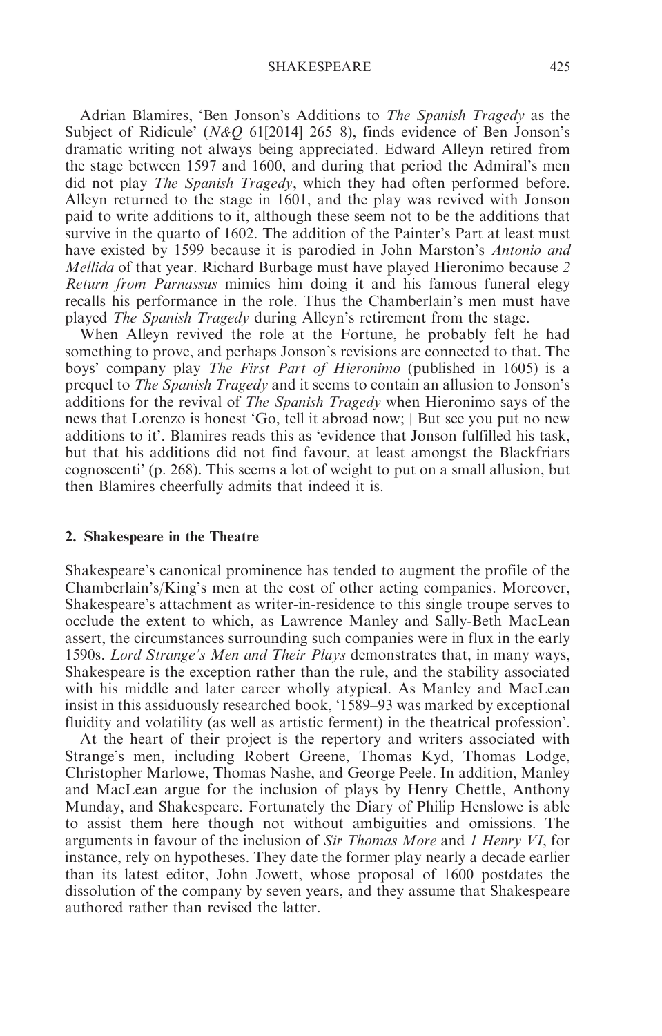Adrian Blamires, 'Ben Jonson's Additions to *The Spanish Tragedy* as the Subject of Ridicule' (*N&Q* 61[2014] 265–8), finds evidence of Ben Jonson's dramatic writing not always being appreciated. Edward Alleyn retired from the stage between 1597 and 1600, and during that period the Admiral's men did not play *The Spanish Tragedy*, which they had often performed before. Alleyn returned to the stage in 1601, and the play was revived with Jonson paid to write additions to it, although these seem not to be the additions that survive in the quarto of 1602. The addition of the Painter's Part at least must have existed by 1599 because it is parodied in John Marston's *Antonio and Mellida* of that year. Richard Burbage must have played Hieronimo because *2 Return from Parnassus* mimics him doing it and his famous funeral elegy recalls his performance in the role. Thus the Chamberlain's men must have played *The Spanish Tragedy* during Alleyn's retirement from the stage.

When Alleyn revived the role at the Fortune, he probably felt he had something to prove, and perhaps Jonson's revisions are connected to that. The boys' company play *The First Part of Hieronimo* (published in 1605) is a prequel to *The Spanish Tragedy* and it seems to contain an allusion to Jonson's additions for the revival of *The Spanish Tragedy* when Hieronimo says of the news that Lorenzo is honest 'Go, tell it abroad now; | But see you put no new additions to it'. Blamires reads this as 'evidence that Jonson fulfilled his task, but that his additions did not find favour, at least amongst the Blackfriars cognoscenti' (p. 268). This seems a lot of weight to put on a small allusion, but then Blamires cheerfully admits that indeed it is.

## 2. Shakespeare in the Theatre

Shakespeare's canonical prominence has tended to augment the profile of the Chamberlain's/King's men at the cost of other acting companies. Moreover, Shakespeare's attachment as writer-in-residence to this single troupe serves to occlude the extent to which, as Lawrence Manley and Sally-Beth MacLean assert, the circumstances surrounding such companies were in flux in the early 1590s. *Lord Strange's Men and Their Plays* demonstrates that, in many ways, Shakespeare is the exception rather than the rule, and the stability associated with his middle and later career wholly atypical. As Manley and MacLean insist in this assiduously researched book, '1589–93 was marked by exceptional fluidity and volatility (as well as artistic ferment) in the theatrical profession'.

At the heart of their project is the repertory and writers associated with Strange's men, including Robert Greene, Thomas Kyd, Thomas Lodge, Christopher Marlowe, Thomas Nashe, and George Peele. In addition, Manley and MacLean argue for the inclusion of plays by Henry Chettle, Anthony Munday, and Shakespeare. Fortunately the Diary of Philip Henslowe is able to assist them here though not without ambiguities and omissions. The arguments in favour of the inclusion of *Sir Thomas More* and *1 Henry VI*, for instance, rely on hypotheses. They date the former play nearly a decade earlier than its latest editor, John Jowett, whose proposal of 1600 postdates the dissolution of the company by seven years, and they assume that Shakespeare authored rather than revised the latter.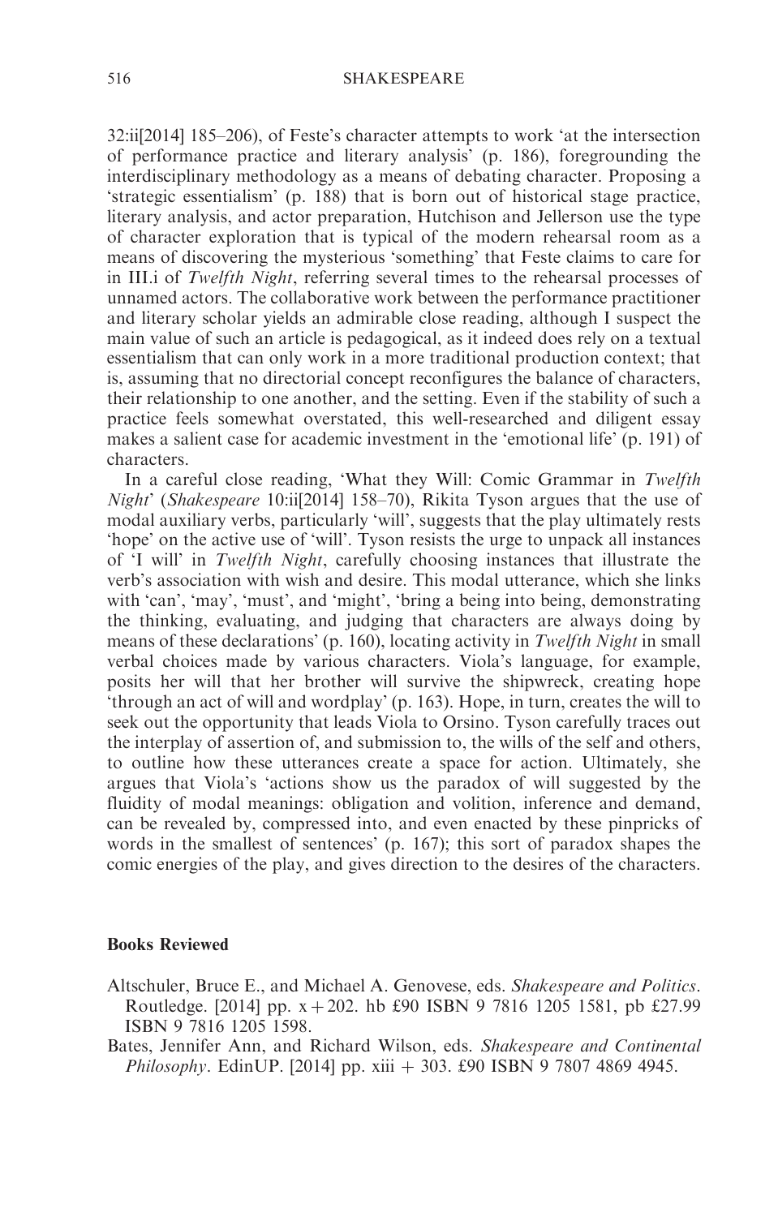32:ii[2014] 185–206), of Feste's character attempts to work 'at the intersection of performance practice and literary analysis' (p. 186), foregrounding the interdisciplinary methodology as a means of debating character. Proposing a 'strategic essentialism' (p. 188) that is born out of historical stage practice, literary analysis, and actor preparation, Hutchison and Jellerson use the type of character exploration that is typical of the modern rehearsal room as a means of discovering the mysterious 'something' that Feste claims to care for in III.i of *Twelfth Night*, referring several times to the rehearsal processes of unnamed actors. The collaborative work between the performance practitioner and literary scholar yields an admirable close reading, although I suspect the main value of such an article is pedagogical, as it indeed does rely on a textual essentialism that can only work in a more traditional production context; that is, assuming that no directorial concept reconfigures the balance of characters, their relationship to one another, and the setting. Even if the stability of such a practice feels somewhat overstated, this well-researched and diligent essay makes a salient case for academic investment in the 'emotional life' (p. 191) of characters.

In a careful close reading, 'What they Will: Comic Grammar in *Twelfth Night*' (*Shakespeare* 10:ii[2014] 158–70), Rikita Tyson argues that the use of modal auxiliary verbs, particularly 'will', suggests that the play ultimately rests 'hope' on the active use of 'will'. Tyson resists the urge to unpack all instances of 'I will' in *Twelfth Night*, carefully choosing instances that illustrate the verb's association with wish and desire. This modal utterance, which she links with 'can', 'may', 'must', and 'might', 'bring a being into being, demonstrating the thinking, evaluating, and judging that characters are always doing by means of these declarations' (p. 160), locating activity in *Twelfth Night* in small verbal choices made by various characters. Viola's language, for example, posits her will that her brother will survive the shipwreck, creating hope 'through an act of will and wordplay' (p. 163). Hope, in turn, creates the will to seek out the opportunity that leads Viola to Orsino. Tyson carefully traces out the interplay of assertion of, and submission to, the wills of the self and others, to outline how these utterances create a space for action. Ultimately, she argues that Viola's 'actions show us the paradox of will suggested by the fluidity of modal meanings: obligation and volition, inference and demand, can be revealed by, compressed into, and even enacted by these pinpricks of words in the smallest of sentences' (p. 167); this sort of paradox shapes the comic energies of the play, and gives direction to the desires of the characters.

### Books Reviewed

Altschuler, Bruce E., and Michael A. Genovese, eds. *Shakespeare and Politics*. Routledge. [2014] pp. x + 202. hb £90 ISBN 9 7816 1205 1581, pb £27.99 ISBN 9 7816 1205 1598.

Bates, Jennifer Ann, and Richard Wilson, eds. *Shakespeare and Continental Philosophy*. EdinUP. [2014] pp. xiii + 303. £90 ISBN 9 7807 4869 4945.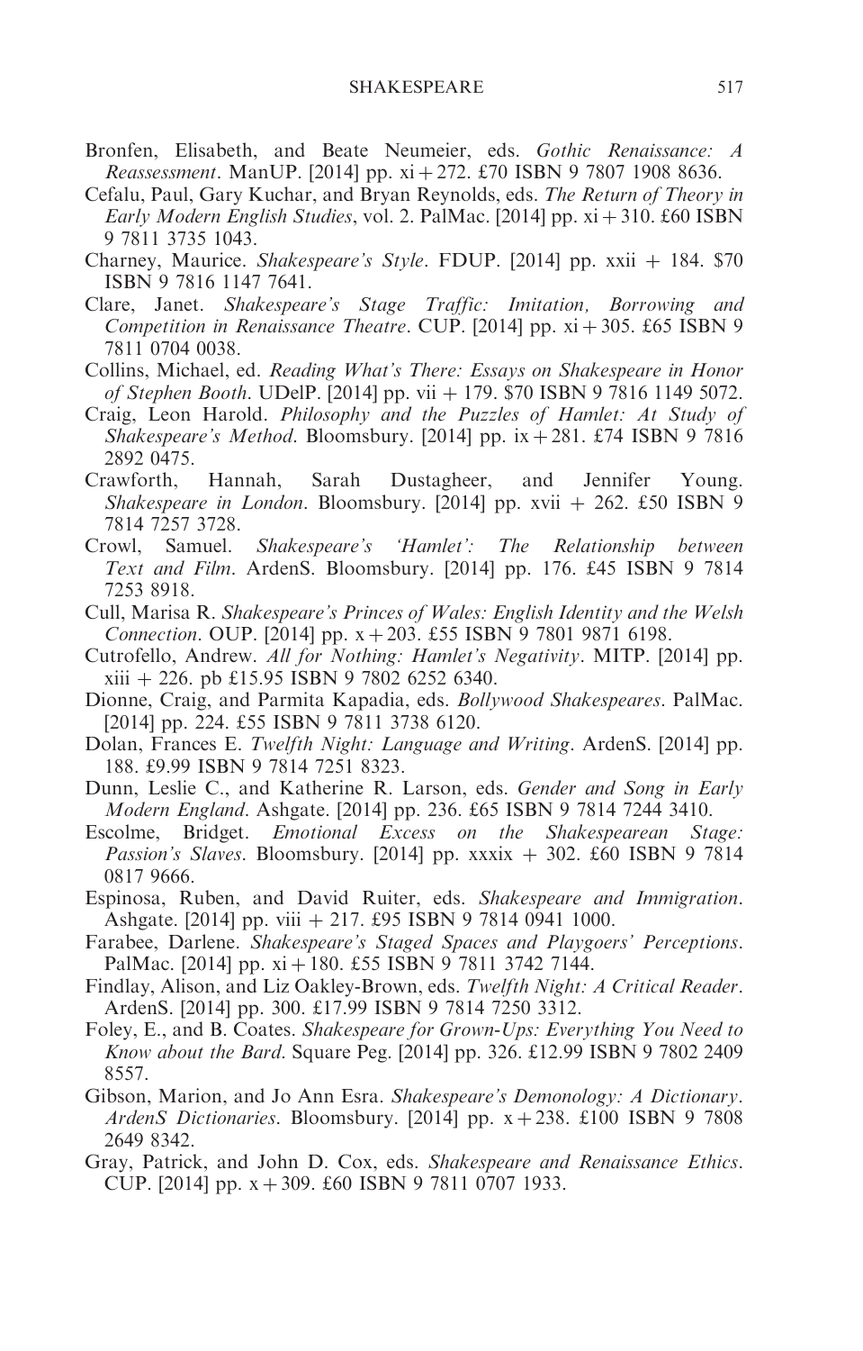Bronfen, Elisabeth, and Beate Neumeier, eds. *Gothic Renaissance: A Reassessment*. ManUP. [2014] pp. xi + 272. £70 ISBN 9 7807 1908 8636.

Cefalu, Paul, Gary Kuchar, and Bryan Reynolds, eds. *The Return of Theory in Early Modern English Studies*, vol. 2. PalMac. [2014] pp. xi + 310. £60 ISBN 9 7811 3735 1043.

Charney, Maurice. *Shakespeare's Style*. FDUP. [2014] pp. xxii + 184. $70 ISBN 9 7816 1147 7641.

Clare, Janet. *Shakespeare's Stage Traffic: Imitation, Borrowing and Competition in Renaissance Theatre*. CUP. [2014] pp. xi + 305. £65 ISBN 9 7811 0704 0038.

Collins, Michael, ed. *Reading What's There: Essays on Shakespeare in Honor of Stephen Booth*. UDelP. [2014] pp. vii + 179. $70 ISBN 9 7816 1149 5072.

Craig, Leon Harold. *Philosophy and the Puzzles of Hamlet: At Study of Shakespeare's Method*. Bloomsbury. [2014] pp. ix + 281. £74 ISBN 9 7816 2892 0475.

Crawforth, Hannah, Sarah Dustagheer, and Jennifer Young. *Shakespeare in London*. Bloomsbury. [2014] pp. xvii + 262. £50 ISBN 9 7814 7257 3728.

Crowl, Samuel. *Shakespeare's 'Hamlet': The Relationship between Text and Film*. ArdenS. Bloomsbury. [2014] pp. 176. £45 ISBN 9 7814 7253 8918.

Cull, Marisa R. *Shakespeare's Princes of Wales: English Identity and the Welsh Connection*. OUP. [2014] pp. x + 203. £55 ISBN 9 7801 9871 6198.

Cutrofello, Andrew. *All for Nothing: Hamlet's Negativity*. MITP. [2014] pp. xiii + 226. pb £15.95 ISBN 9 7802 6252 6340.

Dionne, Craig, and Parmita Kapadia, eds. *Bollywood Shakespeares*. PalMac. [2014] pp. 224. £55 ISBN 9 7811 3738 6120.

Dolan, Frances E. *Twelfth Night: Language and Writing*. ArdenS. [2014] pp. 188. £9.99 ISBN 9 7814 7251 8323.

Dunn, Leslie C., and Katherine R. Larson, eds. *Gender and Song in Early Modern England*. Ashgate. [2014] pp. 236. £65 ISBN 9 7814 7244 3410.

Escolme, Bridget. *Emotional Excess on the Shakespearean Stage: Passion's Slaves*. Bloomsbury. [2014] pp. xxxix + 302. £60 ISBN 9 7814 0817 9666.

Espinosa, Ruben, and David Ruiter, eds. *Shakespeare and Immigration*. Ashgate. [2014] pp. viii + 217. £95 ISBN 9 7814 0941 1000.

Farabee, Darlene. *Shakespeare's Staged Spaces and Playgoers' Perceptions*. PalMac. [2014] pp. xi + 180. £55 ISBN 9 7811 3742 7144.

Findlay, Alison, and Liz Oakley-Brown, eds. *Twelfth Night: A Critical Reader*. ArdenS. [2014] pp. 300. £17.99 ISBN 9 7814 7250 3312.

Foley, E., and B. Coates. *Shakespeare for Grown-Ups: Everything You Need to Know about the Bard*. Square Peg. [2014] pp. 326. £12.99 ISBN 9 7802 2409 8557.

Gibson, Marion, and Jo Ann Esra. *Shakespeare's Demonology: A Dictionary*. *ArdenS Dictionaries*. Bloomsbury. [2014] pp. x + 238. £100 ISBN 9 7808 2649 8342.

Gray, Patrick, and John D. Cox, eds. *Shakespeare and Renaissance Ethics*. CUP. [2014] pp. x + 309. £60 ISBN 9 7811 0707 1933.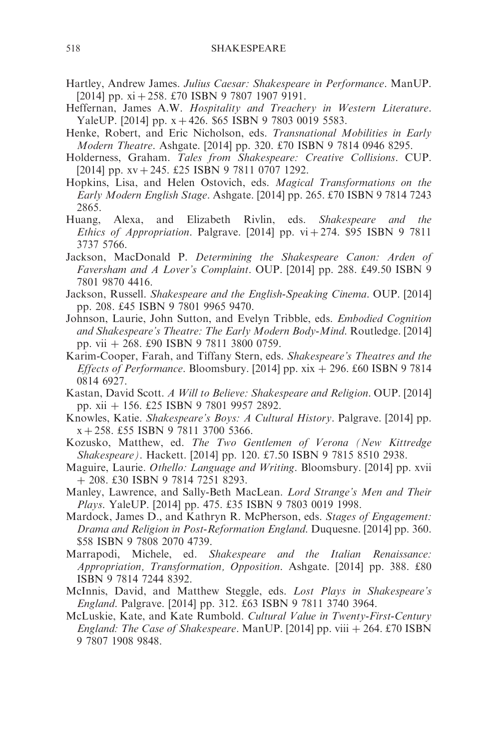Hartley, Andrew James. *Julius Caesar: Shakespeare in Performance*. ManUP. [2014] pp. xi + 258. £70 ISBN 9 7807 1907 9191.

Heffernan, James A.W. *Hospitality and Treachery in Western Literature*. YaleUP. [2014] pp. x + 426. $65 ISBN 9 7803 0019 5583.

Henke, Robert, and Eric Nicholson, eds. *Transnational Mobilities in Early Modern Theatre*. Ashgate. [2014] pp. 320. £70 ISBN 9 7814 0946 8295.

Holderness, Graham. *Tales from Shakespeare: Creative Collisions*. CUP. [2014] pp. xv + 245. £25 ISBN 9 7811 0707 1292.

Hopkins, Lisa, and Helen Ostovich, eds. *Magical Transformations on the Early Modern English Stage*. Ashgate. [2014] pp. 265. £70 ISBN 9 7814 7243 2865.

Huang, Alexa, and Elizabeth Rivlin, eds. *Shakespeare and the Ethics of Appropriation*. Palgrave. [2014] pp. vi + 274. $95 ISBN 9 7811 3737 5766.

Jackson, MacDonald P. *Determining the Shakespeare Canon: Arden of Faversham and A Lover's Complaint*. OUP. [2014] pp. 288. £49.50 ISBN 9 7801 9870 4416.

Jackson, Russell. *Shakespeare and the English-Speaking Cinema*. OUP. [2014] pp. 208. £45 ISBN 9 7801 9965 9470.

Johnson, Laurie, John Sutton, and Evelyn Tribble, eds. *Embodied Cognition and Shakespeare's Theatre: The Early Modern Body-Mind*. Routledge. [2014] pp. vii + 268. £90 ISBN 9 7811 3800 0759.

Karim-Cooper, Farah, and Tiffany Stern, eds. *Shakespeare's Theatres and the Effects of Performance*. Bloomsbury. [2014] pp. xix + 296. £60 ISBN 9 7814 0814 6927.

Kastan, David Scott. *A Will to Believe: Shakespeare and Religion*. OUP. [2014] pp. xii + 156. £25 ISBN 9 7801 9957 2892.

Knowles, Katie. *Shakespeare's Boys: A Cultural History*. Palgrave. [2014] pp. x + 258. £55 ISBN 9 7811 3700 5366.

Kozusko, Matthew, ed. *The Two Gentlemen of Verona (New Kittredge Shakespeare)*. Hackett. [2014] pp. 120. £7.50 ISBN 9 7815 8510 2938.

Maguire, Laurie. *Othello: Language and Writing*. Bloomsbury. [2014] pp. xvii + 208. £30 ISBN 9 7814 7251 8293.

Manley, Lawrence, and Sally-Beth MacLean. *Lord Strange's Men and Their Plays*. YaleUP. [2014] pp. 475. £35 ISBN 9 7803 0019 1998.

Mardock, James D., and Kathryn R. McPherson, eds. *Stages of Engagement: Drama and Religion in Post-Reformation England*. Duquesne. [2014] pp. 360. $58 ISBN 9 7808 2070 4739.

Marrapodi, Michele, ed. *Shakespeare and the Italian Renaissance: Appropriation, Transformation, Opposition*. Ashgate. [2014] pp. 388. £80 ISBN 9 7814 7244 8392.

McInnis, David, and Matthew Steggle, eds. *Lost Plays in Shakespeare's England*. Palgrave. [2014] pp. 312. £63 ISBN 9 7811 3740 3964.

McLuskie, Kate, and Kate Rumbold. *Cultural Value in Twenty-First-Century England: The Case of Shakespeare*. ManUP. [2014] pp. viii + 264. £70 ISBN 9 7807 1908 9848.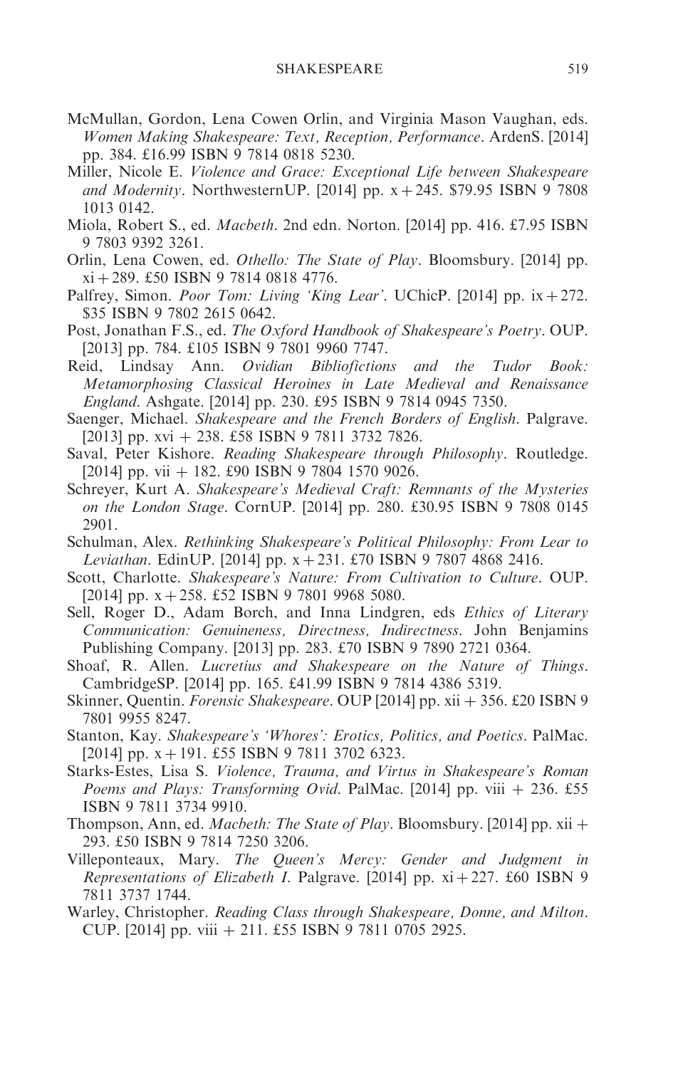McMullan, Gordon, Lena Cowen Orlin, and Virginia Mason Vaughan, eds. *Women Making Shakespeare: Text, Reception, Performance*. ArdenS. [2014] pp. 384. £16.99 ISBN 9 7814 0818 5230.

Miller, Nicole E. *Violence and Grace: Exceptional Life between Shakespeare and Modernity*. NorthwesternUP. [2014] pp. x + 245. $79.95 ISBN 9 7808 1013 0142.

Miola, Robert S., ed. *Macbeth*. 2nd edn. Norton. [2014] pp. 416. £7.95 ISBN 9 7803 9392 3261.

Orlin, Lena Cowen, ed. *Othello: The State of Play*. Bloomsbury. [2014] pp. xi + 289. £50 ISBN 9 7814 0818 4776.

Palfrey, Simon. *Poor Tom: Living 'King Lear'*. UChicP. [2014] pp. ix + 272. $35 ISBN 9 7802 2615 0642.

Post, Jonathan F.S., ed. *The Oxford Handbook of Shakespeare's Poetry*. OUP. [2013] pp. 784. £105 ISBN 9 7801 9960 7747.

Reid, Lindsay Ann. *Ovidian Bibliofictions and the Tudor Book: Metamorphosing Classical Heroines in Late Medieval and Renaissance England*. Ashgate. [2014] pp. 230. £95 ISBN 9 7814 0945 7350.

Saenger, Michael. *Shakespeare and the French Borders of English*. Palgrave. [2013] pp. xvi + 238. £58 ISBN 9 7811 3732 7826.

Saval, Peter Kishore. *Reading Shakespeare through Philosophy*. Routledge. [2014] pp. vii + 182. £90 ISBN 9 7804 1570 9026.

Schreyer, Kurt A. *Shakespeare's Medieval Craft: Remnants of the Mysteries on the London Stage*. CornUP. [2014] pp. 280. £30.95 ISBN 9 7808 0145 2901.

Schulman, Alex. *Rethinking Shakespeare's Political Philosophy: From Lear to Leviathan*. EdinUP. [2014] pp. x + 231. £70 ISBN 9 7807 4868 2416.

Scott, Charlotte. *Shakespeare's Nature: From Cultivation to Culture*. OUP. [2014] pp. x + 258. £52 ISBN 9 7801 9968 5080.

Sell, Roger D., Adam Borch, and Inna Lindgren, eds *Ethics of Literary Communication: Genuineness, Directness, Indirectness*. John Benjamins Publishing Company. [2013] pp. 283. £70 ISBN 9 7890 2721 0364.

Shoaf, R. Allen. *Lucretius and Shakespeare on the Nature of Things*. CambridgeSP. [2014] pp. 165. £41.99 ISBN 9 7814 4386 5319.

Skinner, Quentin. *Forensic Shakespeare*. OUP [2014] pp. xii + 356. £20 ISBN 9 7801 9955 8247.

Stanton, Kay. *Shakespeare's 'Whores': Erotics, Politics, and Poetics*. PalMac. [2014] pp. x + 191. £55 ISBN 9 7811 3702 6323.

Starks-Estes, Lisa S. *Violence, Trauma, and Virtus in Shakespeare's Roman Poems and Plays: Transforming Ovid*. PalMac. [2014] pp. viii + 236. £55 ISBN 9 7811 3734 9910.

Thompson, Ann, ed. *Macbeth: The State of Play*. Bloomsbury. [2014] pp. xii + 293. £50 ISBN 9 7814 7250 3206.

Villeponteaux, Mary. *The Queen's Mercy: Gender and Judgment in Representations of Elizabeth I*. Palgrave. [2014] pp. xi + 227. £60 ISBN 9 7811 3737 1744.

Warley, Christopher. *Reading Class through Shakespeare, Donne, and Milton*. CUP. [2014] pp. viii + 211. £55 ISBN 9 7811 0705 2925.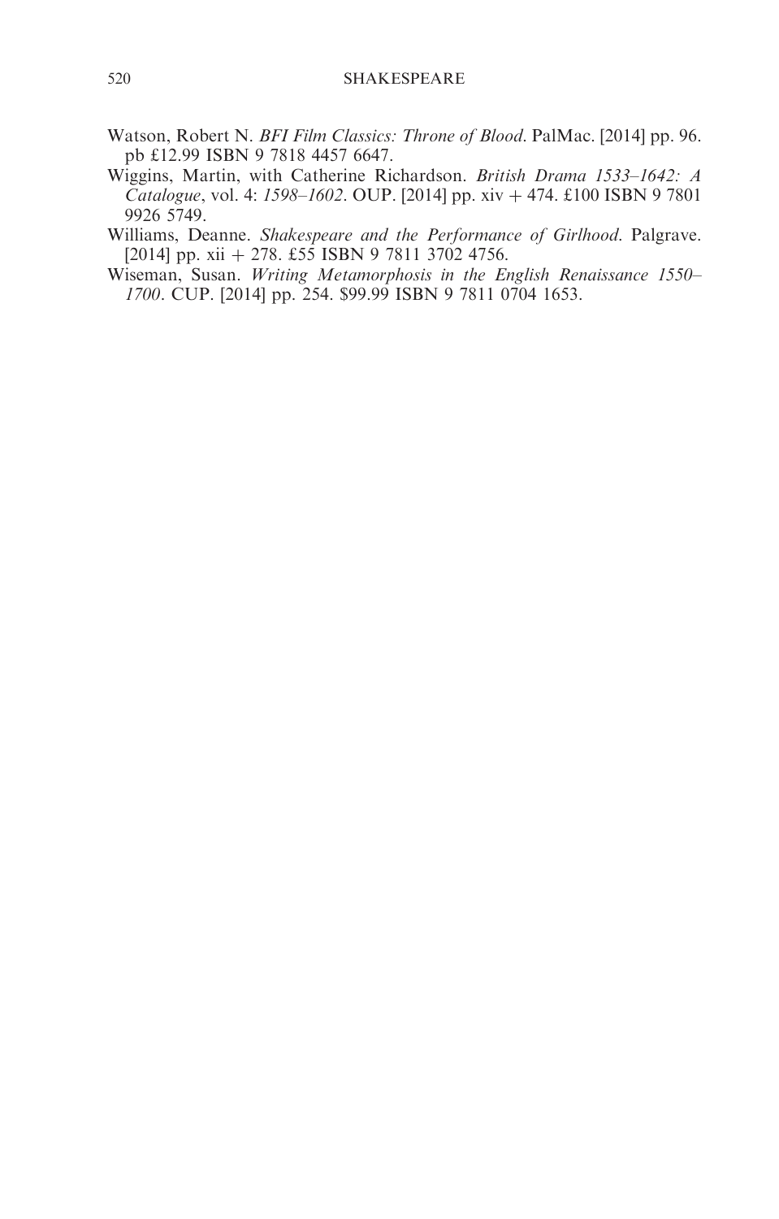Watson, Robert N. *BFI Film Classics: Throne of Blood*. PalMac. [2014] pp. 96. pb £12.99 ISBN 9 7818 4457 6647.

Wiggins, Martin, with Catherine Richardson. *British Drama 1533–1642: A Catalogue*, vol. 4: *1598–1602*. OUP. [2014] pp. xiv + 474. £100 ISBN 9 7801 9926 5749.

Williams, Deanne. *Shakespeare and the Performance of Girlhood*. Palgrave. [2014] pp. xii + 278. £55 ISBN 9 7811 3702 4756.

Wiseman, Susan. *Writing Metamorphosis in the English Renaissance 1550–1700*. CUP. [2014] pp. 254. $99.99 ISBN 9 7811 0704 1653.